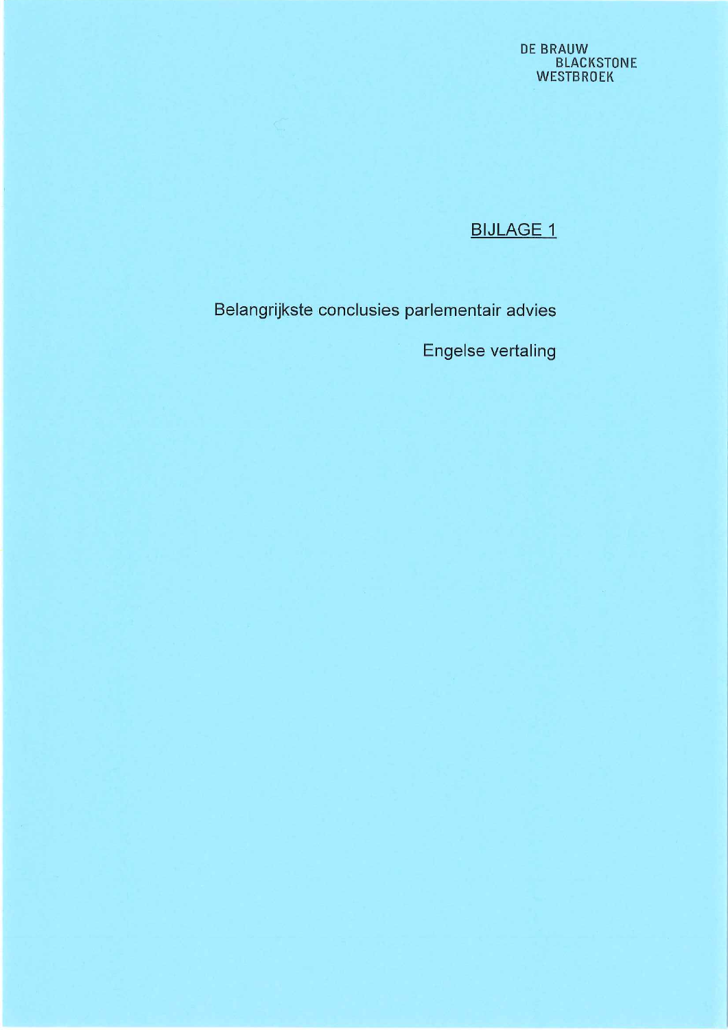DE BRAUW
BLACKSTONE
WESTBROEK

# BIJLAGE 1

Belangrijkste conclusies parlementair advies

Engelse vertaling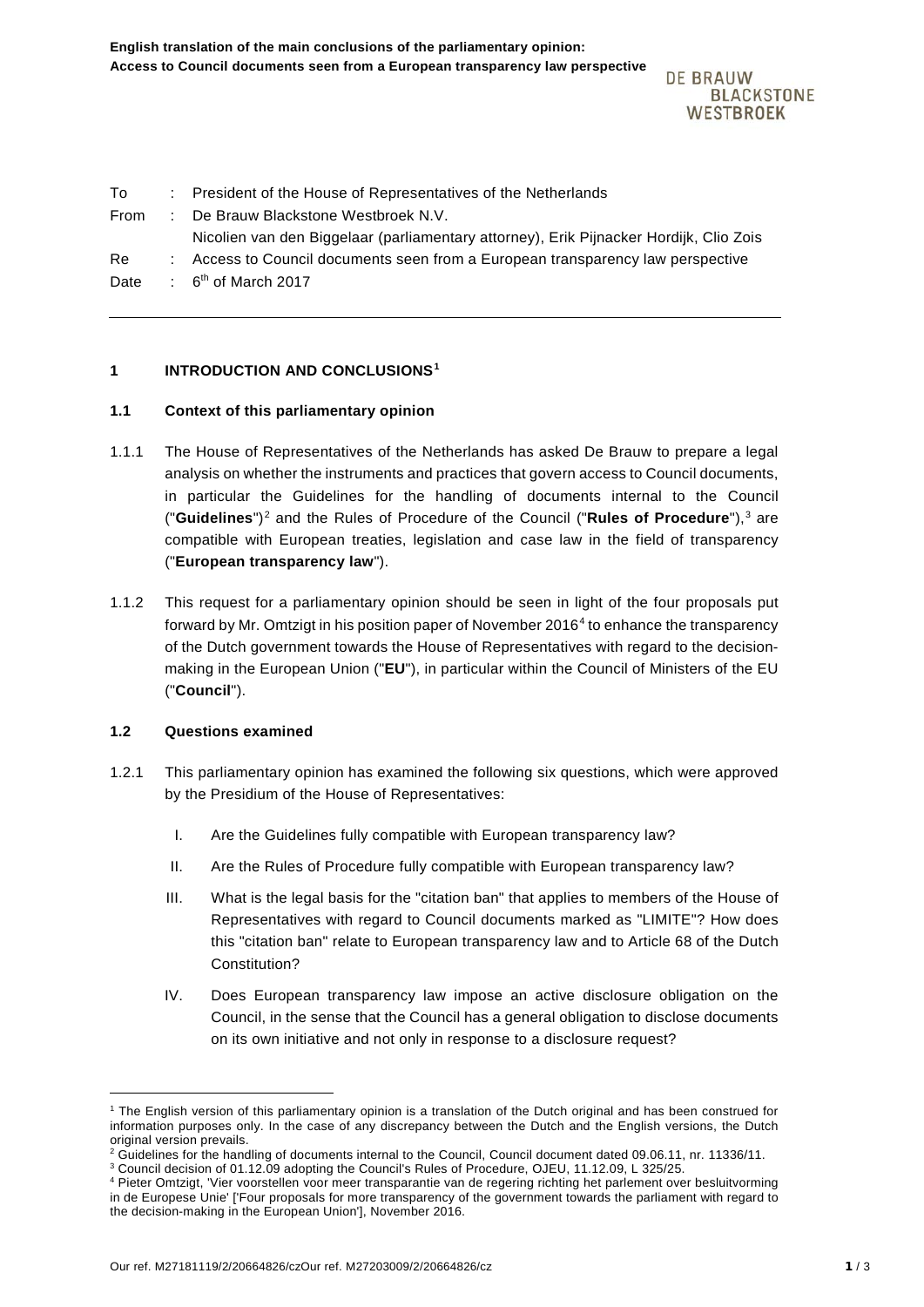**English translation of the main conclusions of the parliamentary opinion:**
**Access to Council documents seen from a European transparency law perspective**

DE BRAUW BLACKSTONE WESTBROEK

To : President of the House of Representatives of the Netherlands
From : De Brauw Blackstone Westbroek N.V.
Nicolien van den Biggelaar (parliamentary attorney), Erik Pijnacker Hordijk, Clio Zois
Re : Access to Council documents seen from a European transparency law perspective
Date : 6th of March 2017

---

## 1 INTRODUCTION AND CONCLUSIONS[1]

### 1.1 Context of this parliamentary opinion

1.1.1 The House of Representatives of the Netherlands has asked De Brauw to prepare a legal analysis on whether the instruments and practices that govern access to Council documents, in particular the Guidelines for the handling of documents internal to the Council ("**Guidelines**")[2] and the Rules of Procedure of the Council ("**Rules of Procedure**"),[3] are compatible with European treaties, legislation and case law in the field of transparency ("**European transparency law**").

1.1.2 This request for a parliamentary opinion should be seen in light of the four proposals put forward by Mr. Omtzigt in his position paper of November 2016[4] to enhance the transparency of the Dutch government towards the House of Representatives with regard to the decision-making in the European Union ("**EU**"), in particular within the Council of Ministers of the EU ("**Council**").

### 1.2 Questions examined

1.2.1 This parliamentary opinion has examined the following six questions, which were approved by the Presidium of the House of Representatives:

I. Are the Guidelines fully compatible with European transparency law?

II. Are the Rules of Procedure fully compatible with European transparency law?

III. What is the legal basis for the "citation ban" that applies to members of the House of Representatives with regard to Council documents marked as "LIMITE"? How does this "citation ban" relate to European transparency law and to Article 68 of the Dutch Constitution?

IV. Does European transparency law impose an active disclosure obligation on the Council, in the sense that the Council has a general obligation to disclose documents on its own initiative and not only in response to a disclosure request?

---

[1] The English version of this parliamentary opinion is a translation of the Dutch original and has been construed for information purposes only. In the case of any discrepancy between the Dutch and the English versions, the Dutch original version prevails.

[2] Guidelines for the handling of documents internal to the Council, Council document dated 09.06.11, nr. 11336/11.

[3] Council decision of 01.12.09 adopting the Council's Rules of Procedure, OJEU, 11.12.09, L 325/25.

[4] Pieter Omtzigt, 'Vier voorstellen voor meer transparantie van de regering richting het parlement over besluitvorming in de Europese Unie' ['Four proposals for more transparency of the government towards the parliament with regard to the decision-making in the European Union'], November 2016.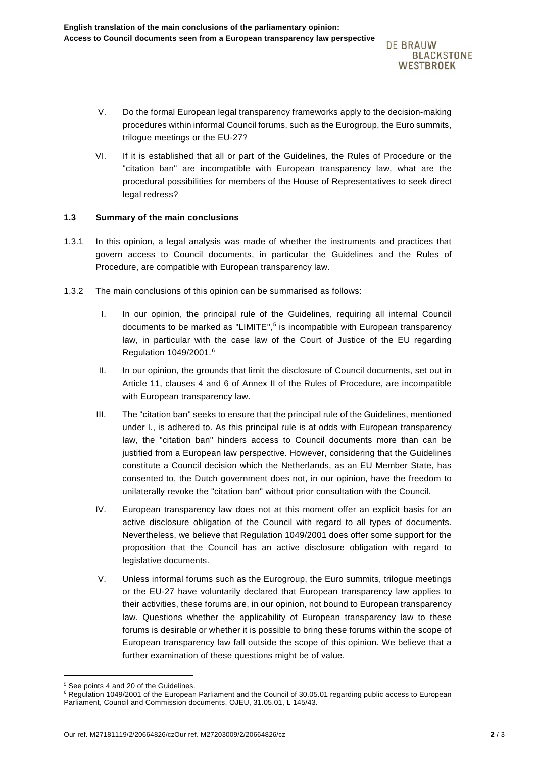V. Do the formal European legal transparency frameworks apply to the decision-making procedures within informal Council forums, such as the Eurogroup, the Euro summits, trilogue meetings or the EU-27?

VI. If it is established that all or part of the Guidelines, the Rules of Procedure or the "citation ban" are incompatible with European transparency law, what are the procedural possibilities for members of the House of Representatives to seek direct legal redress?

### 1.3 Summary of the main conclusions

1.3.1 In this opinion, a legal analysis was made of whether the instruments and practices that govern access to Council documents, in particular the Guidelines and the Rules of Procedure, are compatible with European transparency law.

1.3.2 The main conclusions of this opinion can be summarised as follows:

I. In our opinion, the principal rule of the Guidelines, requiring all internal Council documents to be marked as "LIMITE",[5] is incompatible with European transparency law, in particular with the case law of the Court of Justice of the EU regarding Regulation 1049/2001.[6]

II. In our opinion, the grounds that limit the disclosure of Council documents, set out in Article 11, clauses 4 and 6 of Annex II of the Rules of Procedure, are incompatible with European transparency law.

III. The "citation ban" seeks to ensure that the principal rule of the Guidelines, mentioned under I., is adhered to. As this principal rule is at odds with European transparency law, the "citation ban" hinders access to Council documents more than can be justified from a European law perspective. However, considering that the Guidelines constitute a Council decision which the Netherlands, as an EU Member State, has consented to, the Dutch government does not, in our opinion, have the freedom to unilaterally revoke the "citation ban" without prior consultation with the Council.

IV. European transparency law does not at this moment offer an explicit basis for an active disclosure obligation of the Council with regard to all types of documents. Nevertheless, we believe that Regulation 1049/2001 does offer some support for the proposition that the Council has an active disclosure obligation with regard to legislative documents.

V. Unless informal forums such as the Eurogroup, the Euro summits, trilogue meetings or the EU-27 have voluntarily declared that European transparency law applies to their activities, these forums are, in our opinion, not bound to European transparency law. Questions whether the applicability of European transparency law to these forums is desirable or whether it is possible to bring these forums within the scope of European transparency law fall outside the scope of this opinion. We believe that a further examination of these questions might be of value.

---

[5] See points 4 and 20 of the Guidelines.

[6] Regulation 1049/2001 of the European Parliament and the Council of 30.05.01 regarding public access to European Parliament, Council and Commission documents, OJEU, 31.05.01, L 145/43.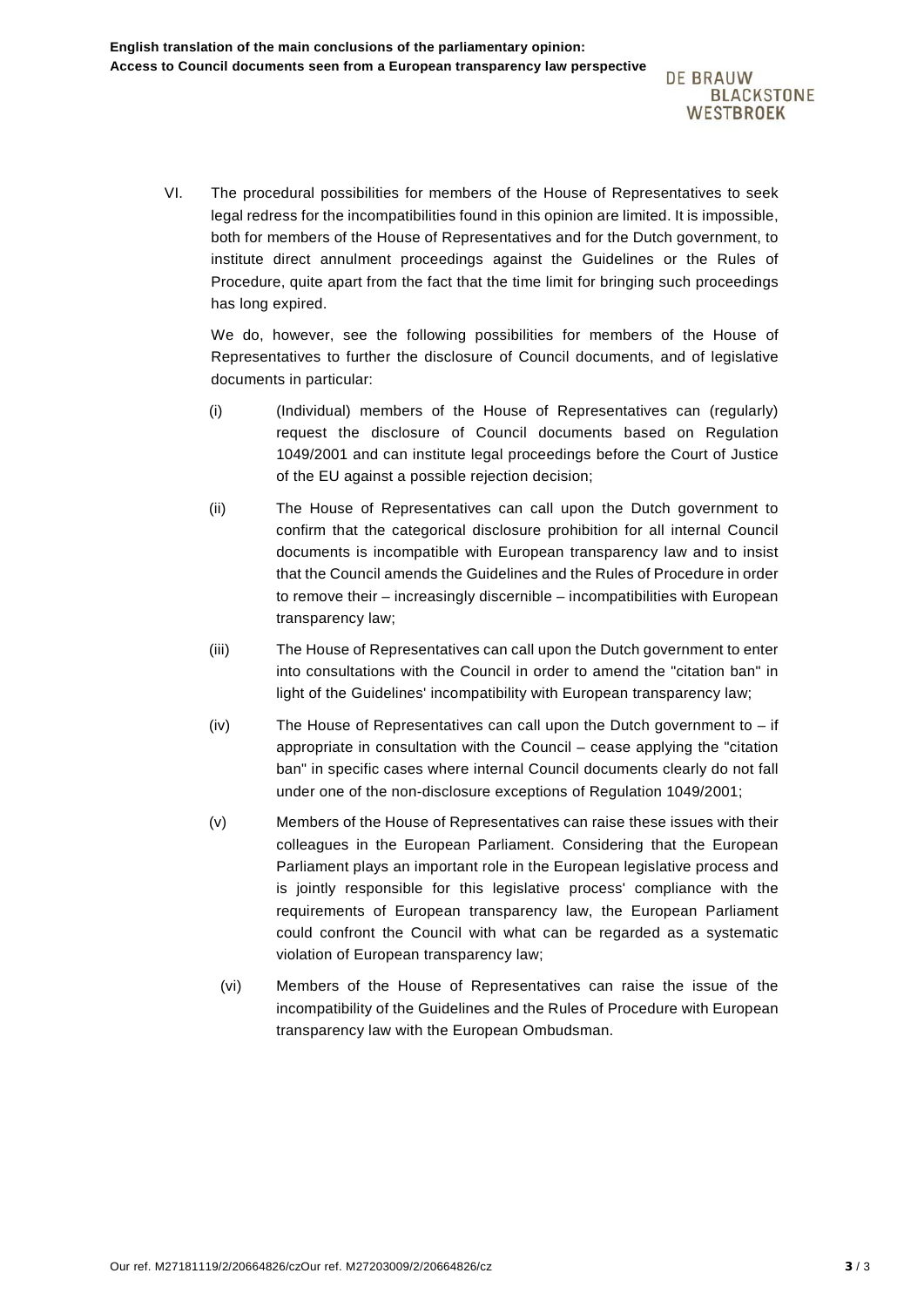VI. The procedural possibilities for members of the House of Representatives to seek legal redress for the incompatibilities found in this opinion are limited. It is impossible, both for members of the House of Representatives and for the Dutch government, to institute direct annulment proceedings against the Guidelines or the Rules of Procedure, quite apart from the fact that the time limit for bringing such proceedings has long expired.

We do, however, see the following possibilities for members of the House of Representatives to further the disclosure of Council documents, and of legislative documents in particular:

(i) (Individual) members of the House of Representatives can (regularly) request the disclosure of Council documents based on Regulation 1049/2001 and can institute legal proceedings before the Court of Justice of the EU against a possible rejection decision;

(ii) The House of Representatives can call upon the Dutch government to confirm that the categorical disclosure prohibition for all internal Council documents is incompatible with European transparency law and to insist that the Council amends the Guidelines and the Rules of Procedure in order to remove their – increasingly discernible – incompatibilities with European transparency law;

(iii) The House of Representatives can call upon the Dutch government to enter into consultations with the Council in order to amend the "citation ban" in light of the Guidelines' incompatibility with European transparency law;

(iv) The House of Representatives can call upon the Dutch government to – if appropriate in consultation with the Council – cease applying the "citation ban" in specific cases where internal Council documents clearly do not fall under one of the non-disclosure exceptions of Regulation 1049/2001;

(v) Members of the House of Representatives can raise these issues with their colleagues in the European Parliament. Considering that the European Parliament plays an important role in the European legislative process and is jointly responsible for this legislative process' compliance with the requirements of European transparency law, the European Parliament could confront the Council with what can be regarded as a systematic violation of European transparency law;

(vi) Members of the House of Representatives can raise the issue of the incompatibility of the Guidelines and the Rules of Procedure with European transparency law with the European Ombudsman.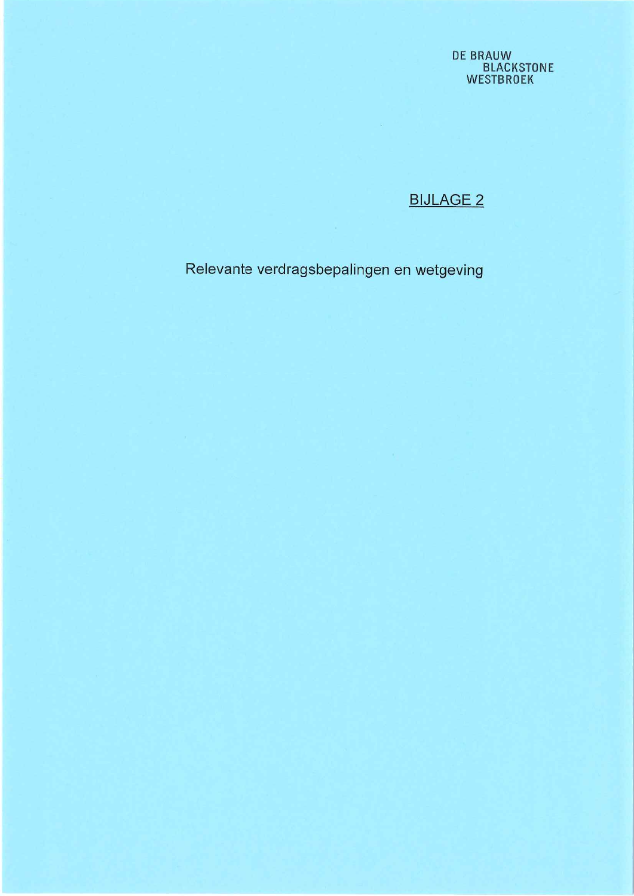DE BRAUW
BLACKSTONE
WESTBROEK

## BIJLAGE 2

Relevante verdragsbepalingen en wetgeving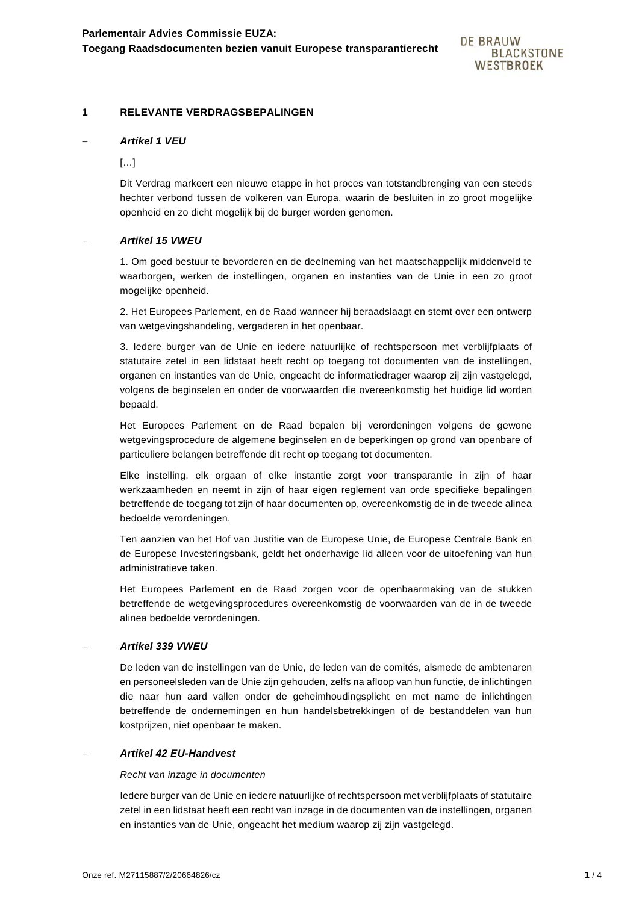## 1 RELEVANTE VERDRAGSBEPALINGEN

– ***Artikel 1 VEU***

[…]

Dit Verdrag markeert een nieuwe etappe in het proces van totstandbrenging van een steeds hechter verbond tussen de volkeren van Europa, waarin de besluiten in zo groot mogelijke openheid en zo dicht mogelijk bij de burger worden genomen.

– ***Artikel 15 VWEU***

1. Om goed bestuur te bevorderen en de deelneming van het maatschappelijk middenveld te waarborgen, werken de instellingen, organen en instanties van de Unie in een zo groot mogelijke openheid.

2. Het Europees Parlement, en de Raad wanneer hij beraadslaagt en stemt over een ontwerp van wetgevingshandeling, vergaderen in het openbaar.

3. Iedere burger van de Unie en iedere natuurlijke of rechtspersoon met verblijfplaats of statutaire zetel in een lidstaat heeft recht op toegang tot documenten van de instellingen, organen en instanties van de Unie, ongeacht de informatiedrager waarop zij zijn vastgelegd, volgens de beginselen en onder de voorwaarden die overeenkomstig het huidige lid worden bepaald.

Het Europees Parlement en de Raad bepalen bij verordeningen volgens de gewone wetgevingsprocedure de algemene beginselen en de beperkingen op grond van openbare of particuliere belangen betreffende dit recht op toegang tot documenten.

Elke instelling, elk orgaan of elke instantie zorgt voor transparantie in zijn of haar werkzaamheden en neemt in zijn of haar eigen reglement van orde specifieke bepalingen betreffende de toegang tot zijn of haar documenten op, overeenkomstig de in de tweede alinea bedoelde verordeningen.

Ten aanzien van het Hof van Justitie van de Europese Unie, de Europese Centrale Bank en de Europese Investeringsbank, geldt het onderhavige lid alleen voor de uitoefening van hun administratieve taken.

Het Europees Parlement en de Raad zorgen voor de openbaarmaking van de stukken betreffende de wetgevingsprocedures overeenkomstig de voorwaarden van de in de tweede alinea bedoelde verordeningen.

– ***Artikel 339 VWEU***

De leden van de instellingen van de Unie, de leden van de comités, alsmede de ambtenaren en personeelsleden van de Unie zijn gehouden, zelfs na afloop van hun functie, de inlichtingen die naar hun aard vallen onder de geheimhoudingsplicht en met name de inlichtingen betreffende de ondernemingen en hun handelsbetrekkingen of de bestanddelen van hun kostprijzen, niet openbaar te maken.

– ***Artikel 42 EU-Handvest***

*Recht van inzage in documenten*

Iedere burger van de Unie en iedere natuurlijke of rechtspersoon met verblijfplaats of statutaire zetel in een lidstaat heeft een recht van inzage in de documenten van de instellingen, organen en instanties van de Unie, ongeacht het medium waarop zij zijn vastgelegd.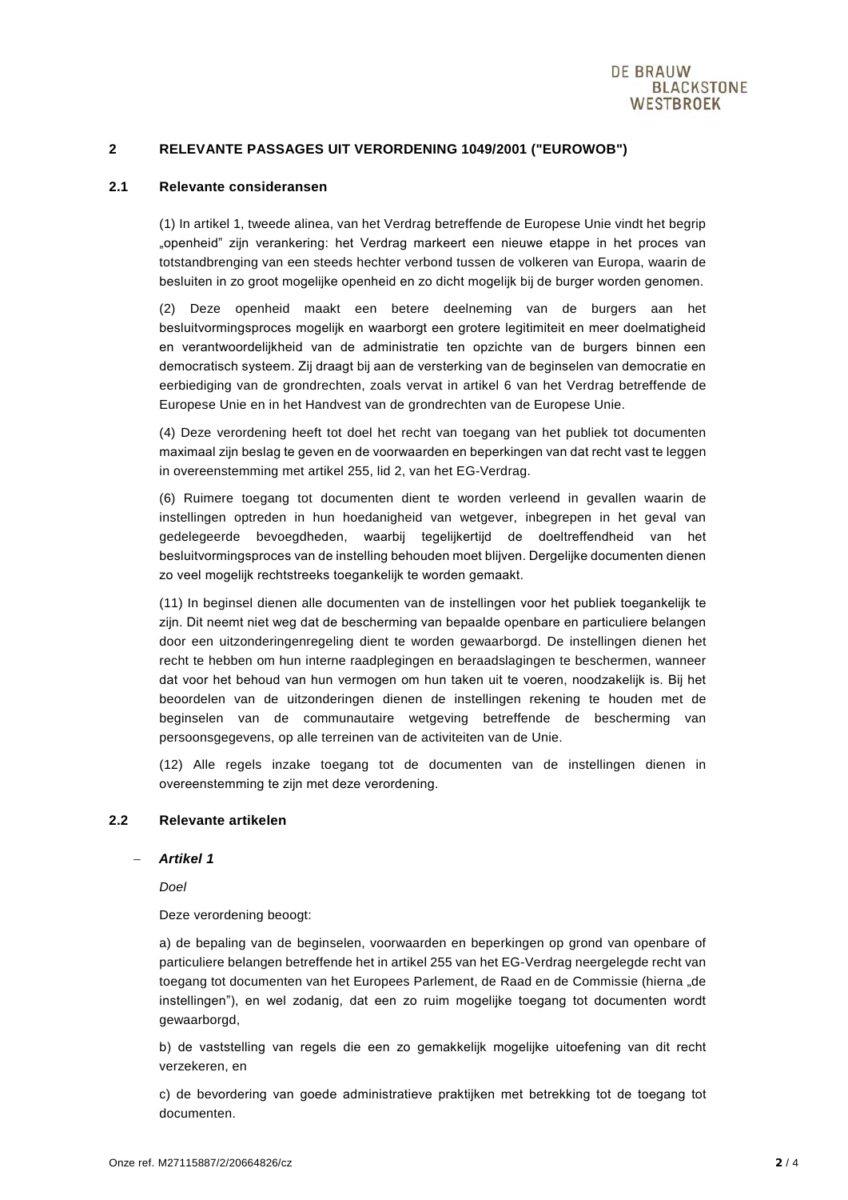## 2 RELEVANTE PASSAGES UIT VERORDENING 1049/2001 ("EUROWOB")

### 2.1 Relevante consideransen

(1) In artikel 1, tweede alinea, van het Verdrag betreffende de Europese Unie vindt het begrip „openheid" zijn verankering: het Verdrag markeert een nieuwe etappe in het proces van totstandbrenging van een steeds hechter verbond tussen de volkeren van Europa, waarin de besluiten in zo groot mogelijke openheid en zo dicht mogelijk bij de burger worden genomen.

(2) Deze openheid maakt een betere deelneming van de burgers aan het besluitvormingsproces mogelijk en waarborgt een grotere legitimiteit en meer doelmatigheid en verantwoordelijkheid van de administratie ten opzichte van de burgers binnen een democratisch systeem. Zij draagt bij aan de versterking van de beginselen van democratie en eerbiediging van de grondrechten, zoals vervat in artikel 6 van het Verdrag betreffende de Europese Unie en in het Handvest van de grondrechten van de Europese Unie.

(4) Deze verordening heeft tot doel het recht van toegang van het publiek tot documenten maximaal zijn beslag te geven en de voorwaarden en beperkingen van dat recht vast te leggen in overeenstemming met artikel 255, lid 2, van het EG-Verdrag.

(6) Ruimere toegang tot documenten dient te worden verleend in gevallen waarin de instellingen optreden in hun hoedanigheid van wetgever, inbegrepen in het geval van gedelegeerde bevoegdheden, waarbij tegelijkertijd de doeltreffendheid van het besluitvormingsproces van de instelling behouden moet blijven. Dergelijke documenten dienen zo veel mogelijk rechtstreeks toegankelijk te worden gemaakt.

(11) In beginsel dienen alle documenten van de instellingen voor het publiek toegankelijk te zijn. Dit neemt niet weg dat de bescherming van bepaalde openbare en particuliere belangen door een uitzonderingenregeling dient te worden gewaarborgd. De instellingen dienen het recht te hebben om hun interne raadplegingen en beraadslagingen te beschermen, wanneer dat voor het behoud van hun vermogen om hun taken uit te voeren, noodzakelijk is. Bij het beoordelen van de uitzonderingen dienen de instellingen rekening te houden met de beginselen van de communautaire wetgeving betreffende de bescherming van persoonsgegevens, op alle terreinen van de activiteiten van de Unie.

(12) Alle regels inzake toegang tot de documenten van de instellingen dienen in overeenstemming te zijn met deze verordening.

### 2.2 Relevante artikelen

- ***Artikel 1***

  *Doel*

  Deze verordening beoogt:

  a) de bepaling van de beginselen, voorwaarden en beperkingen op grond van openbare of particuliere belangen betreffende het in artikel 255 van het EG-Verdrag neergelegde recht van toegang tot documenten van het Europees Parlement, de Raad en de Commissie (hierna „de instellingen"), en wel zodanig, dat een zo ruim mogelijke toegang tot documenten wordt gewaarborgd,

  b) de vaststelling van regels die een zo gemakkelijk mogelijke uitoefening van dit recht verzekeren, en

  c) de bevordering van goede administratieve praktijken met betrekking tot de toegang tot documenten.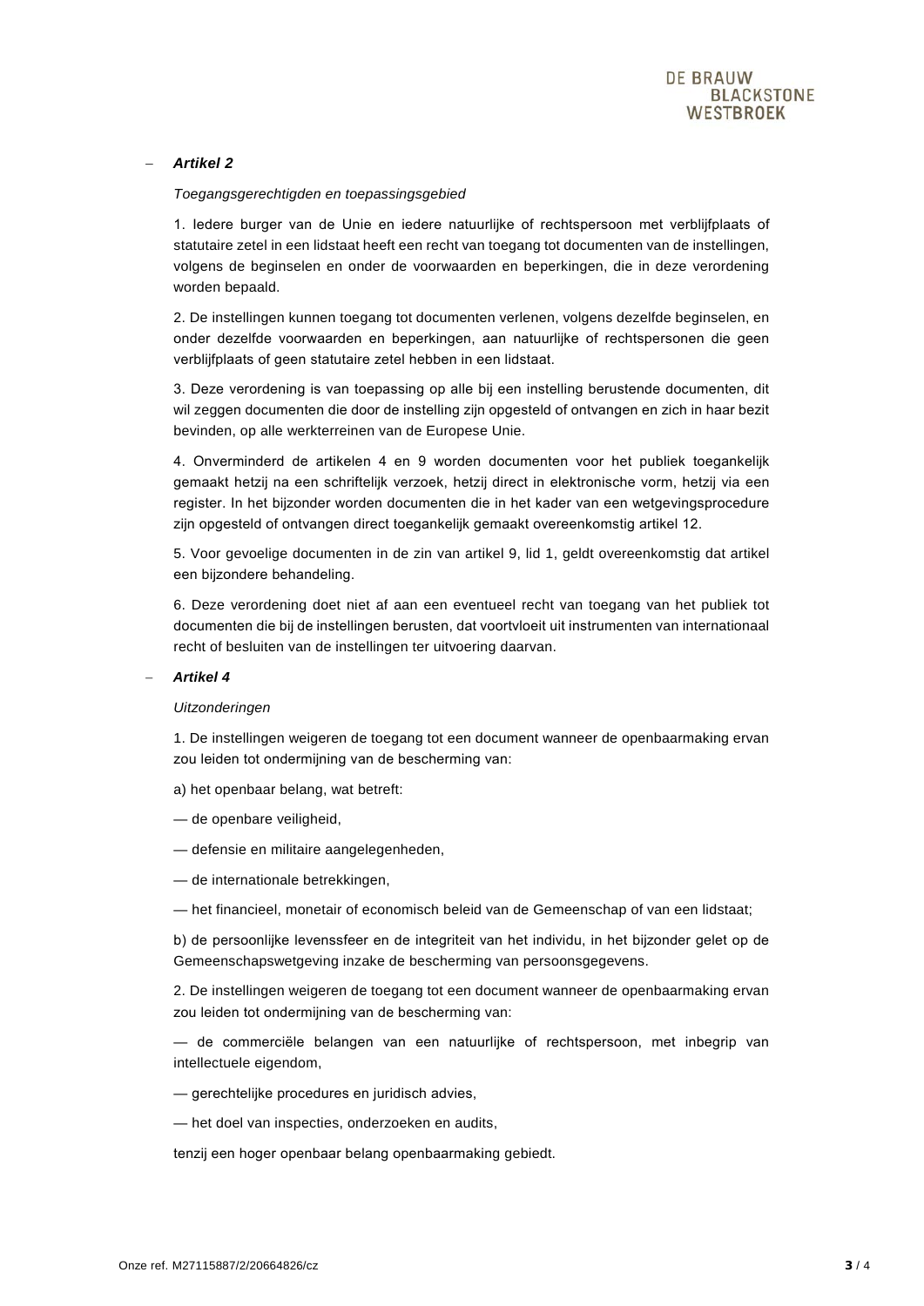- ***Artikel 2***

  *Toegangsgerechtigden en toepassingsgebied*

  1. Iedere burger van de Unie en iedere natuurlijke of rechtspersoon met verblijfplaats of statutaire zetel in een lidstaat heeft een recht van toegang tot documenten van de instellingen, volgens de beginselen en onder de voorwaarden en beperkingen, die in deze verordening worden bepaald.

  2. De instellingen kunnen toegang tot documenten verlenen, volgens dezelfde beginselen, en onder dezelfde voorwaarden en beperkingen, aan natuurlijke of rechtspersonen die geen verblijfplaats of geen statutaire zetel hebben in een lidstaat.

  3. Deze verordening is van toepassing op alle bij een instelling berustende documenten, dit wil zeggen documenten die door de instelling zijn opgesteld of ontvangen en zich in haar bezit bevinden, op alle werkterreinen van de Europese Unie.

  4. Onverminderd de artikelen 4 en 9 worden documenten voor het publiek toegankelijk gemaakt hetzij na een schriftelijk verzoek, hetzij direct in elektronische vorm, hetzij via een register. In het bijzonder worden documenten die in het kader van een wetgevingsprocedure zijn opgesteld of ontvangen direct toegankelijk gemaakt overeenkomstig artikel 12.

  5. Voor gevoelige documenten in de zin van artikel 9, lid 1, geldt overeenkomstig dat artikel een bijzondere behandeling.

  6. Deze verordening doet niet af aan een eventueel recht van toegang van het publiek tot documenten die bij de instellingen berusten, dat voortvloeit uit instrumenten van internationaal recht of besluiten van de instellingen ter uitvoering daarvan.

- ***Artikel 4***

  *Uitzonderingen*

  1. De instellingen weigeren de toegang tot een document wanneer de openbaarmaking ervan zou leiden tot ondermijning van de bescherming van:

  a) het openbaar belang, wat betreft:

  — de openbare veiligheid,

  — defensie en militaire aangelegenheden,

  — de internationale betrekkingen,

  — het financieel, monetair of economisch beleid van de Gemeenschap of van een lidstaat;

  b) de persoonlijke levenssfeer en de integriteit van het individu, in het bijzonder gelet op de Gemeenschapswetgeving inzake de bescherming van persoonsgegevens.

  2. De instellingen weigeren de toegang tot een document wanneer de openbaarmaking ervan zou leiden tot ondermijning van de bescherming van:

  — de commerciële belangen van een natuurlijke of rechtspersoon, met inbegrip van intellectuele eigendom,

  — gerechtelijke procedures en juridisch advies,

  — het doel van inspecties, onderzoeken en audits,

  tenzij een hoger openbaar belang openbaarmaking gebiedt.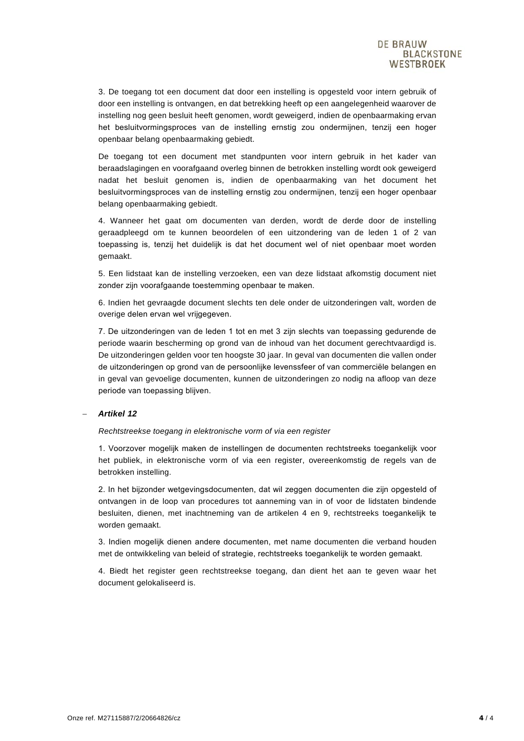3. De toegang tot een document dat door een instelling is opgesteld voor intern gebruik of door een instelling is ontvangen, en dat betrekking heeft op een aangelegenheid waarover de instelling nog geen besluit heeft genomen, wordt geweigerd, indien de openbaarmaking ervan het besluitvormingsproces van de instelling ernstig zou ondermijnen, tenzij een hoger openbaar belang openbaarmaking gebiedt.

De toegang tot een document met standpunten voor intern gebruik in het kader van beraadslagingen en voorafgaand overleg binnen de betrokken instelling wordt ook geweigerd nadat het besluit genomen is, indien de openbaarmaking van het document het besluitvormingsproces van de instelling ernstig zou ondermijnen, tenzij een hoger openbaar belang openbaarmaking gebiedt.

4. Wanneer het gaat om documenten van derden, wordt de derde door de instelling geraadpleegd om te kunnen beoordelen of een uitzondering van de leden 1 of 2 van toepassing is, tenzij het duidelijk is dat het document wel of niet openbaar moet worden gemaakt.

5. Een lidstaat kan de instelling verzoeken, een van deze lidstaat afkomstig document niet zonder zijn voorafgaande toestemming openbaar te maken.

6. Indien het gevraagde document slechts ten dele onder de uitzonderingen valt, worden de overige delen ervan wel vrijgegeven.

7. De uitzonderingen van de leden 1 tot en met 3 zijn slechts van toepassing gedurende de periode waarin bescherming op grond van de inhoud van het document gerechtvaardigd is. De uitzonderingen gelden voor ten hoogste 30 jaar. In geval van documenten die vallen onder de uitzonderingen op grond van de persoonlijke levenssfeer of van commerciële belangen en in geval van gevoelige documenten, kunnen de uitzonderingen zo nodig na afloop van deze periode van toepassing blijven.

– ***Artikel 12***

*Rechtstreekse toegang in elektronische vorm of via een register*

1. Voorzover mogelijk maken de instellingen de documenten rechtstreeks toegankelijk voor het publiek, in elektronische vorm of via een register, overeenkomstig de regels van de betrokken instelling.

2. In het bijzonder wetgevingsdocumenten, dat wil zeggen documenten die zijn opgesteld of ontvangen in de loop van procedures tot aanneming van in of voor de lidstaten bindende besluiten, dienen, met inachtneming van de artikelen 4 en 9, rechtstreeks toegankelijk te worden gemaakt.

3. Indien mogelijk dienen andere documenten, met name documenten die verband houden met de ontwikkeling van beleid of strategie, rechtstreeks toegankelijk te worden gemaakt.

4. Biedt het register geen rechtstreekse toegang, dan dient het aan te geven waar het document gelokaliseerd is.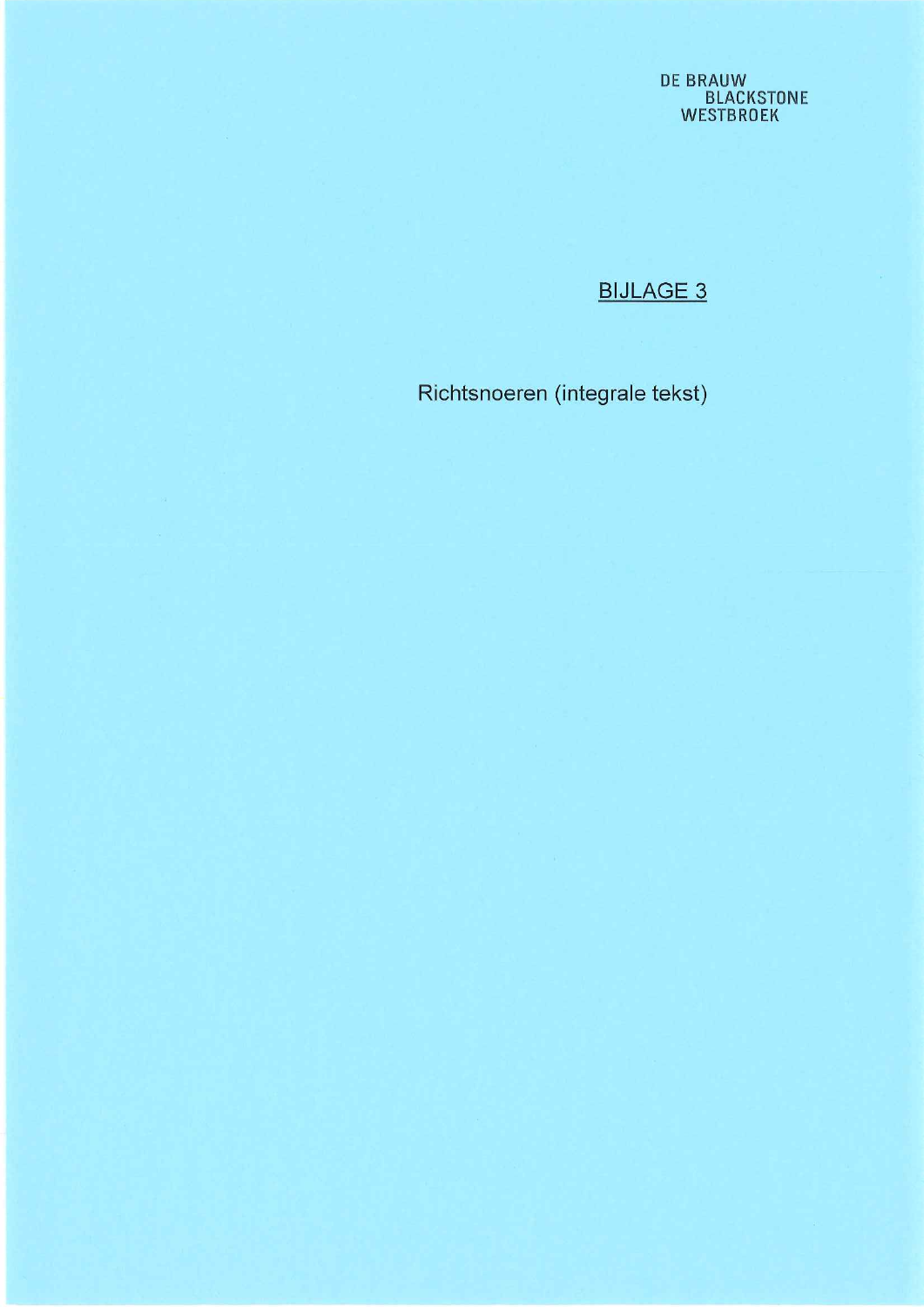DE BRAUW
BLACKSTONE
WESTBROEK

<u>BIJLAGE 3</u>

Richtsnoeren (integrale tekst)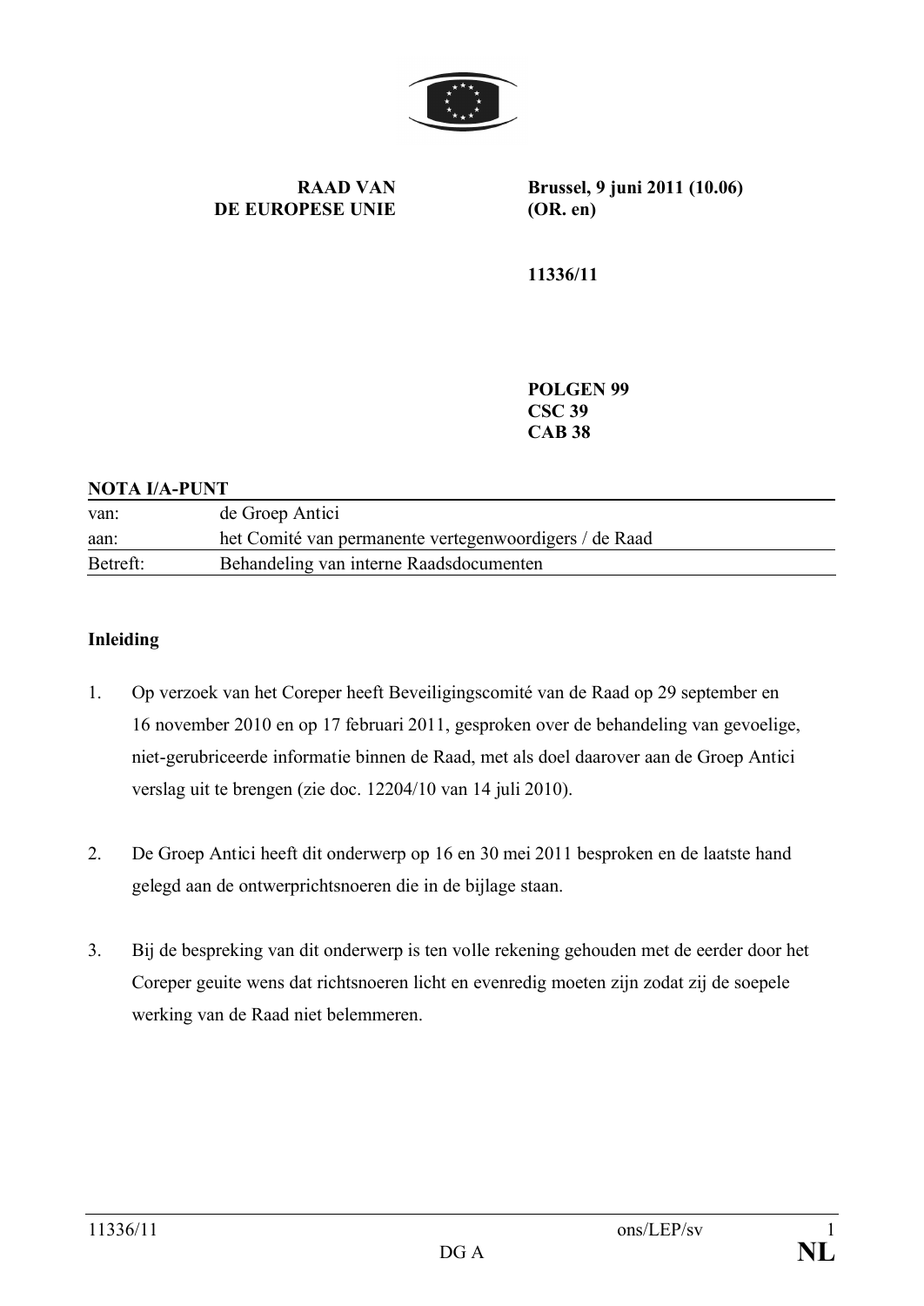**RAAD VAN DE EUROPESE UNIE**

**Brussel, 9 juni 2011 (10.06)**
**(OR. en)**

**11336/11**

**POLGEN 99**
**CSC 39**
**CAB 38**

**NOTA I/A-PUNT**

| | |
|---|---|
| van: | de Groep Antici |
| aan: | het Comité van permanente vertegenwoordigers / de Raad |
| Betreft: | Behandeling van interne Raadsdocumenten |

**Inleiding**

1. Op verzoek van het Coreper heeft Beveiligingscomité van de Raad op 29 september en 16 november 2010 en op 17 februari 2011, gesproken over de behandeling van gevoelige, niet-gerubriceerde informatie binnen de Raad, met als doel daarover aan de Groep Antici verslag uit te brengen (zie doc. 12204/10 van 14 juli 2010).

2. De Groep Antici heeft dit onderwerp op 16 en 30 mei 2011 besproken en de laatste hand gelegd aan de ontwerprichtsnoeren die in de bijlage staan.

3. Bij de bespreking van dit onderwerp is ten volle rekening gehouden met de eerder door het Coreper geuite wens dat richtsnoeren licht en evenredig moeten zijn zodat zij de soepele werking van de Raad niet belemmeren.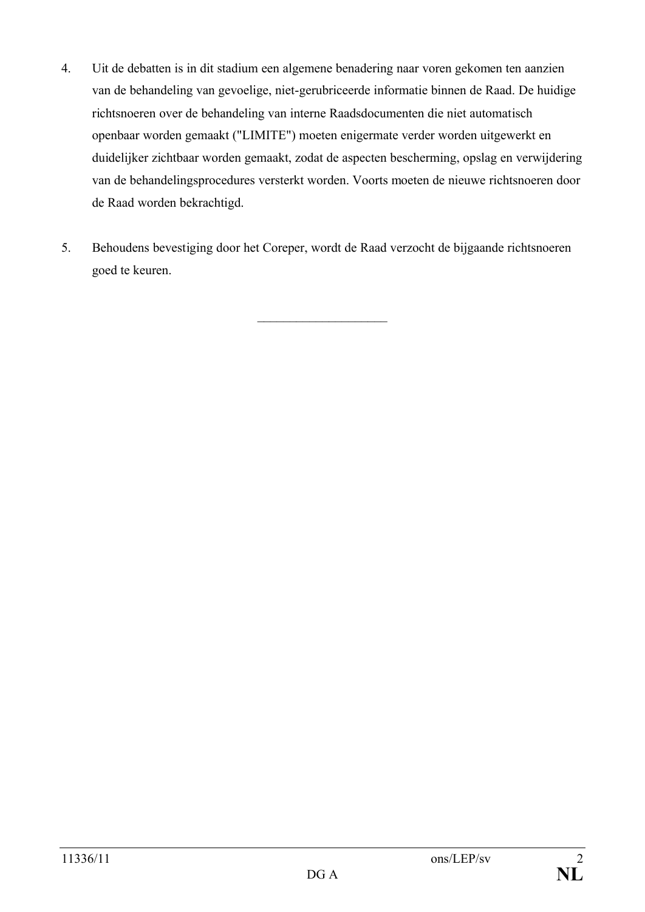4. Uit de debatten is in dit stadium een algemene benadering naar voren gekomen ten aanzien van de behandeling van gevoelige, niet-gerubriceerde informatie binnen de Raad. De huidige richtsnoeren over de behandeling van interne Raadsdocumenten die niet automatisch openbaar worden gemaakt ("LIMITE") moeten enigermate verder worden uitgewerkt en duidelijker zichtbaar worden gemaakt, zodat de aspecten bescherming, opslag en verwijdering van de behandelingsprocedures versterkt worden. Voorts moeten de nieuwe richtsnoeren door de Raad worden bekrachtigd.

5. Behoudens bevestiging door het Coreper, wordt de Raad verzocht de bijgaande richtsnoeren goed te keuren.

---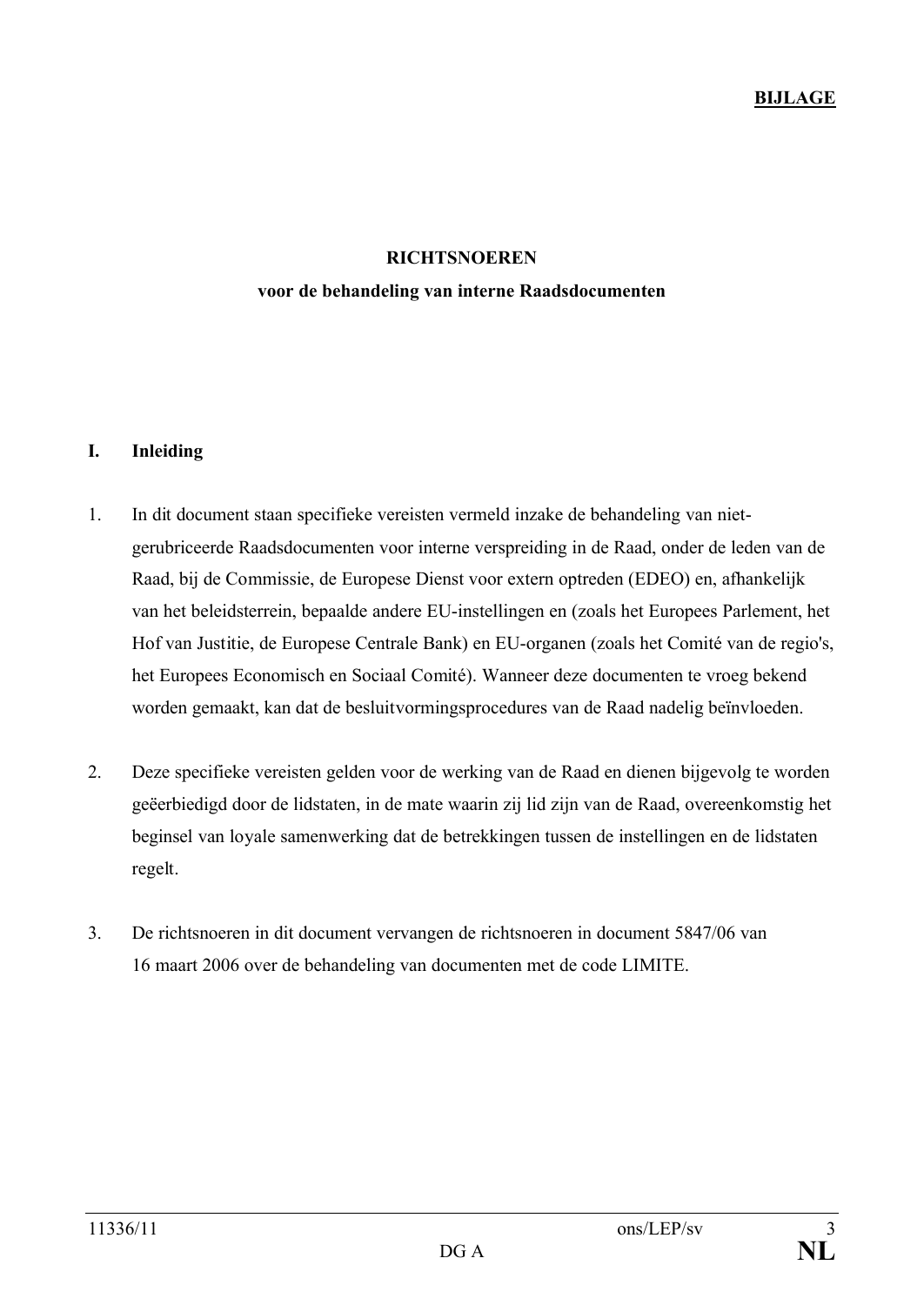**BIJLAGE**

# RICHTSNOEREN

## voor de behandeling van interne Raadsdocumenten

## I. Inleiding

1. In dit document staan specifieke vereisten vermeld inzake de behandeling van niet-gerubriceerde Raadsdocumenten voor interne verspreiding in de Raad, onder de leden van de Raad, bij de Commissie, de Europese Dienst voor extern optreden (EDEO) en, afhankelijk van het beleidsterrein, bepaalde andere EU-instellingen en (zoals het Europees Parlement, het Hof van Justitie, de Europese Centrale Bank) en EU-organen (zoals het Comité van de regio's, het Europees Economisch en Sociaal Comité). Wanneer deze documenten te vroeg bekend worden gemaakt, kan dat de besluitvormingsprocedures van de Raad nadelig beïnvloeden.

2. Deze specifieke vereisten gelden voor de werking van de Raad en dienen bijgevolg te worden geëerbiedigd door de lidstaten, in de mate waarin zij lid zijn van de Raad, overeenkomstig het beginsel van loyale samenwerking dat de betrekkingen tussen de instellingen en de lidstaten regelt.

3. De richtsnoeren in dit document vervangen de richtsnoeren in document 5847/06 van 16 maart 2006 over de behandeling van documenten met de code LIMITE.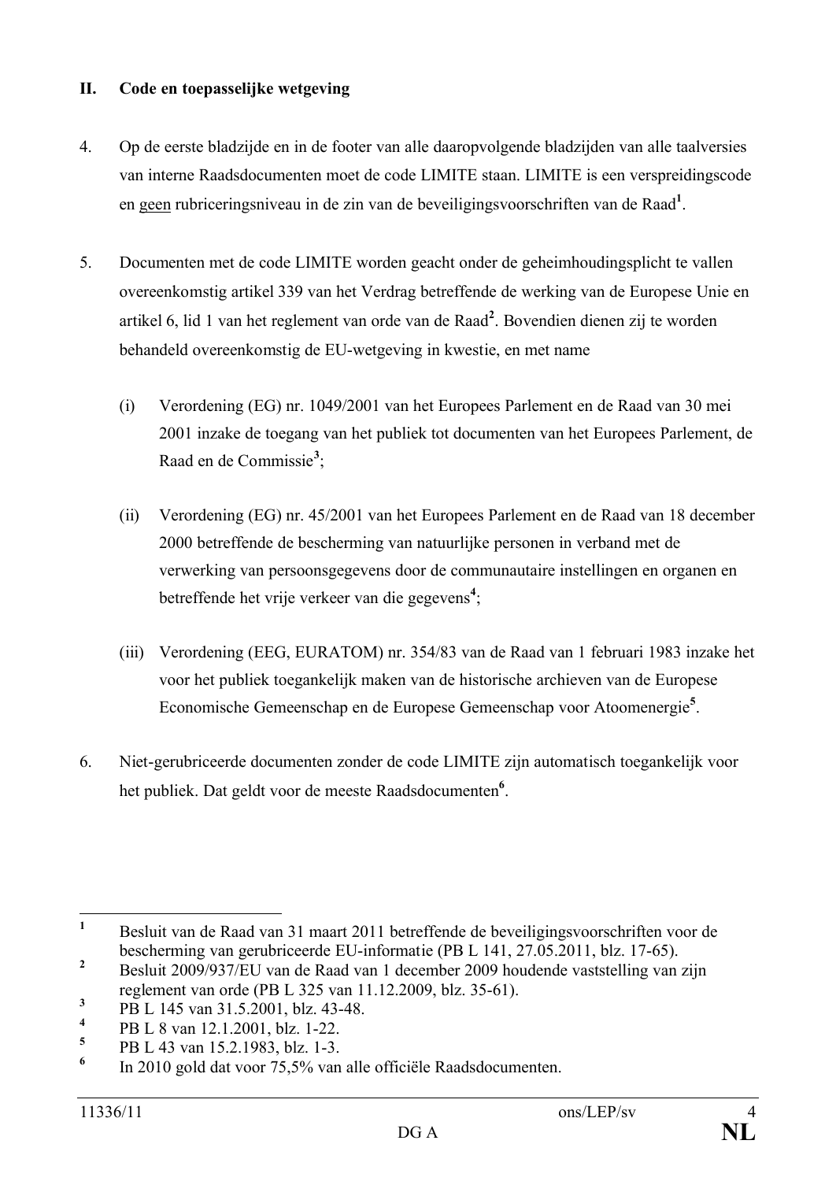## II. Code en toepasselijke wetgeving

4. Op de eerste bladzijde en in de footer van alle daaropvolgende bladzijden van alle taalversies van interne Raadsdocumenten moet de code LIMITE staan. LIMITE is een verspreidingscode en <u>geen</u> rubriceringsniveau in de zin van de beveiligingsvoorschriften van de Raad[1].

5. Documenten met de code LIMITE worden geacht onder de geheimhoudingsplicht te vallen overeenkomstig artikel 339 van het Verdrag betreffende de werking van de Europese Unie en artikel 6, lid 1 van het reglement van orde van de Raad[2]. Bovendien dienen zij te worden behandeld overeenkomstig de EU-wetgeving in kwestie, en met name

   (i) Verordening (EG) nr. 1049/2001 van het Europees Parlement en de Raad van 30 mei 2001 inzake de toegang van het publiek tot documenten van het Europees Parlement, de Raad en de Commissie[3];

   (ii) Verordening (EG) nr. 45/2001 van het Europees Parlement en de Raad van 18 december 2000 betreffende de bescherming van natuurlijke personen in verband met de verwerking van persoonsgegevens door de communautaire instellingen en organen en betreffende het vrije verkeer van die gegevens[4];

   (iii) Verordening (EEG, EURATOM) nr. 354/83 van de Raad van 1 februari 1983 inzake het voor het publiek toegankelijk maken van de historische archieven van de Europese Economische Gemeenschap en de Europese Gemeenschap voor Atoomenergie[5].

6. Niet-gerubriceerde documenten zonder de code LIMITE zijn automatisch toegankelijk voor het publiek. Dat geldt voor de meeste Raadsdocumenten[6].

---

[1] Besluit van de Raad van 31 maart 2011 betreffende de beveiligingsvoorschriften voor de bescherming van gerubriceerde EU-informatie (PB L 141, 27.05.2011, blz. 17-65).

[2] Besluit 2009/937/EU van de Raad van 1 december 2009 houdende vaststelling van zijn reglement van orde (PB L 325 van 11.12.2009, blz. 35-61).

[3] PB L 145 van 31.5.2001, blz. 43-48.

[4] PB L 8 van 12.1.2001, blz. 1-22.

[5] PB L 43 van 15.2.1983, blz. 1-3.

[6] In 2010 gold dat voor 75,5% van alle officiële Raadsdocumenten.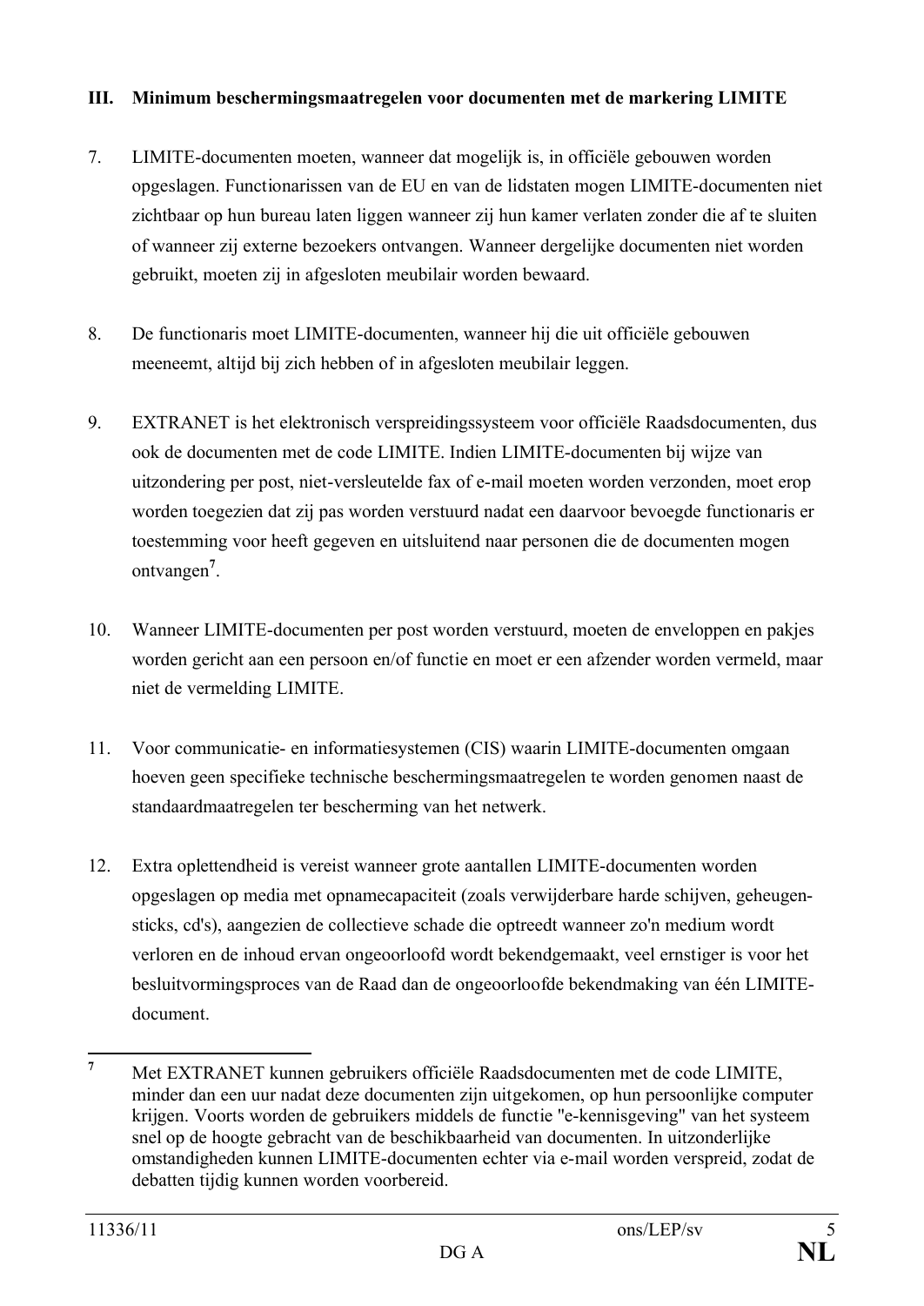## III. Minimum beschermingsmaatregelen voor documenten met de markering LIMITE

7. LIMITE-documenten moeten, wanneer dat mogelijk is, in officiële gebouwen worden opgeslagen. Functionarissen van de EU en van de lidstaten mogen LIMITE-documenten niet zichtbaar op hun bureau laten liggen wanneer zij hun kamer verlaten zonder die af te sluiten of wanneer zij externe bezoekers ontvangen. Wanneer dergelijke documenten niet worden gebruikt, moeten zij in afgesloten meubilair worden bewaard.

8. De functionaris moet LIMITE-documenten, wanneer hij die uit officiële gebouwen meeneemt, altijd bij zich hebben of in afgesloten meubilair leggen.

9. EXTRANET is het elektronisch verspreidingssysteem voor officiële Raadsdocumenten, dus ook de documenten met de code LIMITE. Indien LIMITE-documenten bij wijze van uitzondering per post, niet-versleutelde fax of e-mail moeten worden verzonden, moet erop worden toegezien dat zij pas worden verstuurd nadat een daarvoor bevoegde functionaris er toestemming voor heeft gegeven en uitsluitend naar personen die de documenten mogen ontvangen[7].

10. Wanneer LIMITE-documenten per post worden verstuurd, moeten de enveloppen en pakjes worden gericht aan een persoon en/of functie en moet er een afzender worden vermeld, maar niet de vermelding LIMITE.

11. Voor communicatie- en informatiesystemen (CIS) waarin LIMITE-documenten omgaan hoeven geen specifieke technische beschermingsmaatregelen te worden genomen naast de standaardmaatregelen ter bescherming van het netwerk.

12. Extra oplettendheid is vereist wanneer grote aantallen LIMITE-documenten worden opgeslagen op media met opnamecapaciteit (zoals verwijderbare harde schijven, geheugen-sticks, cd's), aangezien de collectieve schade die optreedt wanneer zo'n medium wordt verloren en de inhoud ervan ongeoorloofd wordt bekendgemaakt, veel ernstiger is voor het besluitvormingsproces van de Raad dan de ongeoorloofde bekendmaking van één LIMITE-document.

---

[7] Met EXTRANET kunnen gebruikers officiële Raadsdocumenten met de code LIMITE, minder dan een uur nadat deze documenten zijn uitgekomen, op hun persoonlijke computer krijgen. Voorts worden de gebruikers middels de functie "e-kennisgeving" van het systeem snel op de hoogte gebracht van de beschikbaarheid van documenten. In uitzonderlijke omstandigheden kunnen LIMITE-documenten echter via e-mail worden verspreid, zodat de debatten tijdig kunnen worden voorbereid.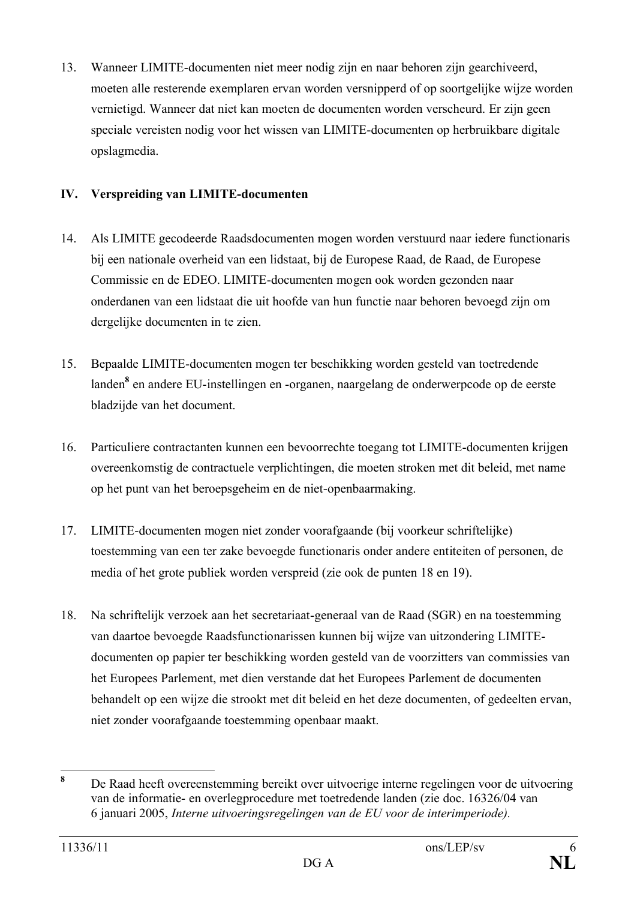13. Wanneer LIMITE-documenten niet meer nodig zijn en naar behoren zijn gearchiveerd, moeten alle resterende exemplaren ervan worden versnipperd of op soortgelijke wijze worden vernietigd. Wanneer dat niet kan moeten de documenten worden verscheurd. Er zijn geen speciale vereisten nodig voor het wissen van LIMITE-documenten op herbruikbare digitale opslagmedia.

## IV. Verspreiding van LIMITE-documenten

14. Als LIMITE gecodeerde Raadsdocumenten mogen worden verstuurd naar iedere functionaris bij een nationale overheid van een lidstaat, bij de Europese Raad, de Raad, de Europese Commissie en de EDEO. LIMITE-documenten mogen ook worden gezonden naar onderdanen van een lidstaat die uit hoofde van hun functie naar behoren bevoegd zijn om dergelijke documenten in te zien.

15. Bepaalde LIMITE-documenten mogen ter beschikking worden gesteld van toetredende landen[8] en andere EU-instellingen en -organen, naargelang de onderwerpcode op de eerste bladzijde van het document.

16. Particuliere contractanten kunnen een bevoorrechte toegang tot LIMITE-documenten krijgen overeenkomstig de contractuele verplichtingen, die moeten stroken met dit beleid, met name op het punt van het beroepsgeheim en de niet-openbaarmaking.

17. LIMITE-documenten mogen niet zonder voorafgaande (bij voorkeur schriftelijke) toestemming van een ter zake bevoegde functionaris onder andere entiteiten of personen, de media of het grote publiek worden verspreid (zie ook de punten 18 en 19).

18. Na schriftelijk verzoek aan het secretariaat-generaal van de Raad (SGR) en na toestemming van daartoe bevoegde Raadsfunctionarissen kunnen bij wijze van uitzondering LIMITE-documenten op papier ter beschikking worden gesteld van de voorzitters van commissies van het Europees Parlement, met dien verstande dat het Europees Parlement de documenten behandelt op een wijze die strookt met dit beleid en het deze documenten, of gedeelten ervan, niet zonder voorafgaande toestemming openbaar maakt.

---

[8] De Raad heeft overeenstemming bereikt over uitvoerige interne regelingen voor de uitvoering van de informatie- en overlegprocedure met toetredende landen (zie doc. 16326/04 van 6 januari 2005, *Interne uitvoeringsregelingen van de EU voor de interimperiode).*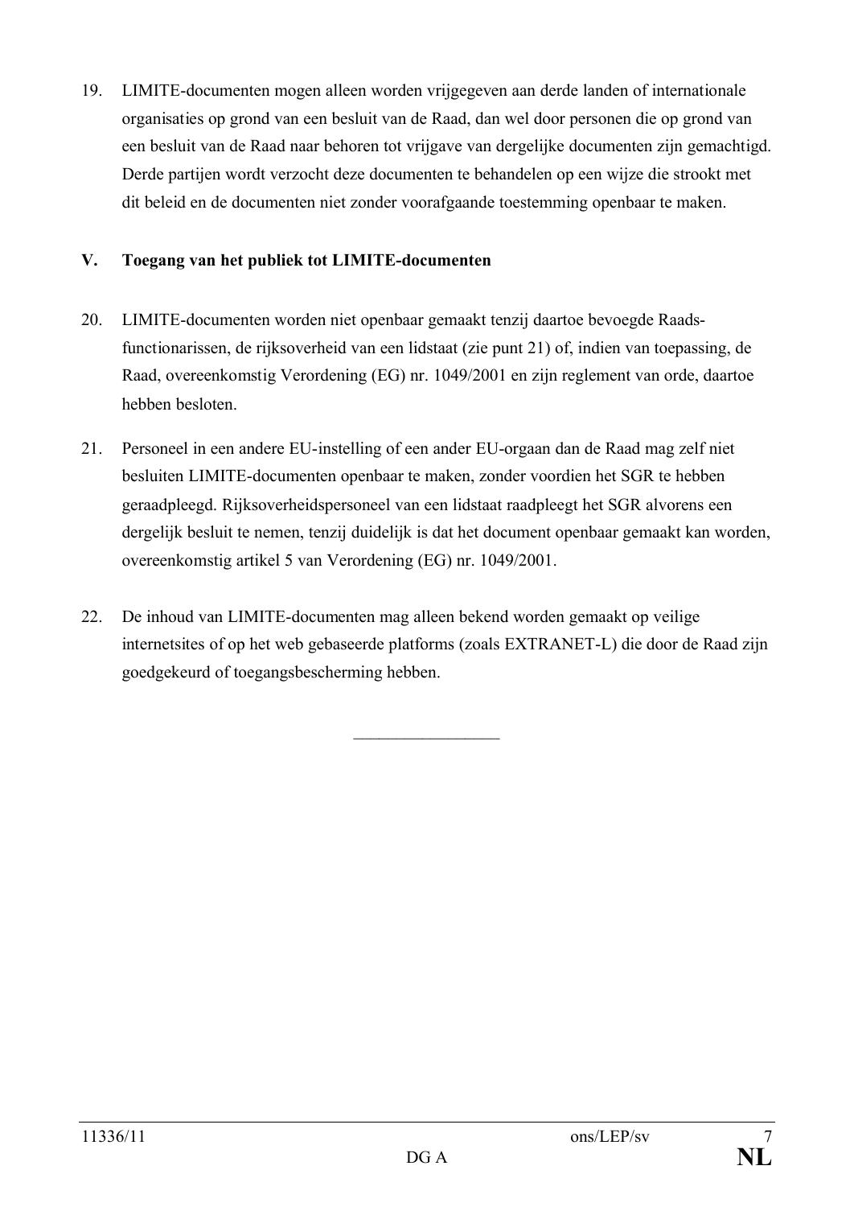19. LIMITE-documenten mogen alleen worden vrijgegeven aan derde landen of internationale organisaties op grond van een besluit van de Raad, dan wel door personen die op grond van een besluit van de Raad naar behoren tot vrijgave van dergelijke documenten zijn gemachtigd. Derde partijen wordt verzocht deze documenten te behandelen op een wijze die strookt met dit beleid en de documenten niet zonder voorafgaande toestemming openbaar te maken.

## V. Toegang van het publiek tot LIMITE-documenten

20. LIMITE-documenten worden niet openbaar gemaakt tenzij daartoe bevoegde Raadsfunctionarissen, de rijksoverheid van een lidstaat (zie punt 21) of, indien van toepassing, de Raad, overeenkomstig Verordening (EG) nr. 1049/2001 en zijn reglement van orde, daartoe hebben besloten.

21. Personeel in een andere EU-instelling of een ander EU-orgaan dan de Raad mag zelf niet besluiten LIMITE-documenten openbaar te maken, zonder voordien het SGR te hebben geraadpleegd. Rijksoverheidspersoneel van een lidstaat raadpleegt het SGR alvorens een dergelijk besluit te nemen, tenzij duidelijk is dat het document openbaar gemaakt kan worden, overeenkomstig artikel 5 van Verordening (EG) nr. 1049/2001.

22. De inhoud van LIMITE-documenten mag alleen bekend worden gemaakt op veilige internetsites of op het web gebaseerde platforms (zoals EXTRANET-L) die door de Raad zijn goedgekeurd of toegangsbescherming hebben.

---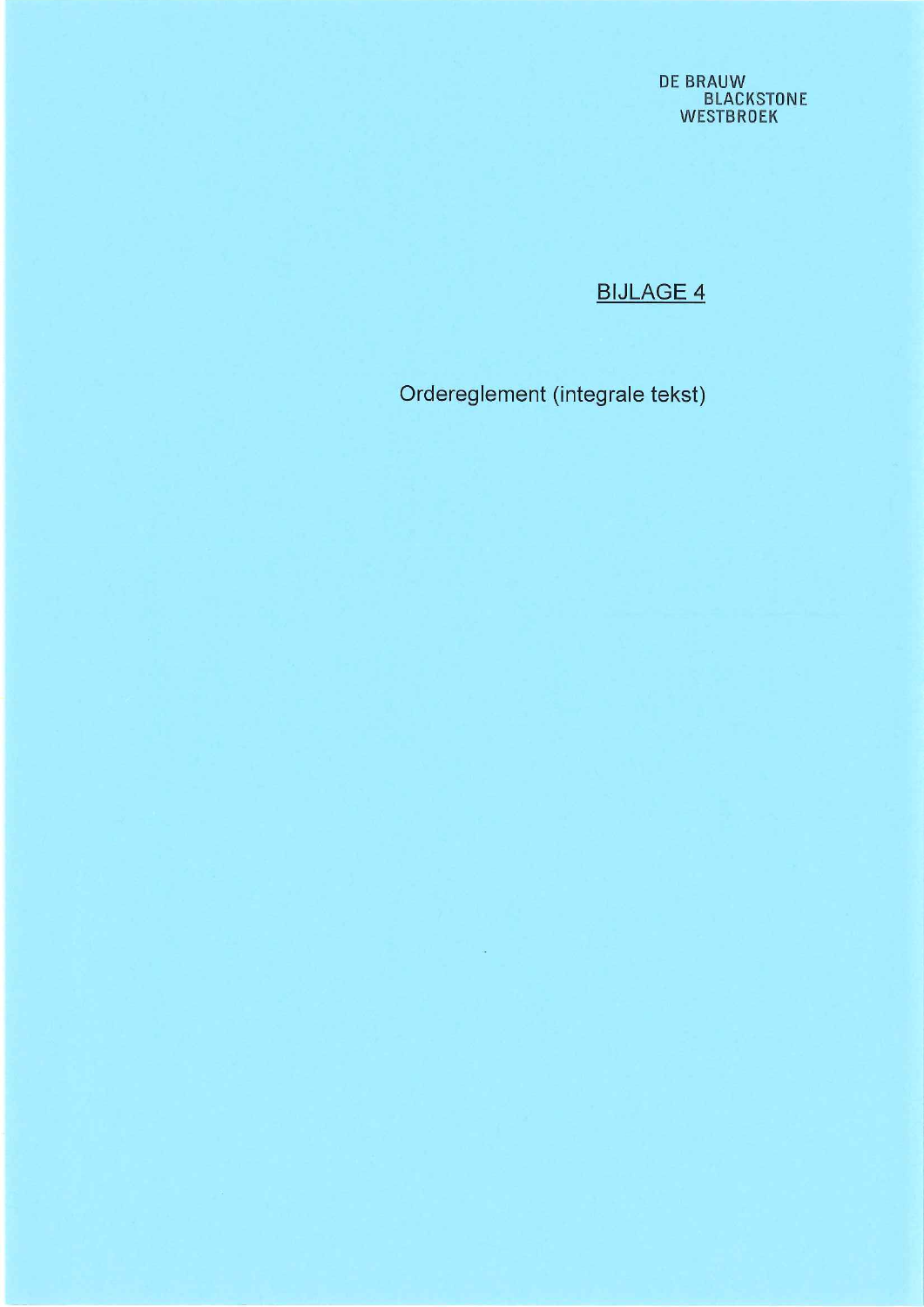DE BRAUW
BLACKSTONE
WESTBROEK

## BIJLAGE 4

Ordereglement (integrale tekst)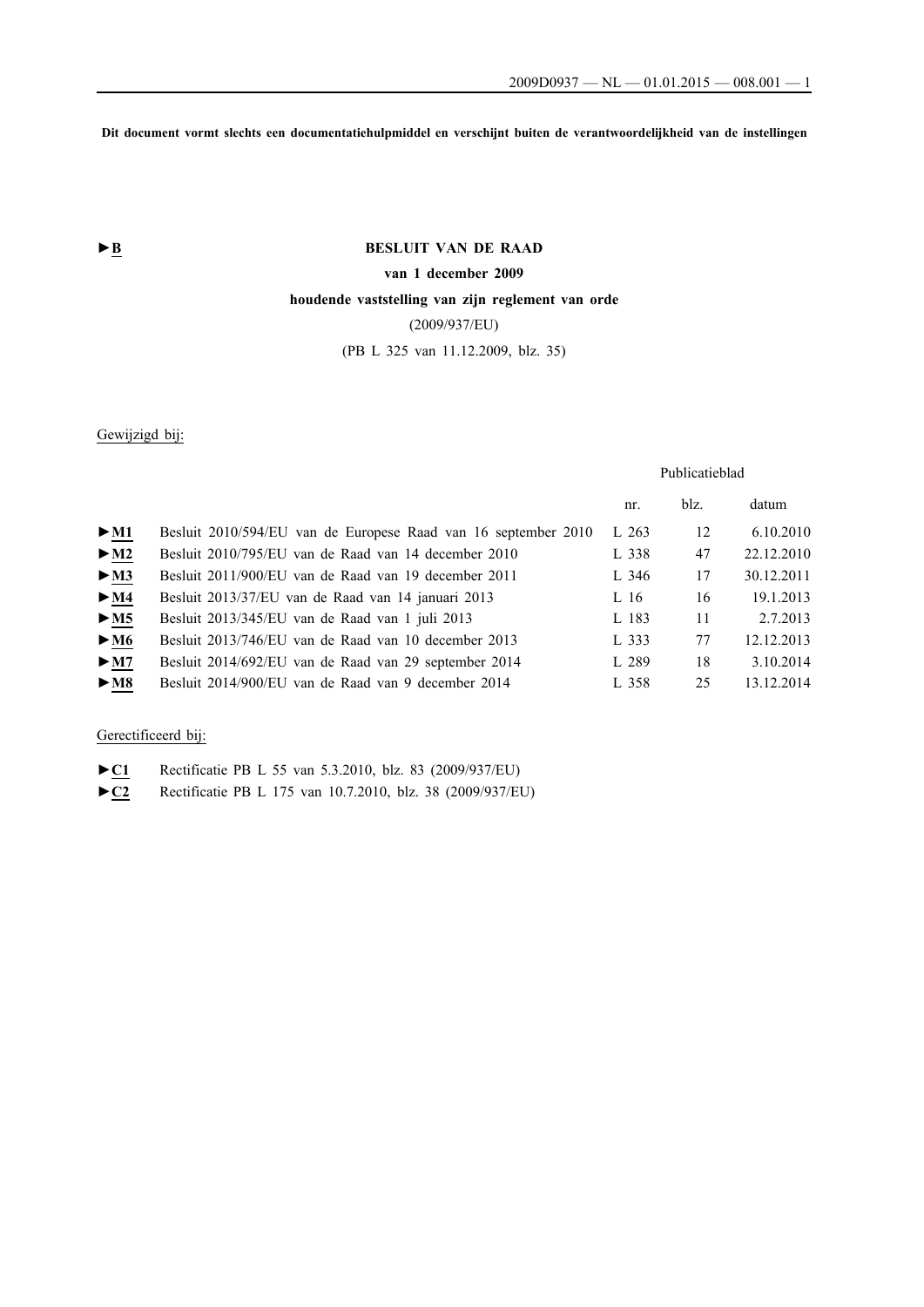**Dit document vormt slechts een documentatiehulpmiddel en verschijnt buiten de verantwoordelijkheid van de instellingen**

►**B**

**BESLUIT VAN DE RAAD**

**van 1 december 2009**

**houdende vaststelling van zijn reglement van orde**

(2009/937/EU)

(PB L 325 van 11.12.2009, blz. 35)

Gewijzigd bij:

| | | Publicatieblad | | |
|---|---|---|---|---|
| | | nr. | blz. | datum |
| ►**M1** | Besluit 2010/594/EU van de Europese Raad van 16 september 2010 | L 263 | 12 | 6.10.2010 |
| ►**M2** | Besluit 2010/795/EU van de Raad van 14 december 2010 | L 338 | 47 | 22.12.2010 |
| ►**M3** | Besluit 2011/900/EU van de Raad van 19 december 2011 | L 346 | 17 | 30.12.2011 |
| ►**M4** | Besluit 2013/37/EU van de Raad van 14 januari 2013 | L 16 | 16 | 19.1.2013 |
| ►**M5** | Besluit 2013/345/EU van de Raad van 1 juli 2013 | L 183 | 11 | 2.7.2013 |
| ►**M6** | Besluit 2013/746/EU van de Raad van 10 december 2013 | L 333 | 77 | 12.12.2013 |
| ►**M7** | Besluit 2014/692/EU van de Raad van 29 september 2014 | L 289 | 18 | 3.10.2014 |
| ►**M8** | Besluit 2014/900/EU van de Raad van 9 december 2014 | L 358 | 25 | 13.12.2014 |

Gerectificeerd bij:

►**C1** Rectificatie PB L 55 van 5.3.2010, blz. 83 (2009/937/EU)

►**C2** Rectificatie PB L 175 van 10.7.2010, blz. 38 (2009/937/EU)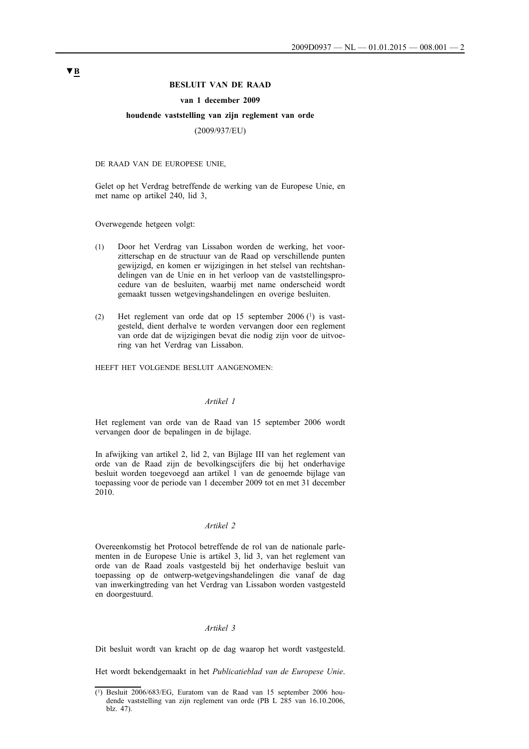▼B

**BESLUIT VAN DE RAAD**

**van 1 december 2009**

**houdende vaststelling van zijn reglement van orde**

(2009/937/EU)

DE RAAD VAN DE EUROPESE UNIE,

Gelet op het Verdrag betreffende de werking van de Europese Unie, en met name op artikel 240, lid 3,

Overwegende hetgeen volgt:

(1) Door het Verdrag van Lissabon worden de werking, het voorzitterschap en de structuur van de Raad op verschillende punten gewijzigd, en komen er wijzigingen in het stelsel van rechtshandelingen van de Unie en in het verloop van de vaststellingsprocedure van de besluiten, waarbij met name onderscheid wordt gemaakt tussen wetgevingshandelingen en overige besluiten.

(2) Het reglement van orde dat op 15 september 2006 [1] is vastgesteld, dient derhalve te worden vervangen door een reglement van orde dat de wijzigingen bevat die nodig zijn voor de uitvoering van het Verdrag van Lissabon.

HEEFT HET VOLGENDE BESLUIT AANGENOMEN:

*Artikel 1*

Het reglement van orde van de Raad van 15 september 2006 wordt vervangen door de bepalingen in de bijlage.

In afwijking van artikel 2, lid 2, van Bijlage III van het reglement van orde van de Raad zijn de bevolkingscijfers die bij het onderhavige besluit worden toegevoegd aan artikel 1 van de genoemde bijlage van toepassing voor de periode van 1 december 2009 tot en met 31 december 2010.

*Artikel 2*

Overeenkomstig het Protocol betreffende de rol van de nationale parlementen in de Europese Unie is artikel 3, lid 3, van het reglement van orde van de Raad zoals vastgesteld bij het onderhavige besluit van toepassing op de ontwerp-wetgevingshandelingen die vanaf de dag van inwerkingtreding van het Verdrag van Lissabon worden vastgesteld en doorgestuurd.

*Artikel 3*

Dit besluit wordt van kracht op de dag waarop het wordt vastgesteld.

Het wordt bekendgemaakt in het *Publicatieblad van de Europese Unie*.

---

[1] Besluit 2006/683/EG, Euratom van de Raad van 15 september 2006 houdende vaststelling van zijn reglement van orde (PB L 285 van 16.10.2006, blz. 47).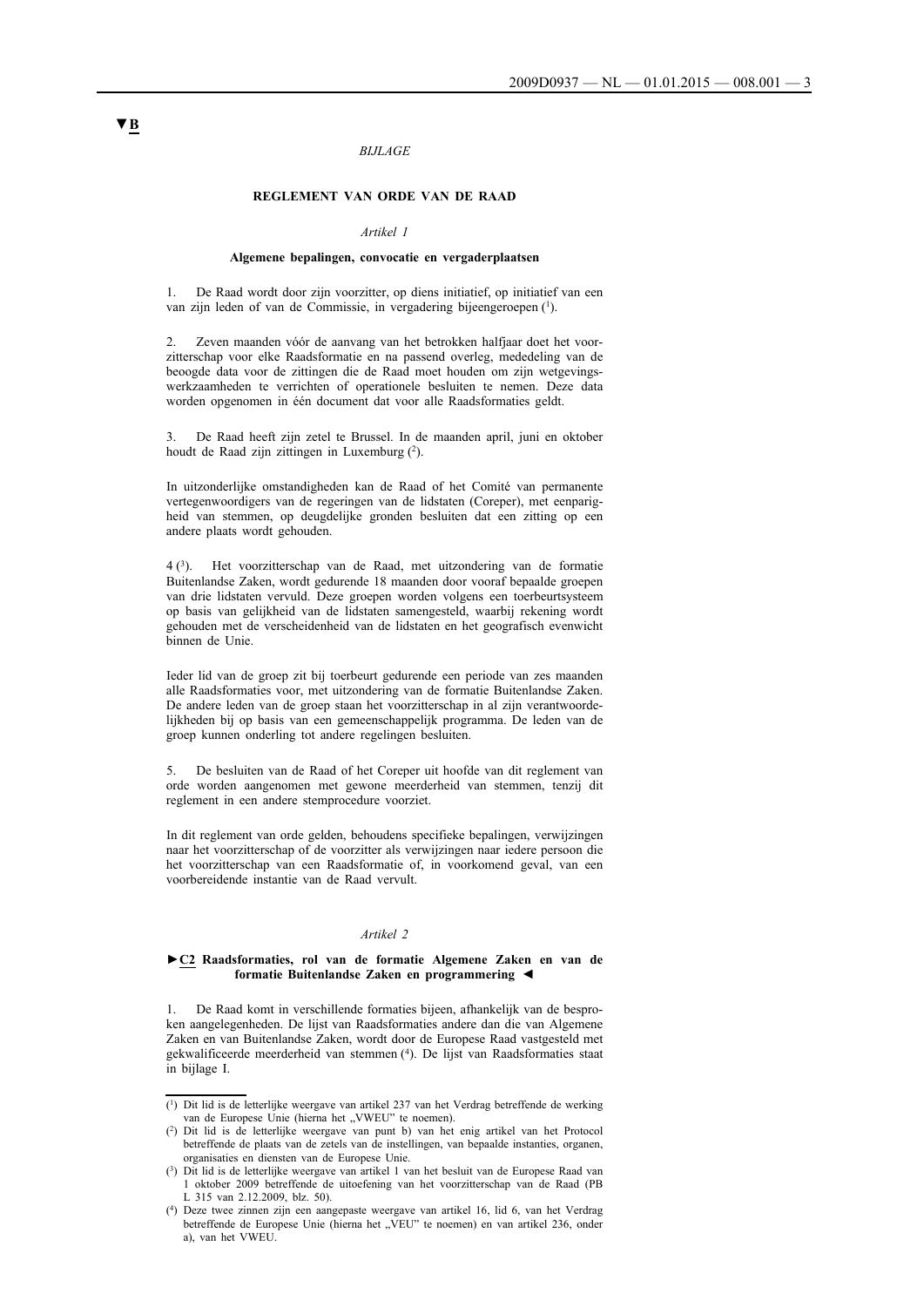▼B

*BIJLAGE*

## REGLEMENT VAN ORDE VAN DE RAAD

*Artikel 1*

### Algemene bepalingen, convocatie en vergaderplaatsen

1. De Raad wordt door zijn voorzitter, op diens initiatief, op initiatief van een van zijn leden of van de Commissie, in vergadering bijeengeroepen [1].

2. Zeven maanden vóór de aanvang van het betrokken halfjaar doet het voorzitterschap voor elke Raadsformatie en na passend overleg, mededeling van de beoogde data voor de zittingen die de Raad moet houden om zijn wetgevingswerkzaamheden te verrichten of operationele besluiten te nemen. Deze data worden opgenomen in één document dat voor alle Raadsformaties geldt.

3. De Raad heeft zijn zetel te Brussel. In de maanden april, juni en oktober houdt de Raad zijn zittingen in Luxemburg [2].

In uitzonderlijke omstandigheden kan de Raad of het Comité van permanente vertegenwoordigers van de regeringen van de lidstaten (Coreper), met eenparigheid van stemmen, op deugdelijke gronden besluiten dat een zitting op een andere plaats wordt gehouden.

4 [3]. Het voorzitterschap van de Raad, met uitzondering van de formatie Buitenlandse Zaken, wordt gedurende 18 maanden door vooraf bepaalde groepen van drie lidstaten vervuld. Deze groepen worden volgens een toerbeurtsysteem op basis van gelijkheid van de lidstaten samengesteld, waarbij rekening wordt gehouden met de verscheidenheid van de lidstaten en het geografisch evenwicht binnen de Unie.

Ieder lid van de groep zit bij toerbeurt gedurende een periode van zes maanden alle Raadsformaties voor, met uitzondering van de formatie Buitenlandse Zaken. De andere leden van de groep staan het voorzitterschap in al zijn verantwoordelijkheden bij op basis van een gemeenschappelijk programma. De leden van de groep kunnen onderling tot andere regelingen besluiten.

5. De besluiten van de Raad of het Coreper uit hoofde van dit reglement van orde worden aangenomen met gewone meerderheid van stemmen, tenzij dit reglement in een andere stemprocedure voorziet.

In dit reglement van orde gelden, behoudens specifieke bepalingen, verwijzingen naar het voorzitterschap of de voorzitter als verwijzingen naar iedere persoon die het voorzitterschap van een Raadsformatie of, in voorkomend geval, van een voorbereidende instantie van de Raad vervult.

*Artikel 2*

### ►C2 Raadsformaties, rol van de formatie Algemene Zaken en van de formatie Buitenlandse Zaken en programmering ◄

1. De Raad komt in verschillende formaties bijeen, afhankelijk van de besproken aangelegenheden. De lijst van Raadsformaties andere dan die van Algemene Zaken en van Buitenlandse Zaken, wordt door de Europese Raad vastgesteld met gekwalificeerde meerderheid van stemmen [4]. De lijst van Raadsformaties staat in bijlage I.

---

[1] Dit lid is de letterlijke weergave van artikel 237 van het Verdrag betreffende de werking van de Europese Unie (hierna het „VWEU" te noemen).

[2] Dit lid is de letterlijke weergave van punt b) van het enig artikel van het Protocol betreffende de plaats van de zetels van de instellingen, van bepaalde instanties, organen, organisaties en diensten van de Europese Unie.

[3] Dit lid is de letterlijke weergave van artikel 1 van het besluit van de Europese Raad van 1 oktober 2009 betreffende de uitoefening van het voorzitterschap van de Raad (PB L 315 van 2.12.2009, blz. 50).

[4] Deze twee zinnen zijn een aangepaste weergave van artikel 16, lid 6, van het Verdrag betreffende de Europese Unie (hierna het „VEU" te noemen) en van artikel 236, onder a), van het VWEU.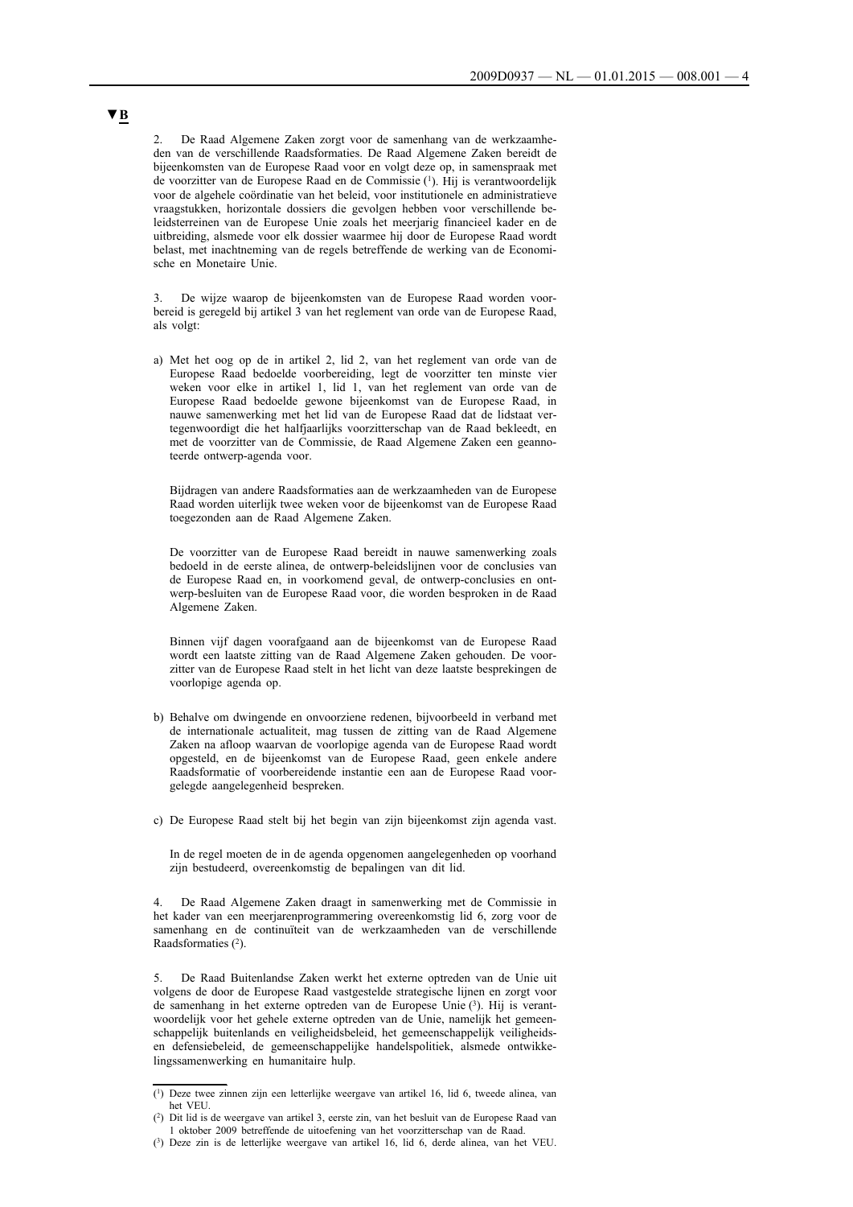**▼B**

2. De Raad Algemene Zaken zorgt voor de samenhang van de werkzaamheden van de verschillende Raadsformaties. De Raad Algemene Zaken bereidt de bijeenkomsten van de Europese Raad voor en volgt deze op, in samenspraak met de voorzitter van de Europese Raad en de Commissie [1]. Hij is verantwoordelijk voor de algehele coördinatie van het beleid, voor institutionele en administratieve vraagstukken, horizontale dossiers die gevolgen hebben voor verschillende beleidsterreinen van de Europese Unie zoals het meerjarig financieel kader en de uitbreiding, alsmede voor elk dossier waarmee hij door de Europese Raad wordt belast, met inachtneming van de regels betreffende de werking van de Economische en Monetaire Unie.

3. De wijze waarop de bijeenkomsten van de Europese Raad worden voorbereid is geregeld bij artikel 3 van het reglement van orde van de Europese Raad, als volgt:

a) Met het oog op de in artikel 2, lid 2, van het reglement van orde van de Europese Raad bedoelde voorbereiding, legt de voorzitter ten minste vier weken voor elke in artikel 1, lid 1, van het reglement van orde van de Europese Raad bedoelde gewone bijeenkomst van de Europese Raad, in nauwe samenwerking met het lid van de Europese Raad dat de lidstaat vertegenwoordigt die het halfjaarlijks voorzitterschap van de Raad bekleedt, en met de voorzitter van de Commissie, de Raad Algemene Zaken een geannoteerde ontwerp-agenda voor.

   Bijdragen van andere Raadsformaties aan de werkzaamheden van de Europese Raad worden uiterlijk twee weken voor de bijeenkomst van de Europese Raad toegezonden aan de Raad Algemene Zaken.

   De voorzitter van de Europese Raad bereidt in nauwe samenwerking zoals bedoeld in de eerste alinea, de ontwerp-beleidslijnen voor de conclusies van de Europese Raad en, in voorkomend geval, de ontwerp-conclusies en ontwerp-besluiten van de Europese Raad voor, die worden besproken in de Raad Algemene Zaken.

   Binnen vijf dagen voorafgaand aan de bijeenkomst van de Europese Raad wordt een laatste zitting van de Raad Algemene Zaken gehouden. De voorzitter van de Europese Raad stelt in het licht van deze laatste besprekingen de voorlopige agenda op.

b) Behalve om dwingende en onvoorziene redenen, bijvoorbeeld in verband met de internationale actualiteit, mag tussen de zitting van de Raad Algemene Zaken na afloop waarvan de voorlopige agenda van de Europese Raad wordt opgesteld, en de bijeenkomst van de Europese Raad, geen enkele andere Raadsformatie of voorbereidende instantie een aan de Europese Raad voorgelegde aangelegenheid bespreken.

c) De Europese Raad stelt bij het begin van zijn bijeenkomst zijn agenda vast.

   In de regel moeten de in de agenda opgenomen aangelegenheden op voorhand zijn bestudeerd, overeenkomstig de bepalingen van dit lid.

4. De Raad Algemene Zaken draagt in samenwerking met de Commissie in het kader van een meerjarenprogrammering overeenkomstig lid 6, zorg voor de samenhang en de continuïteit van de werkzaamheden van de verschillende Raadsformaties [2].

5. De Raad Buitenlandse Zaken werkt het externe optreden van de Unie uit volgens de door de Europese Raad vastgestelde strategische lijnen en zorgt voor de samenhang in het externe optreden van de Europese Unie [3]. Hij is verantwoordelijk voor het gehele externe optreden van de Unie, namelijk het gemeenschappelijk buitenlands en veiligheidsbeleid, het gemeenschappelijk veiligheids- en defensiebeleid, de gemeenschappelijke handelspolitiek, alsmede ontwikkelingssamenwerking en humanitaire hulp.

---

[1] Deze twee zinnen zijn een letterlijke weergave van artikel 16, lid 6, tweede alinea, van het VEU.

[2] Dit lid is de weergave van artikel 3, eerste zin, van het besluit van de Europese Raad van 1 oktober 2009 betreffende de uitoefening van het voorzitterschap van de Raad.

[3] Deze zin is de letterlijke weergave van artikel 16, lid 6, derde alinea, van het VEU.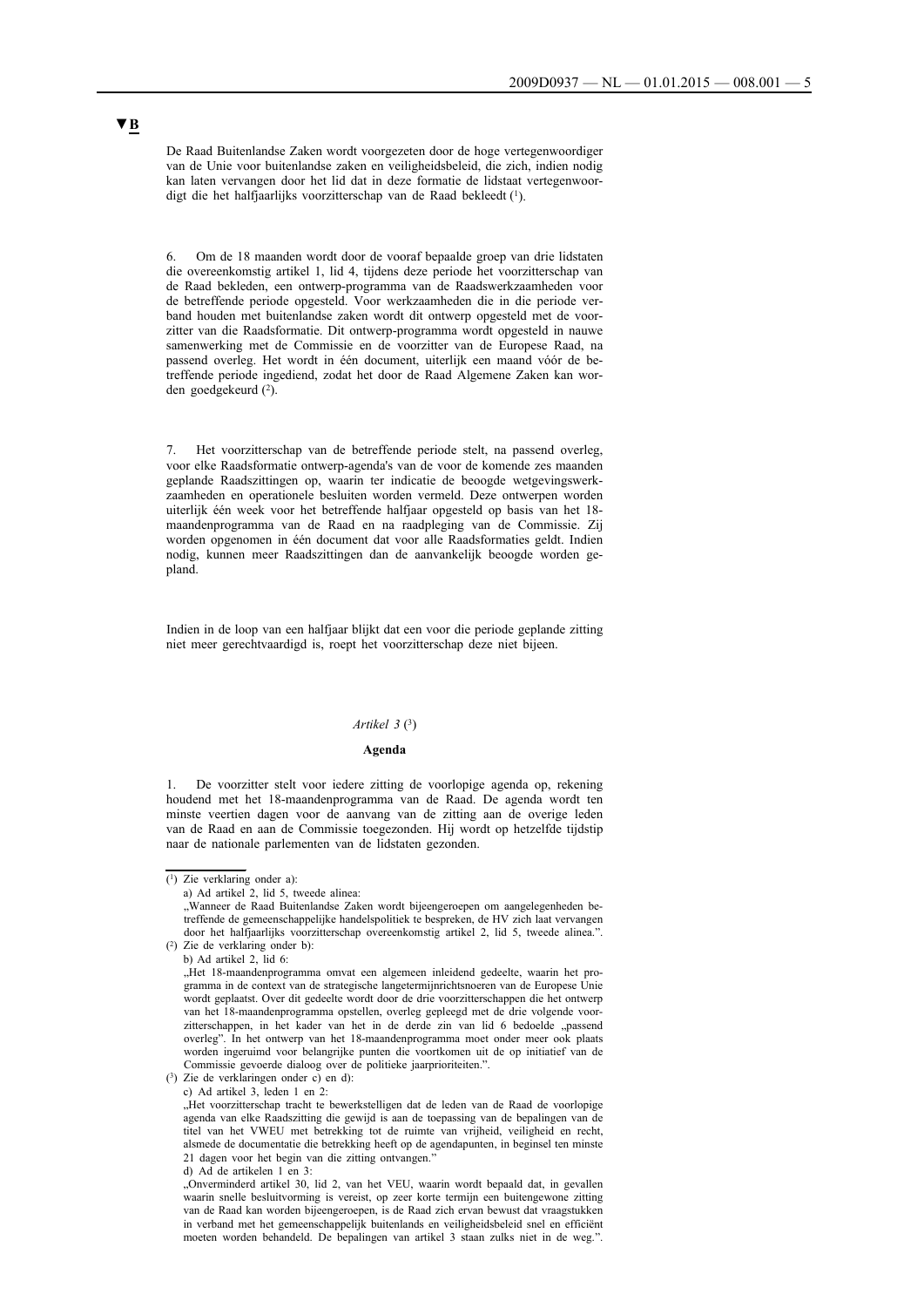▼B

De Raad Buitenlandse Zaken wordt voorgezeten door de hoge vertegenwoordiger van de Unie voor buitenlandse zaken en veiligheidsbeleid, die zich, indien nodig kan laten vervangen door het lid dat in deze formatie de lidstaat vertegenwoordigt die het halfjaarlijks voorzitterschap van de Raad bekleedt [1].

6. Om de 18 maanden wordt door de vooraf bepaalde groep van drie lidstaten die overeenkomstig artikel 1, lid 4, tijdens deze periode het voorzitterschap van de Raad bekleden, een ontwerp-programma van de Raadswerkzaamheden voor de betreffende periode opgesteld. Voor werkzaamheden die in die periode verband houden met buitenlandse zaken wordt dit ontwerp opgesteld met de voorzitter van die Raadsformatie. Dit ontwerp-programma wordt opgesteld in nauwe samenwerking met de Commissie en de voorzitter van de Europese Raad, na passend overleg. Het wordt in één document, uiterlijk een maand vóór de betreffende periode ingediend, zodat het door de Raad Algemene Zaken kan worden goedgekeurd [2].

7. Het voorzitterschap van de betreffende periode stelt, na passend overleg, voor elke Raadsformatie ontwerp-agenda's van de voor de komende zes maanden geplande Raadszittingen op, waarin ter indicatie de beoogde wetgevingswerkzaamheden en operationele besluiten worden vermeld. Deze ontwerpen worden uiterlijk één week voor het betreffende halfjaar opgesteld op basis van het 18-maandenprogramma van de Raad en na raadpleging van de Commissie. Zij worden opgenomen in één document dat voor alle Raadsformaties geldt. Indien nodig, kunnen meer Raadszittingen dan de aanvankelijk beoogde worden gepland.

Indien in de loop van een halfjaar blijkt dat een voor die periode geplande zitting niet meer gerechtvaardigd is, roept het voorzitterschap deze niet bijeen.

*Artikel 3* [3]

**Agenda**

1. De voorzitter stelt voor iedere zitting de voorlopige agenda op, rekening houdend met het 18-maandenprogramma van de Raad. De agenda wordt ten minste veertien dagen voor de aanvang van de zitting aan de overige leden van de Raad en aan de Commissie toegezonden. Hij wordt op hetzelfde tijdstip naar de nationale parlementen van de lidstaten gezonden.

---

[1] Zie verklaring onder a):

a) Ad artikel 2, lid 5, tweede alinea:

„Wanneer de Raad Buitenlandse Zaken wordt bijeengeroepen om aangelegenheden betreffende de gemeenschappelijke handelspolitiek te bespreken, de HV zich laat vervangen door het halfjaarlijks voorzitterschap overeenkomstig artikel 2, lid 5, tweede alinea.".

[2] Zie de verklaring onder b):

b) Ad artikel 2, lid 6:

„Het 18-maandenprogramma omvat een algemeen inleidend gedeelte, waarin het programma in de context van de strategische langetermijnrichtsnoeren van de Europese Unie wordt geplaatst. Over dit gedeelte wordt door de drie voorzitterschappen die het ontwerp van het 18-maandenprogramma opstellen, overleg gepleegd met de drie volgende voorzitterschappen, in het kader van het in de derde zin van lid 6 bedoelde „passend overleg". In het ontwerp van het 18-maandenprogramma moet onder meer ook plaats worden ingeruimd voor belangrijke punten die voortkomen uit de op initiatief van de Commissie gevoerde dialoog over de politieke jaarprioriteiten.".

[3] Zie de verklaringen onder c) en d):

c) Ad artikel 3, leden 1 en 2:

„Het voorzitterschap tracht te bewerkstelligen dat de leden van de Raad de voorlopige agenda van elke Raadszitting die gewijd is aan de toepassing van de bepalingen van de titel van het VWEU met betrekking tot de ruimte van vrijheid, veiligheid en recht, alsmede de documentatie die betrekking heeft op de agendapunten, in beginsel ten minste 21 dagen voor het begin van die zitting ontvangen."

d) Ad de artikelen 1 en 3:

„Onverminderd artikel 30, lid 2, van het VEU, waarin wordt bepaald dat, in gevallen waarin snelle besluitvorming is vereist, op zeer korte termijn een buitengewone zitting van de Raad kan worden bijeengeroepen, is de Raad zich ervan bewust dat vraagstukken in verband met het gemeenschappelijk buitenlands en veiligheidsbeleid snel en efficiënt moeten worden behandeld. De bepalingen van artikel 3 staan zulks niet in de weg.".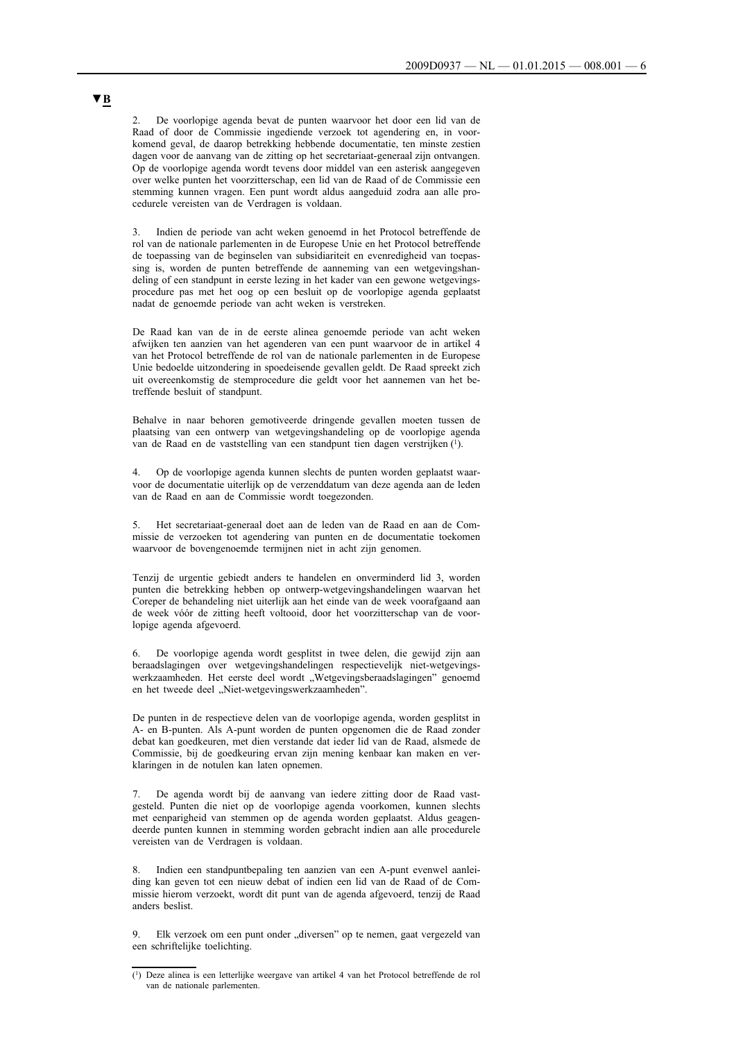**▼B**

2. De voorlopige agenda bevat de punten waarvoor het door een lid van de Raad of door de Commissie ingediende verzoek tot agendering en, in voorkomend geval, de daarop betrekking hebbende documentatie, ten minste zestien dagen voor de aanvang van de zitting op het secretariaat-generaal zijn ontvangen. Op de voorlopige agenda wordt tevens door middel van een asterisk aangegeven over welke punten het voorzitterschap, een lid van de Raad of de Commissie een stemming kunnen vragen. Een punt wordt aldus aangeduid zodra aan alle procedurele vereisten van de Verdragen is voldaan.

3. Indien de periode van acht weken genoemd in het Protocol betreffende de rol van de nationale parlementen in de Europese Unie en het Protocol betreffende de toepassing van de beginselen van subsidiariteit en evenredigheid van toepassing is, worden de punten betreffende de aanneming van een wetgevingshandeling of een standpunt in eerste lezing in het kader van een gewone wetgevingsprocedure pas met het oog op een besluit op de voorlopige agenda geplaatst nadat de genoemde periode van acht weken is verstreken.

De Raad kan van de in de eerste alinea genoemde periode van acht weken afwijken ten aanzien van het agenderen van een punt waarvoor de in artikel 4 van het Protocol betreffende de rol van de nationale parlementen in de Europese Unie bedoelde uitzondering in spoedeisende gevallen geldt. De Raad spreekt zich uit overeenkomstig de stemprocedure die geldt voor het aannemen van het betreffende besluit of standpunt.

Behalve in naar behoren gemotiveerde dringende gevallen moeten tussen de plaatsing van een ontwerp van wetgevingshandeling op de voorlopige agenda van de Raad en de vaststelling van een standpunt tien dagen verstrijken [1].

4. Op de voorlopige agenda kunnen slechts de punten worden geplaatst waarvoor de documentatie uiterlijk op de verzenddatum van deze agenda aan de leden van de Raad en aan de Commissie wordt toegezonden.

5. Het secretariaat-generaal doet aan de leden van de Raad en aan de Commissie de verzoeken tot agendering van punten en de documentatie toekomen waarvoor de bovengenoemde termijnen niet in acht zijn genomen.

Tenzij de urgentie gebiedt anders te handelen en onverminderd lid 3, worden punten die betrekking hebben op ontwerp-wetgevingshandelingen waarvan het Coreper de behandeling niet uiterlijk aan het einde van de week voorafgaand aan de week vóór de zitting heeft voltooid, door het voorzitterschap van de voorlopige agenda afgevoerd.

6. De voorlopige agenda wordt gesplitst in twee delen, die gewijd zijn aan beraadslagingen over wetgevingshandelingen respectievelijk niet-wetgevingswerkzaamheden. Het eerste deel wordt „Wetgevingsberaadslagingen" genoemd en het tweede deel „Niet-wetgevingswerkzaamheden".

De punten in de respectieve delen van de voorlopige agenda, worden gesplitst in A- en B-punten. Als A-punt worden de punten opgenomen die de Raad zonder debat kan goedkeuren, met dien verstande dat ieder lid van de Raad, alsmede de Commissie, bij de goedkeuring ervan zijn mening kenbaar kan maken en verklaringen in de notulen kan laten opnemen.

7. De agenda wordt bij de aanvang van iedere zitting door de Raad vastgesteld. Punten die niet op de voorlopige agenda voorkomen, kunnen slechts met eenparigheid van stemmen op de agenda worden geplaatst. Aldus geagendeerde punten kunnen in stemming worden gebracht indien aan alle procedurele vereisten van de Verdragen is voldaan.

8. Indien een standpuntbepaling ten aanzien van een A-punt evenwel aanleiding kan geven tot een nieuw debat of indien een lid van de Raad of de Commissie hierom verzoekt, wordt dit punt van de agenda afgevoerd, tenzij de Raad anders beslist.

9. Elk verzoek om een punt onder „diversen" op te nemen, gaat vergezeld van een schriftelijke toelichting.

---

[1] Deze alinea is een letterlijke weergave van artikel 4 van het Protocol betreffende de rol van de nationale parlementen.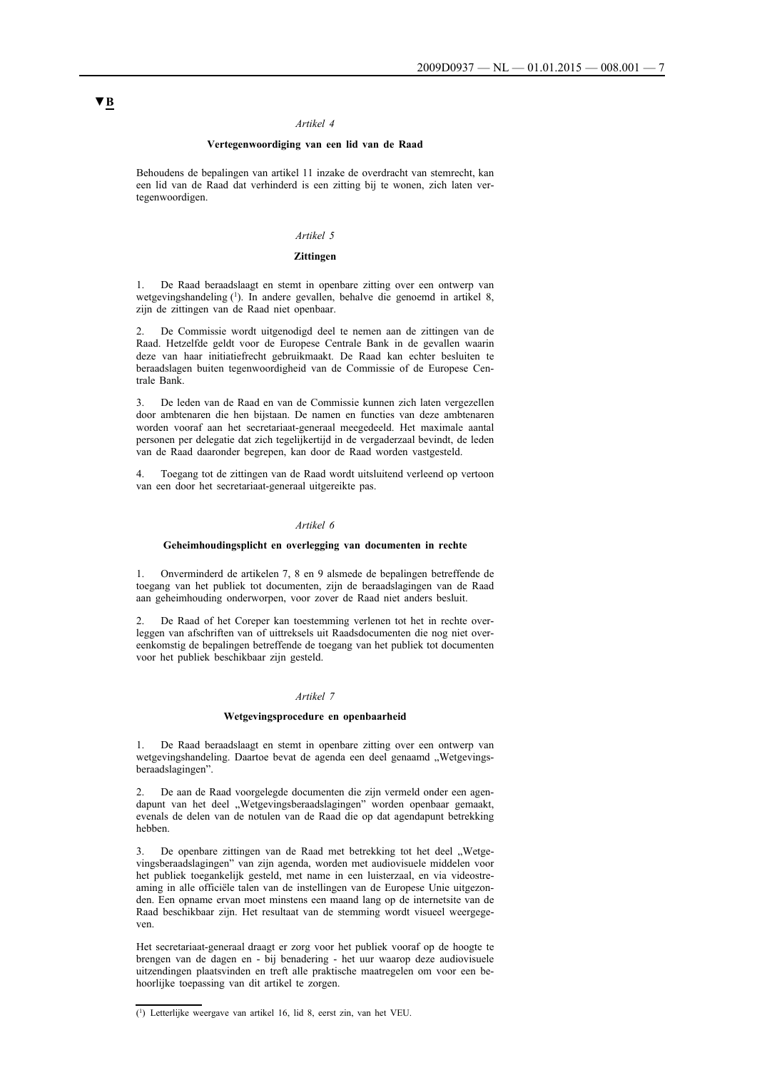▼B

*Artikel 4*

**Vertegenwoordiging van een lid van de Raad**

Behoudens de bepalingen van artikel 11 inzake de overdracht van stemrecht, kan een lid van de Raad dat verhinderd is een zitting bij te wonen, zich laten vertegenwoordigen.

*Artikel 5*

**Zittingen**

1. De Raad beraadslaagt en stemt in openbare zitting over een ontwerp van wetgevingshandeling ([1]). In andere gevallen, behalve die genoemd in artikel 8, zijn de zittingen van de Raad niet openbaar.

2. De Commissie wordt uitgenodigd deel te nemen aan de zittingen van de Raad. Hetzelfde geldt voor de Europese Centrale Bank in de gevallen waarin deze van haar initiatiefrecht gebruikmaakt. De Raad kan echter besluiten te beraadslagen buiten tegenwoordigheid van de Commissie of de Europese Centrale Bank.

3. De leden van de Raad en van de Commissie kunnen zich laten vergezellen door ambtenaren die hen bijstaan. De namen en functies van deze ambtenaren worden vooraf aan het secretariaat-generaal meegedeeld. Het maximale aantal personen per delegatie dat zich tegelijkertijd in de vergaderzaal bevindt, de leden van de Raad daaronder begrepen, kan door de Raad worden vastgesteld.

4. Toegang tot de zittingen van de Raad wordt uitsluitend verleend op vertoon van een door het secretariaat-generaal uitgereikte pas.

*Artikel 6*

**Geheimhoudingsplicht en overlegging van documenten in rechte**

1. Onverminderd de artikelen 7, 8 en 9 alsmede de bepalingen betreffende de toegang van het publiek tot documenten, zijn de beraadslagingen van de Raad aan geheimhouding onderworpen, voor zover de Raad niet anders besluit.

2. De Raad of het Coreper kan toestemming verlenen tot het in rechte overleggen van afschriften van of uittreksels uit Raadsdocumenten die nog niet overeenkomstig de bepalingen betreffende de toegang van het publiek tot documenten voor het publiek beschikbaar zijn gesteld.

*Artikel 7*

**Wetgevingsprocedure en openbaarheid**

1. De Raad beraadslaagt en stemt in openbare zitting over een ontwerp van wetgevingshandeling. Daartoe bevat de agenda een deel genaamd „Wetgevingsberaadslagingen".

2. De aan de Raad voorgelegde documenten die zijn vermeld onder een agendapunt van het deel „Wetgevingsberaadslagingen" worden openbaar gemaakt, evenals de delen van de notulen van de Raad die op dat agendapunt betrekking hebben.

3. De openbare zittingen van de Raad met betrekking tot het deel „Wetgevingsberaadslagingen" van zijn agenda, worden met audiovisuele middelen voor het publiek toegankelijk gesteld, met name in een luisterzaal, en via videostreaming in alle officiële talen van de instellingen van de Europese Unie uitgezonden. Een opname ervan moet minstens een maand lang op de internetsite van de Raad beschikbaar zijn. Het resultaat van de stemming wordt visueel weergegeven.

Het secretariaat-generaal draagt er zorg voor het publiek vooraf op de hoogte te brengen van de dagen en - bij benadering - het uur waarop deze audiovisuele uitzendingen plaatsvinden en treft alle praktische maatregelen om voor een behoorlijke toepassing van dit artikel te zorgen.

---

([1]) Letterlijke weergave van artikel 16, lid 8, eerst zin, van het VEU.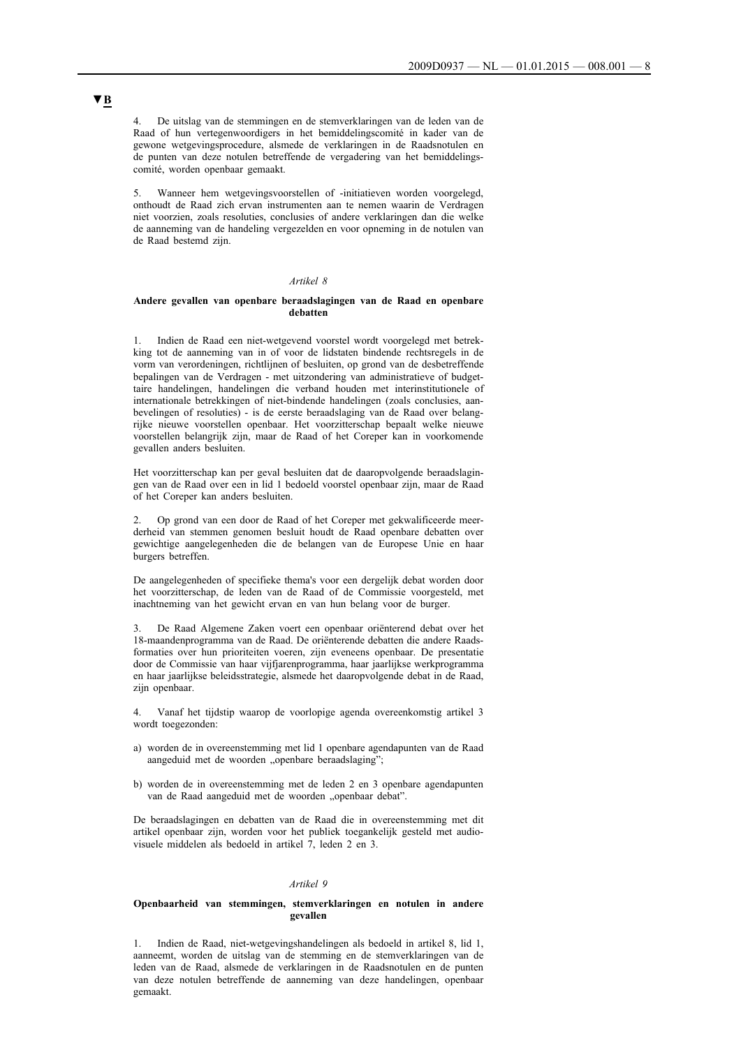**▼B**

4. De uitslag van de stemmingen en de stemverklaringen van de leden van de Raad of hun vertegenwoordigers in het bemiddelingscomité in kader van de gewone wetgevingsprocedure, alsmede de verklaringen in de Raadsnotulen en de punten van deze notulen betreffende de vergadering van het bemiddelingscomité, worden openbaar gemaakt.

5. Wanneer hem wetgevingsvoorstellen of -initiatieven worden voorgelegd, onthoudt de Raad zich ervan instrumenten aan te nemen waarin de Verdragen niet voorzien, zoals resoluties, conclusies of andere verklaringen dan die welke de aanneming van de handeling vergezelden en voor opneming in de notulen van de Raad bestemd zijn.

*Artikel 8*

**Andere gevallen van openbare beraadslagingen van de Raad en openbare debatten**

1. Indien de Raad een niet-wetgevend voorstel wordt voorgelegd met betrekking tot de aanneming van in of voor de lidstaten bindende rechtsregels in de vorm van verordeningen, richtlijnen of besluiten, op grond van de desbetreffende bepalingen van de Verdragen - met uitzondering van administratieve of budgettaire handelingen, handelingen die verband houden met interinstitutionele of internationale betrekkingen of niet-bindende handelingen (zoals conclusies, aanbevelingen of resoluties) - is de eerste beraadslaging van de Raad over belangrijke nieuwe voorstellen openbaar. Het voorzitterschap bepaalt welke nieuwe voorstellen belangrijk zijn, maar de Raad of het Coreper kan in voorkomende gevallen anders besluiten.

Het voorzitterschap kan per geval besluiten dat de daaropvolgende beraadslagingen van de Raad over een in lid 1 bedoeld voorstel openbaar zijn, maar de Raad of het Coreper kan anders besluiten.

2. Op grond van een door de Raad of het Coreper met gekwalificeerde meerderheid van stemmen genomen besluit houdt de Raad openbare debatten over gewichtige aangelegenheden die de belangen van de Europese Unie en haar burgers betreffen.

De aangelegenheden of specifieke thema's voor een dergelijk debat worden door het voorzitterschap, de leden van de Raad of de Commissie voorgesteld, met inachtneming van het gewicht ervan en van hun belang voor de burger.

3. De Raad Algemene Zaken voert een openbaar oriënterend debat over het 18-maandenprogramma van de Raad. De oriënterende debatten die andere Raadsformaties over hun prioriteiten voeren, zijn eveneens openbaar. De presentatie door de Commissie van haar vijfjarenprogramma, haar jaarlijkse werkprogramma en haar jaarlijkse beleidsstrategie, alsmede het daaropvolgende debat in de Raad, zijn openbaar.

4. Vanaf het tijdstip waarop de voorlopige agenda overeenkomstig artikel 3 wordt toegezonden:

a) worden de in overeenstemming met lid 1 openbare agendapunten van de Raad aangeduid met de woorden „openbare beraadslaging”;

b) worden de in overeenstemming met de leden 2 en 3 openbare agendapunten van de Raad aangeduid met de woorden „openbaar debat”.

De beraadslagingen en debatten van de Raad die in overeenstemming met dit artikel openbaar zijn, worden voor het publiek toegankelijk gesteld met audiovisuele middelen als bedoeld in artikel 7, leden 2 en 3.

*Artikel 9*

**Openbaarheid van stemmingen, stemverklaringen en notulen in andere gevallen**

1. Indien de Raad, niet-wetgevingshandelingen als bedoeld in artikel 8, lid 1, aanneemt, worden de uitslag van de stemming en de stemverklaringen van de leden van de Raad, alsmede de verklaringen in de Raadsnotulen en de punten van deze notulen betreffende de aanneming van deze handelingen, openbaar gemaakt.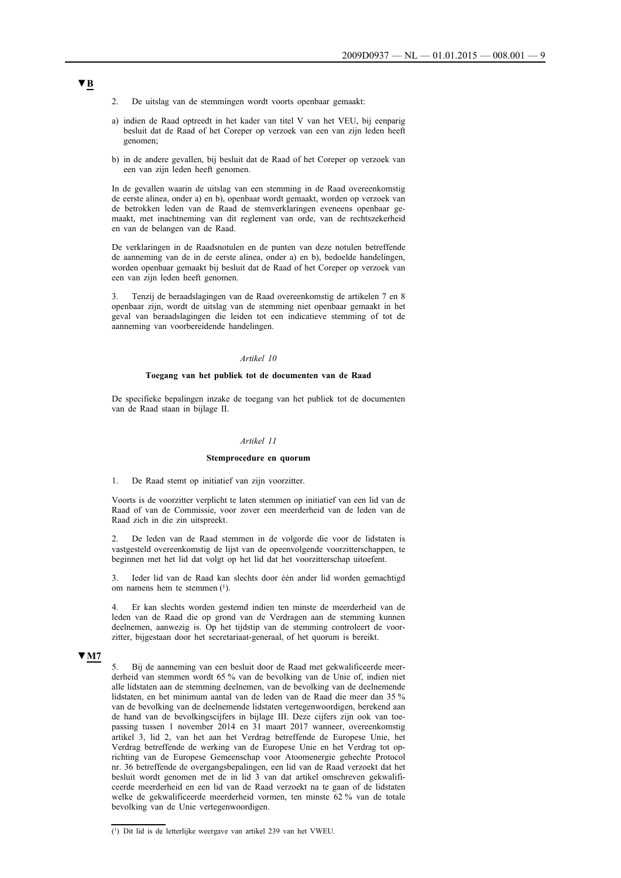▼B

2. De uitslag van de stemmingen wordt voorts openbaar gemaakt:

a) indien de Raad optreedt in het kader van titel V van het VEU, bij eenparig besluit dat de Raad of het Coreper op verzoek van een van zijn leden heeft genomen;

b) in de andere gevallen, bij besluit dat de Raad of het Coreper op verzoek van een van zijn leden heeft genomen.

In de gevallen waarin de uitslag van een stemming in de Raad overeenkomstig de eerste alinea, onder a) en b), openbaar wordt gemaakt, worden op verzoek van de betrokken leden van de Raad de stemverklaringen eveneens openbaar gemaakt, met inachtneming van dit reglement van orde, van de rechtszekerheid en van de belangen van de Raad.

De verklaringen in de Raadsnotulen en de punten van deze notulen betreffende de aanneming van de in de eerste alinea, onder a) en b), bedoelde handelingen, worden openbaar gemaakt bij besluit dat de Raad of het Coreper op verzoek van een van zijn leden heeft genomen.

3. Tenzij de beraadslagingen van de Raad overeenkomstig de artikelen 7 en 8 openbaar zijn, wordt de uitslag van de stemming niet openbaar gemaakt in het geval van beraadslagingen die leiden tot een indicatieve stemming of tot de aanneming van voorbereidende handelingen.

*Artikel 10*

**Toegang van het publiek tot de documenten van de Raad**

De specifieke bepalingen inzake de toegang van het publiek tot de documenten van de Raad staan in bijlage II.

*Artikel 11*

**Stemprocedure en quorum**

1. De Raad stemt op initiatief van zijn voorzitter.

Voorts is de voorzitter verplicht te laten stemmen op initiatief van een lid van de Raad of van de Commissie, voor zover een meerderheid van de leden van de Raad zich in die zin uitspreekt.

2. De leden van de Raad stemmen in de volgorde die voor de lidstaten is vastgesteld overeenkomstig de lijst van de opeenvolgende voorzitterschappen, te beginnen met het lid dat volgt op het lid dat het voorzitterschap uitoefent.

3. Ieder lid van de Raad kan slechts door één ander lid worden gemachtigd om namens hem te stemmen [1].

4. Er kan slechts worden gestemd indien ten minste de meerderheid van de leden van de Raad die op grond van de Verdragen aan de stemming kunnen deelnemen, aanwezig is. Op het tijdstip van de stemming controleert de voorzitter, bijgestaan door het secretariaat-generaal, of het quorum is bereikt.

▼M7

5. Bij de aanneming van een besluit door de Raad met gekwalificeerde meerderheid van stemmen wordt 65 % van de bevolking van de Unie of, indien niet alle lidstaten aan de stemming deelnemen, van de bevolking van de deelnemende lidstaten, en het minimum aantal van de leden van de Raad die meer dan 35 % van de bevolking van de deelnemende lidstaten vertegenwoordigen, berekend aan de hand van de bevolkingscijfers in bijlage III. Deze cijfers zijn ook van toepassing tussen 1 november 2014 en 31 maart 2017 wanneer, overeenkomstig artikel 3, lid 2, van het aan het Verdrag betreffende de Europese Unie, het Verdrag betreffende de werking van de Europese Unie en het Verdrag tot oprichting van de Europese Gemeenschap voor Atoomenergie gehechte Protocol nr. 36 betreffende de overgangsbepalingen, een lid van de Raad verzoekt dat het besluit wordt genomen met de in lid 3 van dat artikel omschreven gekwalificeerde meerderheid en een lid van de Raad verzoekt na te gaan of de lidstaten welke de gekwalificeerde meerderheid vormen, ten minste 62 % van de totale bevolking van de Unie vertegenwoordigen.

---

[1] Dit lid is de letterlijke weergave van artikel 239 van het VWEU.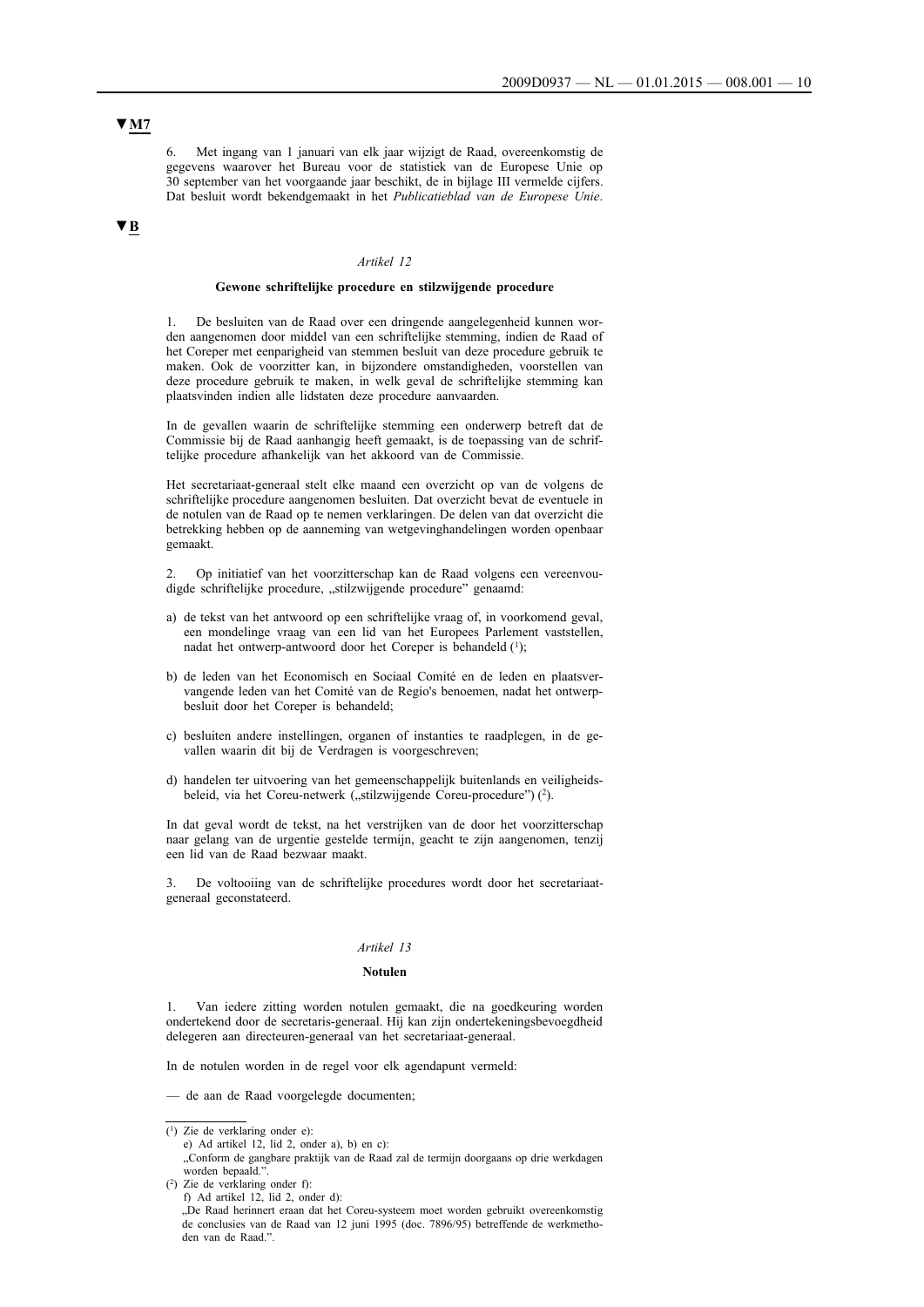▼M7

6. Met ingang van 1 januari van elk jaar wijzigt de Raad, overeenkomstig de gegevens waarover het Bureau voor de statistiek van de Europese Unie op 30 september van het voorgaande jaar beschikt, de in bijlage III vermelde cijfers. Dat besluit wordt bekendgemaakt in het *Publicatieblad van de Europese Unie*.

▼B

*Artikel 12*

**Gewone schriftelijke procedure en stilzwijgende procedure**

1. De besluiten van de Raad over een dringende aangelegenheid kunnen worden aangenomen door middel van een schriftelijke stemming, indien de Raad of het Coreper met eenparigheid van stemmen besluit van deze procedure gebruik te maken. Ook de voorzitter kan, in bijzondere omstandigheden, voorstellen van deze procedure gebruik te maken, in welk geval de schriftelijke stemming kan plaatsvinden indien alle lidstaten deze procedure aanvaarden.

In de gevallen waarin de schriftelijke stemming een onderwerp betreft dat de Commissie bij de Raad aanhangig heeft gemaakt, is de toepassing van de schriftelijke procedure afhankelijk van het akkoord van de Commissie.

Het secretariaat-generaal stelt elke maand een overzicht op van de volgens de schriftelijke procedure aangenomen besluiten. Dat overzicht bevat de eventuele in de notulen van de Raad op te nemen verklaringen. De delen van dat overzicht die betrekking hebben op de aanneming van wetgevinghandelingen worden openbaar gemaakt.

2. Op initiatief van het voorzitterschap kan de Raad volgens een vereenvoudigde schriftelijke procedure, „stilzwijgende procedure" genaamd:

a) de tekst van het antwoord op een schriftelijke vraag of, in voorkomend geval, een mondelinge vraag van een lid van het Europees Parlement vaststellen, nadat het ontwerp-antwoord door het Coreper is behandeld [1];

b) de leden van het Economisch en Sociaal Comité en de leden en plaatsvervangende leden van het Comité van de Regio's benoemen, nadat het ontwerpbesluit door het Coreper is behandeld;

c) besluiten andere instellingen, organen of instanties te raadplegen, in de gevallen waarin dit bij de Verdragen is voorgeschreven;

d) handelen ter uitvoering van het gemeenschappelijk buitenlands en veiligheidsbeleid, via het Coreu-netwerk („stilzwijgende Coreu-procedure") [2].

In dat geval wordt de tekst, na het verstrijken van de door het voorzitterschap naar gelang van de urgentie gestelde termijn, geacht te zijn aangenomen, tenzij een lid van de Raad bezwaar maakt.

3. De voltooiing van de schriftelijke procedures wordt door het secretariaat-generaal geconstateerd.

*Artikel 13*

**Notulen**

1. Van iedere zitting worden notulen gemaakt, die na goedkeuring worden ondertekend door de secretaris-generaal. Hij kan zijn ondertekeningsbevoegdheid delegeren aan directeuren-generaal van het secretariaat-generaal.

In de notulen worden in de regel voor elk agendapunt vermeld:

— de aan de Raad voorgelegde documenten;

---

[1] Zie de verklaring onder e):
e) Ad artikel 12, lid 2, onder a), b) en c):
„Conform de gangbare praktijk van de Raad zal de termijn doorgaans op drie werkdagen worden bepaald.".

[2] Zie de verklaring onder f):
f) Ad artikel 12, lid 2, onder d):
„De Raad herinnert eraan dat het Coreu-systeem moet worden gebruikt overeenkomstig de conclusies van de Raad van 12 juni 1995 (doc. 7896/95) betreffende de werkmethoden van de Raad.".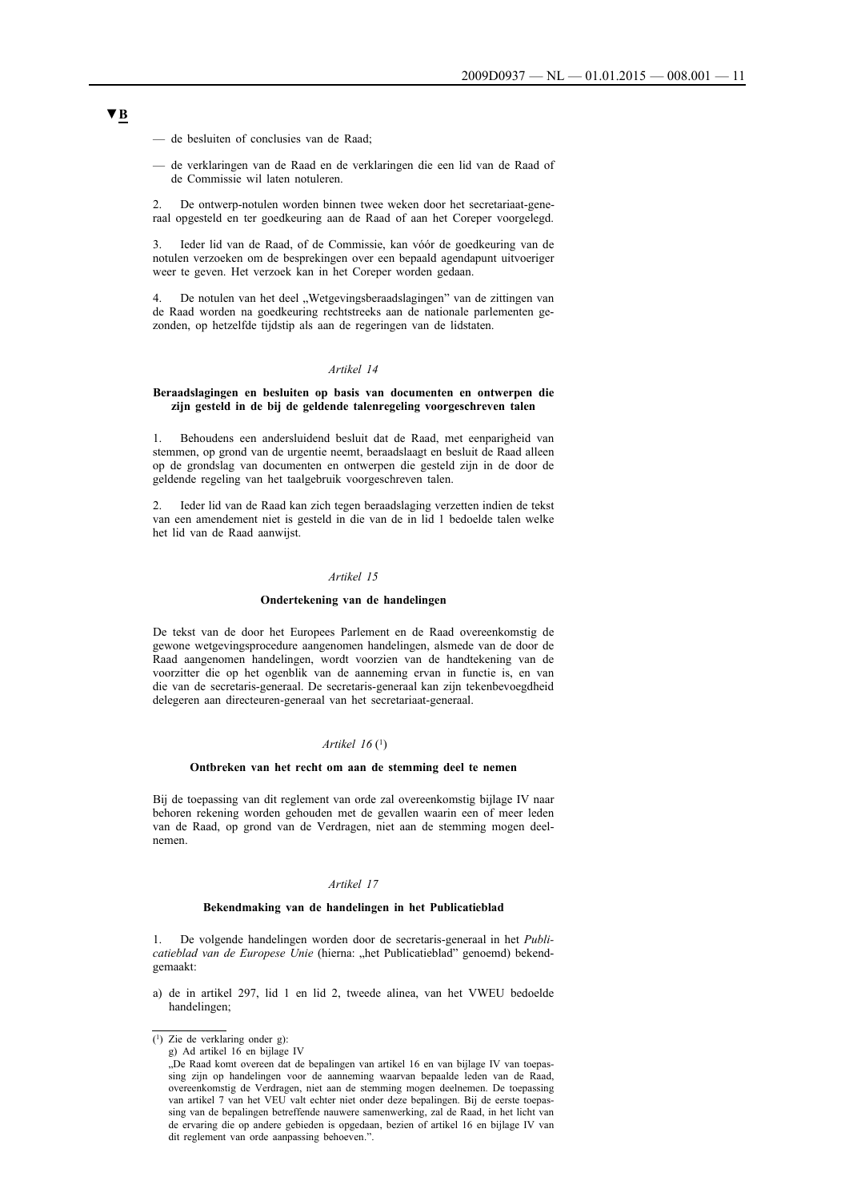▼B

— de besluiten of conclusies van de Raad;

— de verklaringen van de Raad en de verklaringen die een lid van de Raad of de Commissie wil laten notuleren.

2. De ontwerp-notulen worden binnen twee weken door het secretariaat-generaal opgesteld en ter goedkeuring aan de Raad of aan het Coreper voorgelegd.

3. Ieder lid van de Raad, of de Commissie, kan vóór de goedkeuring van de notulen verzoeken om de besprekingen over een bepaald agendapunt uitvoeriger weer te geven. Het verzoek kan in het Coreper worden gedaan.

4. De notulen van het deel „Wetgevingsberaadslagingen" van de zittingen van de Raad worden na goedkeuring rechtstreeks aan de nationale parlementen gezonden, op hetzelfde tijdstip als aan de regeringen van de lidstaten.

*Artikel 14*

**Beraadslagingen en besluiten op basis van documenten en ontwerpen die zijn gesteld in de bij de geldende talenregeling voorgeschreven talen**

1. Behoudens een andersluidend besluit dat de Raad, met eenparigheid van stemmen, op grond van de urgentie neemt, beraadslaagt en besluit de Raad alleen op de grondslag van documenten en ontwerpen die gesteld zijn in de door de geldende regeling van het taalgebruik voorgeschreven talen.

2. Ieder lid van de Raad kan zich tegen beraadslaging verzetten indien de tekst van een amendement niet is gesteld in die van de in lid 1 bedoelde talen welke het lid van de Raad aanwijst.

*Artikel 15*

**Ondertekening van de handelingen**

De tekst van de door het Europees Parlement en de Raad overeenkomstig de gewone wetgevingsprocedure aangenomen handelingen, alsmede van de door de Raad aangenomen handelingen, wordt voorzien van de handtekening van de voorzitter die op het ogenblik van de aanneming ervan in functie is, en van die van de secretaris-generaal. De secretaris-generaal kan zijn tekenbevoegdheid delegeren aan directeuren-generaal van het secretariaat-generaal.

*Artikel 16* [1]

**Ontbreken van het recht om aan de stemming deel te nemen**

Bij de toepassing van dit reglement van orde zal overeenkomstig bijlage IV naar behoren rekening worden gehouden met de gevallen waarin een of meer leden van de Raad, op grond van de Verdragen, niet aan de stemming mogen deelnemen.

*Artikel 17*

**Bekendmaking van de handelingen in het Publicatieblad**

1. De volgende handelingen worden door de secretaris-generaal in het *Publicatieblad van de Europese Unie* (hierna: „het Publicatieblad" genoemd) bekendgemaakt:

a) de in artikel 297, lid 1 en lid 2, tweede alinea, van het VWEU bedoelde handelingen;

---

[1] Zie de verklaring onder g):
g) Ad artikel 16 en bijlage IV
„De Raad komt overeen dat de bepalingen van artikel 16 en van bijlage IV van toepassing zijn op handelingen voor de aanneming waarvan bepaalde leden van de Raad, overeenkomstig de Verdragen, niet aan de stemming mogen deelnemen. De toepassing van artikel 7 van het VEU valt echter niet onder deze bepalingen. Bij de eerste toepassing van de bepalingen betreffende nauwere samenwerking, zal de Raad, in het licht van de ervaring die op andere gebieden is opgedaan, bezien of artikel 16 en bijlage IV van dit reglement van orde aanpassing behoeven.".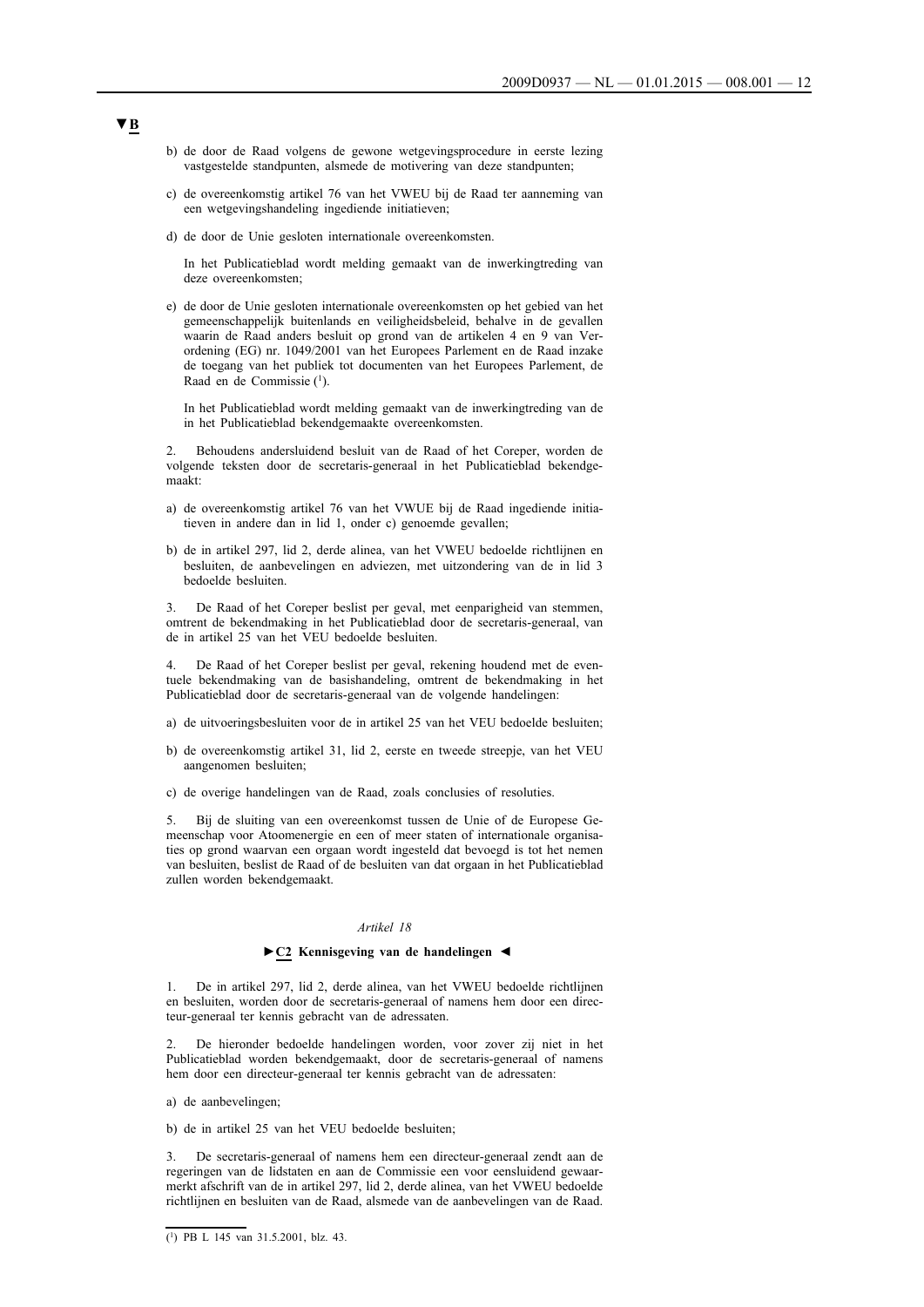▼B

b) de door de Raad volgens de gewone wetgevingsprocedure in eerste lezing vastgestelde standpunten, alsmede de motivering van deze standpunten;

c) de overeenkomstig artikel 76 van het VWEU bij de Raad ter aanneming van een wetgevingshandeling ingediende initiatieven;

d) de door de Unie gesloten internationale overeenkomsten.

In het Publicatieblad wordt melding gemaakt van de inwerkingtreding van deze overeenkomsten;

e) de door de Unie gesloten internationale overeenkomsten op het gebied van het gemeenschappelijk buitenlands en veiligheidsbeleid, behalve in de gevallen waarin de Raad anders besluit op grond van de artikelen 4 en 9 van Verordening (EG) nr. 1049/2001 van het Europees Parlement en de Raad inzake de toegang van het publiek tot documenten van het Europees Parlement, de Raad en de Commissie [1].

In het Publicatieblad wordt melding gemaakt van de inwerkingtreding van de in het Publicatieblad bekendgemaakte overeenkomsten.

2. Behoudens andersluidend besluit van de Raad of het Coreper, worden de volgende teksten door de secretaris-generaal in het Publicatieblad bekendgemaakt:

a) de overeenkomstig artikel 76 van het VWUE bij de Raad ingediende initiatieven in andere dan in lid 1, onder c) genoemde gevallen;

b) de in artikel 297, lid 2, derde alinea, van het VWEU bedoelde richtlijnen en besluiten, de aanbevelingen en adviezen, met uitzondering van de in lid 3 bedoelde besluiten.

3. De Raad of het Coreper beslist per geval, met eenparigheid van stemmen, omtrent de bekendmaking in het Publicatieblad door de secretaris-generaal, van de in artikel 25 van het VEU bedoelde besluiten.

4. De Raad of het Coreper beslist per geval, rekening houdend met de eventuele bekendmaking van de basishandeling, omtrent de bekendmaking in het Publicatieblad door de secretaris-generaal van de volgende handelingen:

a) de uitvoeringsbesluiten voor de in artikel 25 van het VEU bedoelde besluiten;

b) de overeenkomstig artikel 31, lid 2, eerste en tweede streepje, van het VEU aangenomen besluiten;

c) de overige handelingen van de Raad, zoals conclusies of resoluties.

5. Bij de sluiting van een overeenkomst tussen de Unie of de Europese Gemeenschap voor Atoomenergie en een of meer staten of internationale organisaties op grond waarvan een orgaan wordt ingesteld dat bevoegd is tot het nemen van besluiten, beslist de Raad of de besluiten van dat orgaan in het Publicatieblad zullen worden bekendgemaakt.

*Artikel 18*

**►C2 Kennisgeving van de handelingen ◄**

1. De in artikel 297, lid 2, derde alinea, van het VWEU bedoelde richtlijnen en besluiten, worden door de secretaris-generaal of namens hem door een directeur-generaal ter kennis gebracht van de adressaten.

2. De hieronder bedoelde handelingen worden, voor zover zij niet in het Publicatieblad worden bekendgemaakt, door de secretaris-generaal of namens hem door een directeur-generaal ter kennis gebracht van de adressaten:

a) de aanbevelingen;

b) de in artikel 25 van het VEU bedoelde besluiten;

3. De secretaris-generaal of namens hem een directeur-generaal zendt aan de regeringen van de lidstaten en aan de Commissie een voor eensluidend gewaarmerkt afschrift van de in artikel 297, lid 2, derde alinea, van het VWEU bedoelde richtlijnen en besluiten van de Raad, alsmede van de aanbevelingen van de Raad.

---

[1] PB L 145 van 31.5.2001, blz. 43.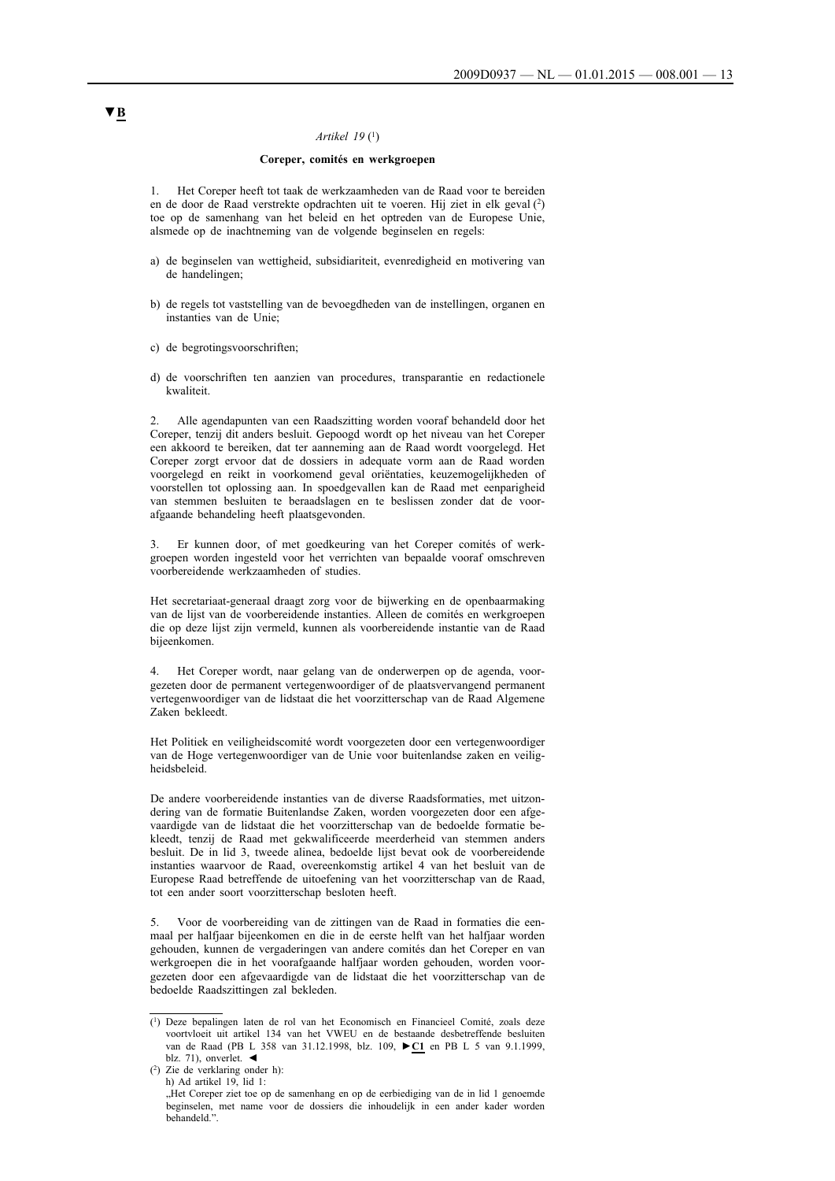▼B

*Artikel 19* [1]

**Coreper, comités en werkgroepen**

1. Het Coreper heeft tot taak de werkzaamheden van de Raad voor te bereiden en de door de Raad verstrekte opdrachten uit te voeren. Hij ziet in elk geval [2] toe op de samenhang van het beleid en het optreden van de Europese Unie, alsmede op de inachtneming van de volgende beginselen en regels:

a) de beginselen van wettigheid, subsidiariteit, evenredigheid en motivering van de handelingen;

b) de regels tot vaststelling van de bevoegdheden van de instellingen, organen en instanties van de Unie;

c) de begrotingsvoorschriften;

d) de voorschriften ten aanzien van procedures, transparantie en redactionele kwaliteit.

2. Alle agendapunten van een Raadszitting worden vooraf behandeld door het Coreper, tenzij dit anders besluit. Gepoogd wordt op het niveau van het Coreper een akkoord te bereiken, dat ter aanneming aan de Raad wordt voorgelegd. Het Coreper zorgt ervoor dat de dossiers in adequate vorm aan de Raad worden voorgelegd en reikt in voorkomend geval oriëntaties, keuzemogelijkheden of voorstellen tot oplossing aan. In spoedgevallen kan de Raad met eenparigheid van stemmen besluiten te beraadslagen en te beslissen zonder dat de voorafgaande behandeling heeft plaatsgevonden.

3. Er kunnen door, of met goedkeuring van het Coreper comités of werkgroepen worden ingesteld voor het verrichten van bepaalde vooraf omschreven voorbereidende werkzaamheden of studies.

Het secretariaat-generaal draagt zorg voor de bijwerking en de openbaarmaking van de lijst van de voorbereidende instanties. Alleen de comités en werkgroepen die op deze lijst zijn vermeld, kunnen als voorbereidende instantie van de Raad bijeenkomen.

4. Het Coreper wordt, naar gelang van de onderwerpen op de agenda, voorgezeten door de permanent vertegenwoordiger of de plaatsvervangend permanent vertegenwoordiger van de lidstaat die het voorzitterschap van de Raad Algemene Zaken bekleedt.

Het Politiek en veiligheidscomité wordt voorgezeten door een vertegenwoordiger van de Hoge vertegenwoordiger van de Unie voor buitenlandse zaken en veiligheidsbeleid.

De andere voorbereidende instanties van de diverse Raadsformaties, met uitzondering van de formatie Buitenlandse Zaken, worden voorgezeten door een afgevaardigde van de lidstaat die het voorzitterschap van de bedoelde formatie bekleedt, tenzij de Raad met gekwalificeerde meerderheid van stemmen anders besluit. De in lid 3, tweede alinea, bedoelde lijst bevat ook de voorbereidende instanties waarvoor de Raad, overeenkomstig artikel 4 van het besluit van de Europese Raad betreffende de uitoefening van het voorzitterschap van de Raad, tot een ander soort voorzitterschap besloten heeft.

5. Voor de voorbereiding van de zittingen van de Raad in formaties die eenmaal per halfjaar bijeenkomen en die in de eerste helft van het halfjaar worden gehouden, kunnen de vergaderingen van andere comités dan het Coreper en van werkgroepen die in het voorafgaande halfjaar worden gehouden, worden voorgezeten door een afgevaardigde van de lidstaat die het voorzitterschap van de bedoelde Raadszittingen zal bekleden.

---

[1] Deze bepalingen laten de rol van het Economisch en Financieel Comité, zoals deze voortvloeit uit artikel 134 van het VWEU en de bestaande desbetreffende besluiten van de Raad (PB L 358 van 31.12.1998, blz. 109, ►C1 en PB L 5 van 9.1.1999, blz. 71), onverlet. ◄

[2] Zie de verklaring onder h):
h) Ad artikel 19, lid 1:
„Het Coreper ziet toe op de samenhang en op de eerbiediging van de in lid 1 genoemde beginselen, met name voor de dossiers die inhoudelijk in een ander kader worden behandeld.".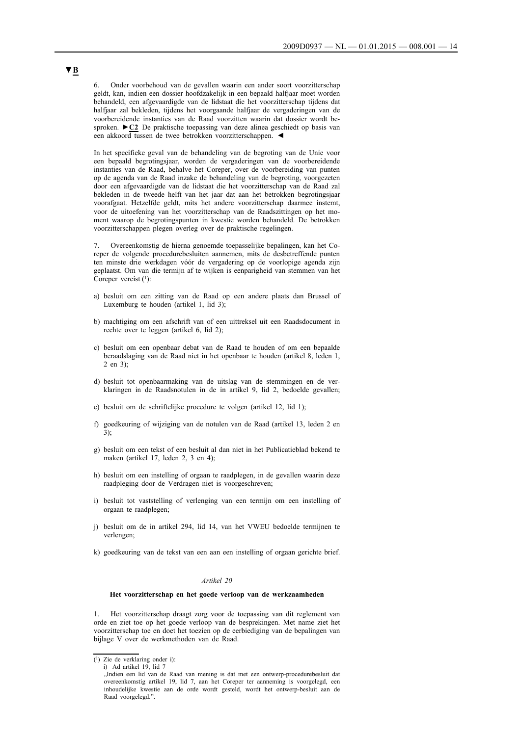▼B

6. Onder voorbehoud van de gevallen waarin een ander soort voorzitterschap geldt, kan, indien een dossier hoofdzakelijk in een bepaald halfjaar moet worden behandeld, een afgevaardigde van de lidstaat die het voorzitterschap tijdens dat halfjaar zal bekleden, tijdens het voorgaande halfjaar de vergaderingen van de voorbereidende instanties van de Raad voorzitten waarin dat dossier wordt besproken. ►C2 De praktische toepassing van deze alinea geschiedt op basis van een akkoord tussen de twee betrokken voorzitterschappen. ◄

In het specifieke geval van de behandeling van de begroting van de Unie voor een bepaald begrotingsjaar, worden de vergaderingen van de voorbereidende instanties van de Raad, behalve het Coreper, over de voorbereiding van punten op de agenda van de Raad inzake de behandeling van de begroting, voorgezeten door een afgevaardigde van de lidstaat die het voorzitterschap van de Raad zal bekleden in de tweede helft van het jaar dat aan het betrokken begrotingsjaar voorafgaat. Hetzelfde geldt, mits het andere voorzitterschap daarmee instemt, voor de uitoefening van het voorzitterschap van de Raadszittingen op het moment waarop de begrotingspunten in kwestie worden behandeld. De betrokken voorzitterschappen plegen overleg over de praktische regelingen.

7. Overeenkomstig de hierna genoemde toepasselijke bepalingen, kan het Coreper de volgende procedurebesluiten aannemen, mits de desbetreffende punten ten minste drie werkdagen vóór de vergadering op de voorlopige agenda zijn geplaatst. Om van die termijn af te wijken is eenparigheid van stemmen van het Coreper vereist [1]:

a) besluit om een zitting van de Raad op een andere plaats dan Brussel of Luxemburg te houden (artikel 1, lid 3);

b) machtiging om een afschrift van of een uittreksel uit een Raadsdocument in rechte over te leggen (artikel 6, lid 2);

c) besluit om een openbaar debat van de Raad te houden of om een bepaalde beraadslaging van de Raad niet in het openbaar te houden (artikel 8, leden 1, 2 en 3);

d) besluit tot openbaarmaking van de uitslag van de stemmingen en de verklaringen in de Raadsnotulen in de in artikel 9, lid 2, bedoelde gevallen;

e) besluit om de schriftelijke procedure te volgen (artikel 12, lid 1);

f) goedkeuring of wijziging van de notulen van de Raad (artikel 13, leden 2 en 3);

g) besluit om een tekst of een besluit al dan niet in het Publicatieblad bekend te maken (artikel 17, leden 2, 3 en 4);

h) besluit om een instelling of orgaan te raadplegen, in de gevallen waarin deze raadpleging door de Verdragen niet is voorgeschreven;

i) besluit tot vaststelling of verlenging van een termijn om een instelling of orgaan te raadplegen;

j) besluit om de in artikel 294, lid 14, van het VWEU bedoelde termijnen te verlengen;

k) goedkeuring van de tekst van een aan een instelling of orgaan gerichte brief.

*Artikel 20*

**Het voorzitterschap en het goede verloop van de werkzaamheden**

1. Het voorzitterschap draagt zorg voor de toepassing van dit reglement van orde en ziet toe op het goede verloop van de besprekingen. Met name ziet het voorzitterschap toe en doet het toezien op de eerbiediging van de bepalingen van bijlage V over de werkmethoden van de Raad.

---

[1] Zie de verklaring onder i):
i) Ad artikel 19, lid 7
„Indien een lid van de Raad van mening is dat met een ontwerp-procedurebesluit dat overeenkomstig artikel 19, lid 7, aan het Coreper ter aanneming is voorgelegd, een inhoudelijke kwestie aan de orde wordt gesteld, wordt het ontwerp-besluit aan de Raad voorgelegd.".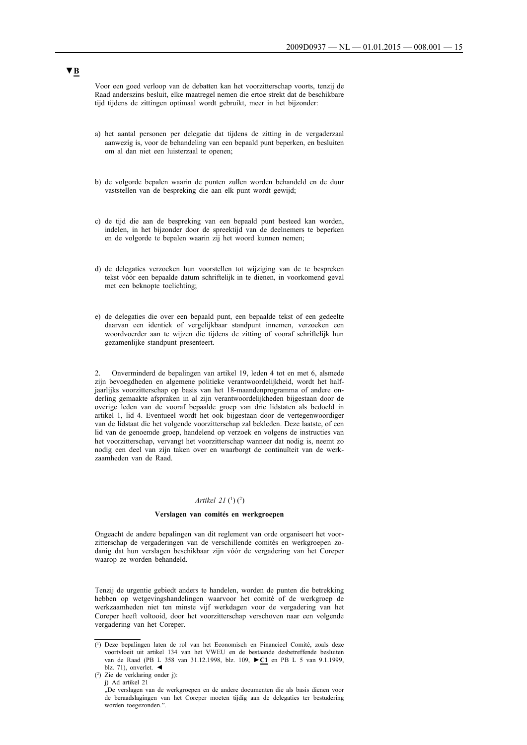▼B

Voor een goed verloop van de debatten kan het voorzitterschap voorts, tenzij de Raad anderszins besluit, elke maatregel nemen die ertoe strekt dat de beschikbare tijd tijdens de zittingen optimaal wordt gebruikt, meer in het bijzonder:

a) het aantal personen per delegatie dat tijdens de zitting in de vergaderzaal aanwezig is, voor de behandeling van een bepaald punt beperken, en besluiten om al dan niet een luisterzaal te openen;

b) de volgorde bepalen waarin de punten zullen worden behandeld en de duur vaststellen van de bespreking die aan elk punt wordt gewijd;

c) de tijd die aan de bespreking van een bepaald punt besteed kan worden, indelen, in het bijzonder door de spreektijd van de deelnemers te beperken en de volgorde te bepalen waarin zij het woord kunnen nemen;

d) de delegaties verzoeken hun voorstellen tot wijziging van de te bespreken tekst vóór een bepaalde datum schriftelijk in te dienen, in voorkomend geval met een beknopte toelichting;

e) de delegaties die over een bepaald punt, een bepaalde tekst of een gedeelte daarvan een identiek of vergelijkbaar standpunt innemen, verzoeken een woordvoerder aan te wijzen die tijdens de zitting of vooraf schriftelijk hun gezamenlijke standpunt presenteert.

2. Onverminderd de bepalingen van artikel 19, leden 4 tot en met 6, alsmede zijn bevoegdheden en algemene politieke verantwoordelijkheid, wordt het halfjaarlijks voorzitterschap op basis van het 18-maandenprogramma of andere onderling gemaakte afspraken in al zijn verantwoordelijkheden bijgestaan door de overige leden van de vooraf bepaalde groep van drie lidstaten als bedoeld in artikel 1, lid 4. Eventueel wordt het ook bijgestaan door de vertegenwoordiger van de lidstaat die het volgende voorzitterschap zal bekleden. Deze laatste, of een lid van de genoemde groep, handelend op verzoek en volgens de instructies van het voorzitterschap, vervangt het voorzitterschap wanneer dat nodig is, neemt zo nodig een deel van zijn taken over en waarborgt de continuïteit van de werkzaamheden van de Raad.

*Artikel 21* [1] [2]

**Verslagen van comités en werkgroepen**

Ongeacht de andere bepalingen van dit reglement van orde organiseert het voorzitterschap de vergaderingen van de verschillende comités en werkgroepen zodanig dat hun verslagen beschikbaar zijn vóór de vergadering van het Coreper waarop ze worden behandeld.

Tenzij de urgentie gebiedt anders te handelen, worden de punten die betrekking hebben op wetgevingshandelingen waarvoor het comité of de werkgroep de werkzaamheden niet ten minste vijf werkdagen voor de vergadering van het Coreper heeft voltooid, door het voorzitterschap verschoven naar een volgende vergadering van het Coreper.

---

[1] Deze bepalingen laten de rol van het Economisch en Financieel Comité, zoals deze voortvloeit uit artikel 134 van het VWEU en de bestaande desbetreffende besluiten van de Raad (PB L 358 van 31.12.1998, blz. 109, ►**C1** en PB L 5 van 9.1.1999, blz. 71), onverlet. ◄

[2] Zie de verklaring onder j):
j) Ad artikel 21
„De verslagen van de werkgroepen en de andere documenten die als basis dienen voor de beraadslagingen van het Coreper moeten tijdig aan de delegaties ter bestudering worden toegezonden.".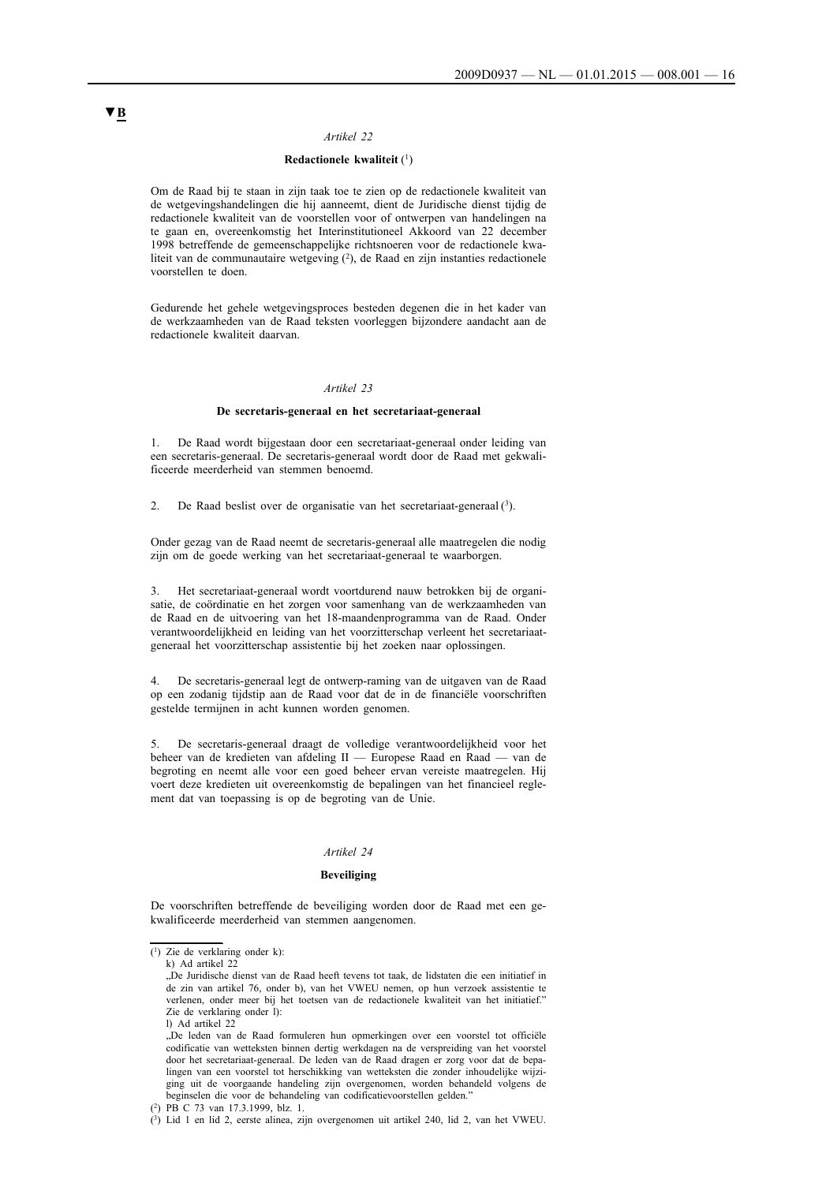▼B

*Artikel 22*

**Redactionele kwaliteit** [1]

Om de Raad bij te staan in zijn taak toe te zien op de redactionele kwaliteit van de wetgevingshandelingen die hij aanneemt, dient de Juridische dienst tijdig de redactionele kwaliteit van de voorstellen voor of ontwerpen van handelingen na te gaan en, overeenkomstig het Interinstitutioneel Akkoord van 22 december 1998 betreffende de gemeenschappelijke richtsnoeren voor de redactionele kwaliteit van de communautaire wetgeving [2], de Raad en zijn instanties redactionele voorstellen te doen.

Gedurende het gehele wetgevingsproces besteden degenen die in het kader van de werkzaamheden van de Raad teksten voorleggen bijzondere aandacht aan de redactionele kwaliteit daarvan.

*Artikel 23*

**De secretaris-generaal en het secretariaat-generaal**

1. De Raad wordt bijgestaan door een secretariaat-generaal onder leiding van een secretaris-generaal. De secretaris-generaal wordt door de Raad met gekwalificeerde meerderheid van stemmen benoemd.

2. De Raad beslist over de organisatie van het secretariaat-generaal [3].

Onder gezag van de Raad neemt de secretaris-generaal alle maatregelen die nodig zijn om de goede werking van het secretariaat-generaal te waarborgen.

3. Het secretariaat-generaal wordt voortdurend nauw betrokken bij de organisatie, de coördinatie en het zorgen voor samenhang van de werkzaamheden van de Raad en de uitvoering van het 18-maandenprogramma van de Raad. Onder verantwoordelijkheid en leiding van het voorzitterschap verleent het secretariaat-generaal het voorzitterschap assistentie bij het zoeken naar oplossingen.

4. De secretaris-generaal legt de ontwerp-raming van de uitgaven van de Raad op een zodanig tijdstip aan de Raad voor dat de in de financiële voorschriften gestelde termijnen in acht kunnen worden genomen.

5. De secretaris-generaal draagt de volledige verantwoordelijkheid voor het beheer van de kredieten van afdeling II — Europese Raad en Raad — van de begroting en neemt alle voor een goed beheer ervan vereiste maatregelen. Hij voert deze kredieten uit overeenkomstig de bepalingen van het financieel reglement dat van toepassing is op de begroting van de Unie.

*Artikel 24*

**Beveiliging**

De voorschriften betreffende de beveiliging worden door de Raad met een gekwalificeerde meerderheid van stemmen aangenomen.

---

[1] Zie de verklaring onder k):
k) Ad artikel 22
„De Juridische dienst van de Raad heeft tevens tot taak, de lidstaten die een initiatief in de zin van artikel 76, onder b), van het VWEU nemen, op hun verzoek assistentie te verlenen, onder meer bij het toetsen van de redactionele kwaliteit van het initiatief."
Zie de verklaring onder l):
l) Ad artikel 22
„De leden van de Raad formuleren hun opmerkingen over een voorstel tot officiële codificatie van wetteksten binnen dertig werkdagen na de verspreiding van het voorstel door het secretariaat-generaal. De leden van de Raad dragen er zorg voor dat de bepalingen van een voorstel tot herschikking van wetteksten die zonder inhoudelijke wijziging uit de voorgaande handeling zijn overgenomen, worden behandeld volgens de beginselen die voor de behandeling van codificatievoorstellen gelden."

[2] PB C 73 van 17.3.1999, blz. 1.

[3] Lid 1 en lid 2, eerste alinea, zijn overgenomen uit artikel 240, lid 2, van het VWEU.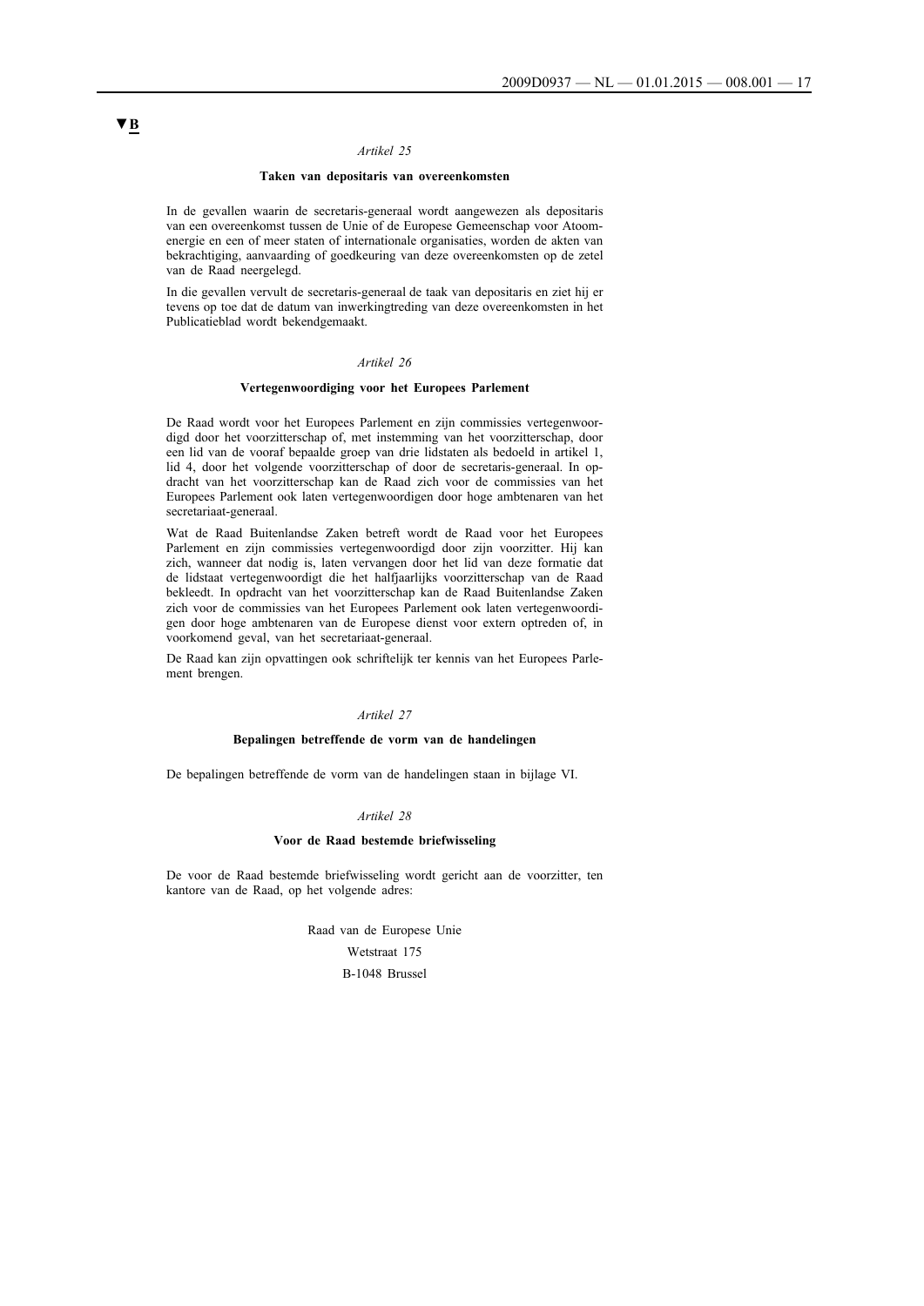▼B

*Artikel 25*

**Taken van depositaris van overeenkomsten**

In de gevallen waarin de secretaris-generaal wordt aangewezen als depositaris van een overeenkomst tussen de Unie of de Europese Gemeenschap voor Atoomenergie en een of meer staten of internationale organisaties, worden de akten van bekrachtiging, aanvaarding of goedkeuring van deze overeenkomsten op de zetel van de Raad neergelegd.

In die gevallen vervult de secretaris-generaal de taak van depositaris en ziet hij er tevens op toe dat de datum van inwerkingtreding van deze overeenkomsten in het Publicatieblad wordt bekendgemaakt.

*Artikel 26*

**Vertegenwoordiging voor het Europees Parlement**

De Raad wordt voor het Europees Parlement en zijn commissies vertegenwoordigd door het voorzitterschap of, met instemming van het voorzitterschap, door een lid van de vooraf bepaalde groep van drie lidstaten als bedoeld in artikel 1, lid 4, door het volgende voorzitterschap of door de secretaris-generaal. In opdracht van het voorzitterschap kan de Raad zich voor de commissies van het Europees Parlement ook laten vertegenwoordigen door hoge ambtenaren van het secretariaat-generaal.

Wat de Raad Buitenlandse Zaken betreft wordt de Raad voor het Europees Parlement en zijn commissies vertegenwoordigd door zijn voorzitter. Hij kan zich, wanneer dat nodig is, laten vervangen door het lid van deze formatie dat de lidstaat vertegenwoordigt die het halfjaarlijks voorzitterschap van de Raad bekleedt. In opdracht van het voorzitterschap kan de Raad Buitenlandse Zaken zich voor de commissies van het Europees Parlement ook laten vertegenwoordigen door hoge ambtenaren van de Europese dienst voor extern optreden of, in voorkomend geval, van het secretariaat-generaal.

De Raad kan zijn opvattingen ook schriftelijk ter kennis van het Europees Parlement brengen.

*Artikel 27*

**Bepalingen betreffende de vorm van de handelingen**

De bepalingen betreffende de vorm van de handelingen staan in bijlage VI.

*Artikel 28*

**Voor de Raad bestemde briefwisseling**

De voor de Raad bestemde briefwisseling wordt gericht aan de voorzitter, ten kantore van de Raad, op het volgende adres:

Raad van de Europese Unie
Wetstraat 175
B-1048 Brussel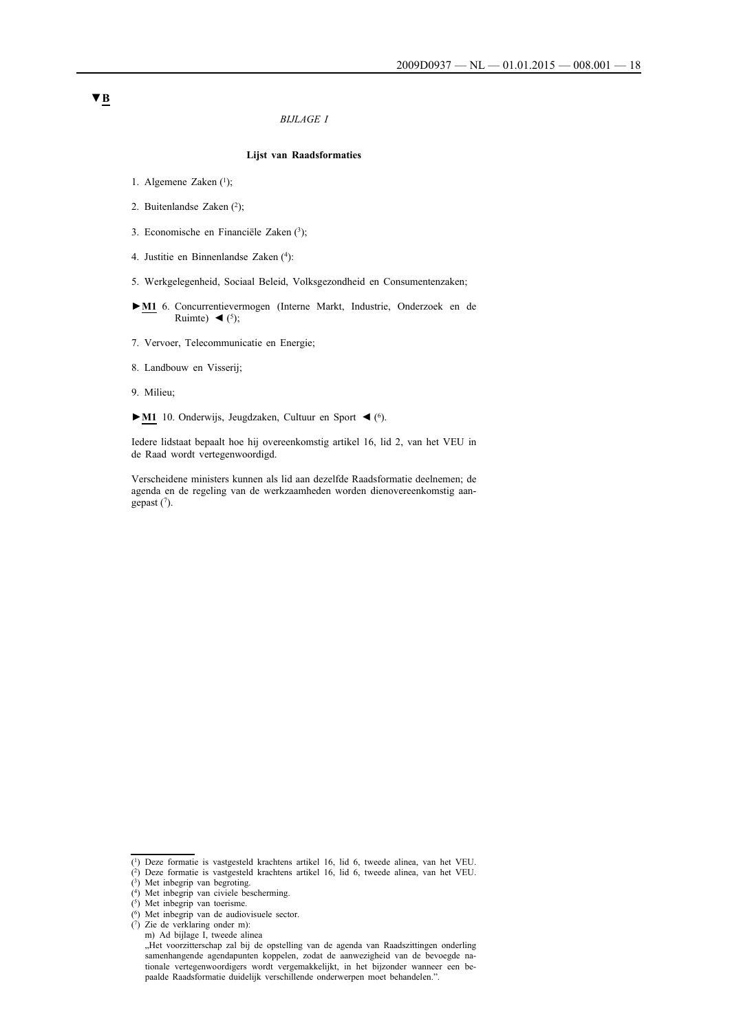▼B

*BIJLAGE I*

**Lijst van Raadsformaties**

1. Algemene Zaken [1];

2. Buitenlandse Zaken [2];

3. Economische en Financiële Zaken [3];

4. Justitie en Binnenlandse Zaken [4]:

5. Werkgelegenheid, Sociaal Beleid, Volksgezondheid en Consumentenzaken;

►M1 6. Concurrentievermogen (Interne Markt, Industrie, Onderzoek en de Ruimte) ◄ [5];

7. Vervoer, Telecommunicatie en Energie;

8. Landbouw en Visserij;

9. Milieu;

►M1 10. Onderwijs, Jeugdzaken, Cultuur en Sport ◄ [6].

Iedere lidstaat bepaalt hoe hij overeenkomstig artikel 16, lid 2, van het VEU in de Raad wordt vertegenwoordigd.

Verscheidene ministers kunnen als lid aan dezelfde Raadsformatie deelnemen; de agenda en de regeling van de werkzaamheden worden dienovereenkomstig aangepast [7].

---

[1] Deze formatie is vastgesteld krachtens artikel 16, lid 6, tweede alinea, van het VEU.

[2] Deze formatie is vastgesteld krachtens artikel 16, lid 6, tweede alinea, van het VEU.

[3] Met inbegrip van begroting.

[4] Met inbegrip van civiele bescherming.

[5] Met inbegrip van toerisme.

[6] Met inbegrip van de audiovisuele sector.

[7] Zie de verklaring onder m):
m) Ad bijlage I, tweede alinea
„Het voorzitterschap zal bij de opstelling van de agenda van Raadszittingen onderling samenhangende agendapunten koppelen, zodat de aanwezigheid van de bevoegde nationale vertegenwoordigers wordt vergemakkelijkt, in het bijzonder wanneer een bepaalde Raadsformatie duidelijk verschillende onderwerpen moet behandelen.”.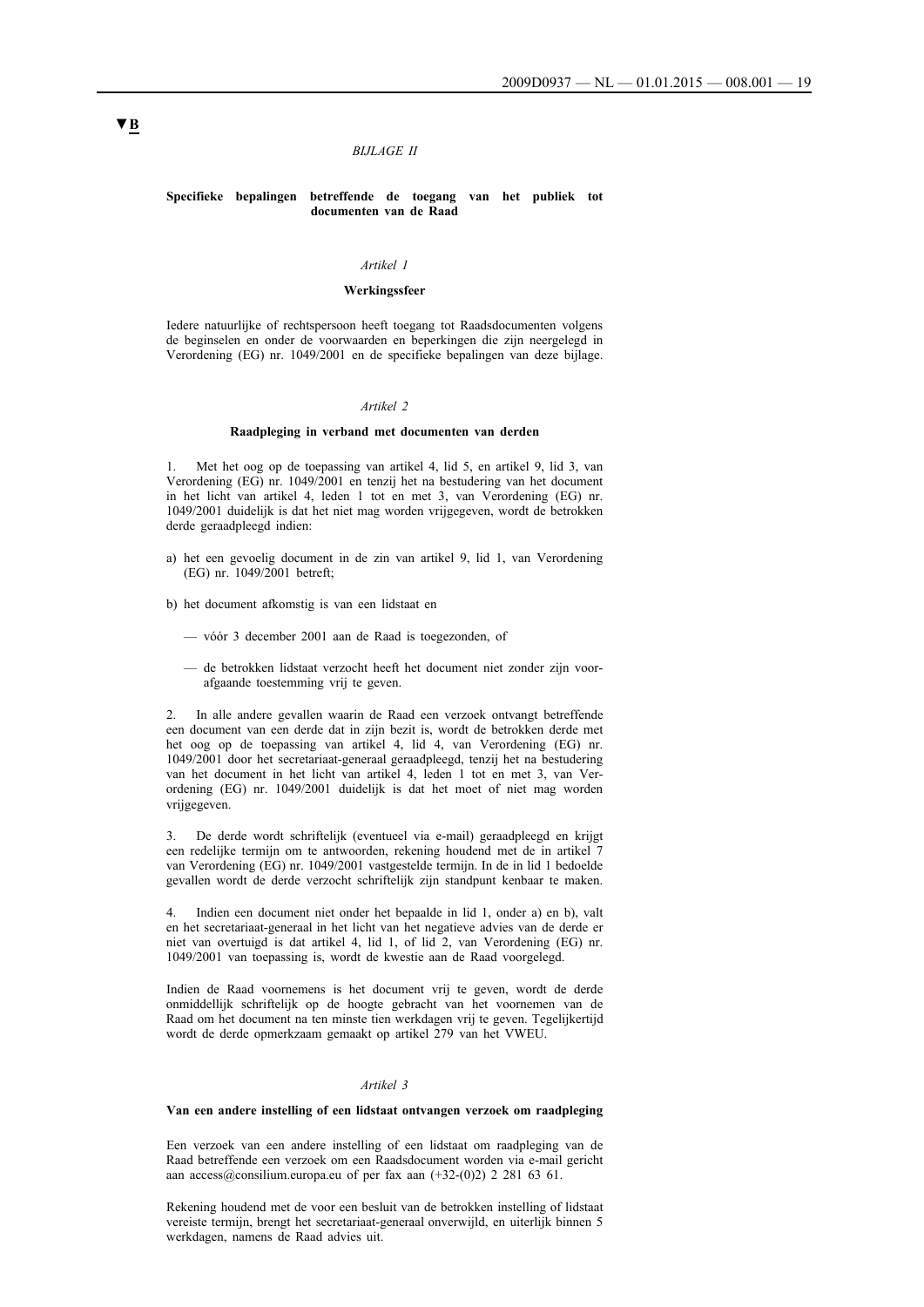▼B

*BIJLAGE II*

**Specifieke bepalingen betreffende de toegang van het publiek tot documenten van de Raad**

*Artikel 1*

**Werkingssfeer**

Iedere natuurlijke of rechtspersoon heeft toegang tot Raadsdocumenten volgens de beginselen en onder de voorwaarden en beperkingen die zijn neergelegd in Verordening (EG) nr. 1049/2001 en de specifieke bepalingen van deze bijlage.

*Artikel 2*

**Raadpleging in verband met documenten van derden**

1. Met het oog op de toepassing van artikel 4, lid 5, en artikel 9, lid 3, van Verordening (EG) nr. 1049/2001 en tenzij het na bestudering van het document in het licht van artikel 4, leden 1 tot en met 3, van Verordening (EG) nr. 1049/2001 duidelijk is dat het niet mag worden vrijgegeven, wordt de betrokken derde geraadpleegd indien:

a) het een gevoelig document in de zin van artikel 9, lid 1, van Verordening (EG) nr. 1049/2001 betreft;

b) het document afkomstig is van een lidstaat en

— vóór 3 december 2001 aan de Raad is toegezonden, of

— de betrokken lidstaat verzocht heeft het document niet zonder zijn voorafgaande toestemming vrij te geven.

2. In alle andere gevallen waarin de Raad een verzoek ontvangt betreffende een document van een derde dat in zijn bezit is, wordt de betrokken derde met het oog op de toepassing van artikel 4, lid 4, van Verordening (EG) nr. 1049/2001 door het secretariaat-generaal geraadpleegd, tenzij het na bestudering van het document in het licht van artikel 4, leden 1 tot en met 3, van Verordening (EG) nr. 1049/2001 duidelijk is dat het moet of niet mag worden vrijgegeven.

3. De derde wordt schriftelijk (eventueel via e-mail) geraadpleegd en krijgt een redelijke termijn om te antwoorden, rekening houdend met de in artikel 7 van Verordening (EG) nr. 1049/2001 vastgestelde termijn. In de in lid 1 bedoelde gevallen wordt de derde verzocht schriftelijk zijn standpunt kenbaar te maken.

4. Indien een document niet onder het bepaalde in lid 1, onder a) en b), valt en het secretariaat-generaal in het licht van het negatieve advies van de derde er niet van overtuigd is dat artikel 4, lid 1, of lid 2, van Verordening (EG) nr. 1049/2001 van toepassing is, wordt de kwestie aan de Raad voorgelegd.

Indien de Raad voornemens is het document vrij te geven, wordt de derde onmiddellijk schriftelijk op de hoogte gebracht van het voornemen van de Raad om het document na ten minste tien werkdagen vrij te geven. Tegelijkertijd wordt de derde opmerkzaam gemaakt op artikel 279 van het VWEU.

*Artikel 3*

**Van een andere instelling of een lidstaat ontvangen verzoek om raadpleging**

Een verzoek van een andere instelling of een lidstaat om raadpleging van de Raad betreffende een verzoek om een Raadsdocument worden via e-mail gericht aan access@consilium.europa.eu of per fax aan (+32-(0)2) 2 281 63 61.

Rekening houdend met de voor een besluit van de betrokken instelling of lidstaat vereiste termijn, brengt het secretariaat-generaal onverwijld, en uiterlijk binnen 5 werkdagen, namens de Raad advies uit.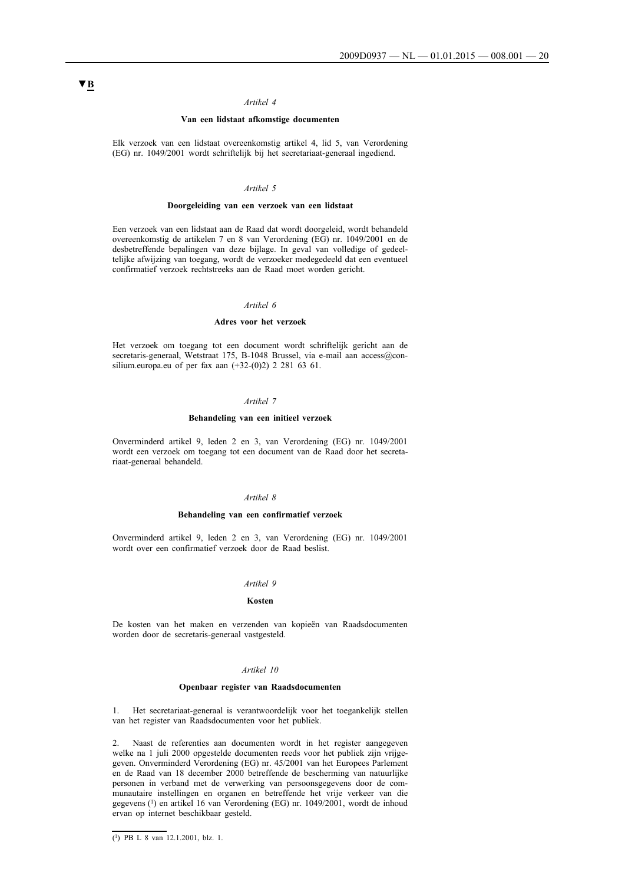▼B

*Artikel 4*

**Van een lidstaat afkomstige documenten**

Elk verzoek van een lidstaat overeenkomstig artikel 4, lid 5, van Verordening (EG) nr. 1049/2001 wordt schriftelijk bij het secretariaat-generaal ingediend.

*Artikel 5*

**Doorgeleiding van een verzoek van een lidstaat**

Een verzoek van een lidstaat aan de Raad dat wordt doorgeleid, wordt behandeld overeenkomstig de artikelen 7 en 8 van Verordening (EG) nr. 1049/2001 en de desbetreffende bepalingen van deze bijlage. In geval van volledige of gedeeltelijke afwijzing van toegang, wordt de verzoeker medegedeeld dat een eventueel confirmatief verzoek rechtstreeks aan de Raad moet worden gericht.

*Artikel 6*

**Adres voor het verzoek**

Het verzoek om toegang tot een document wordt schriftelijk gericht aan de secretaris-generaal, Wetstraat 175, B-1048 Brussel, via e-mail aan access@consilium.europa.eu of per fax aan (+32-(0)2) 2 281 63 61.

*Artikel 7*

**Behandeling van een initieel verzoek**

Onverminderd artikel 9, leden 2 en 3, van Verordening (EG) nr. 1049/2001 wordt een verzoek om toegang tot een document van de Raad door het secretariaat-generaal behandeld.

*Artikel 8*

**Behandeling van een confirmatief verzoek**

Onverminderd artikel 9, leden 2 en 3, van Verordening (EG) nr. 1049/2001 wordt over een confirmatief verzoek door de Raad beslist.

*Artikel 9*

**Kosten**

De kosten van het maken en verzenden van kopieën van Raadsdocumenten worden door de secretaris-generaal vastgesteld.

*Artikel 10*

**Openbaar register van Raadsdocumenten**

1. Het secretariaat-generaal is verantwoordelijk voor het toegankelijk stellen van het register van Raadsdocumenten voor het publiek.

2. Naast de referenties aan documenten wordt in het register aangegeven welke na 1 juli 2000 opgestelde documenten reeds voor het publiek zijn vrijgegeven. Onverminderd Verordening (EG) nr. 45/2001 van het Europees Parlement en de Raad van 18 december 2000 betreffende de bescherming van natuurlijke personen in verband met de verwerking van persoonsgegevens door de communautaire instellingen en organen en betreffende het vrije verkeer van die gegevens [1] en artikel 16 van Verordening (EG) nr. 1049/2001, wordt de inhoud ervan op internet beschikbaar gesteld.

---

[1] PB L 8 van 12.1.2001, blz. 1.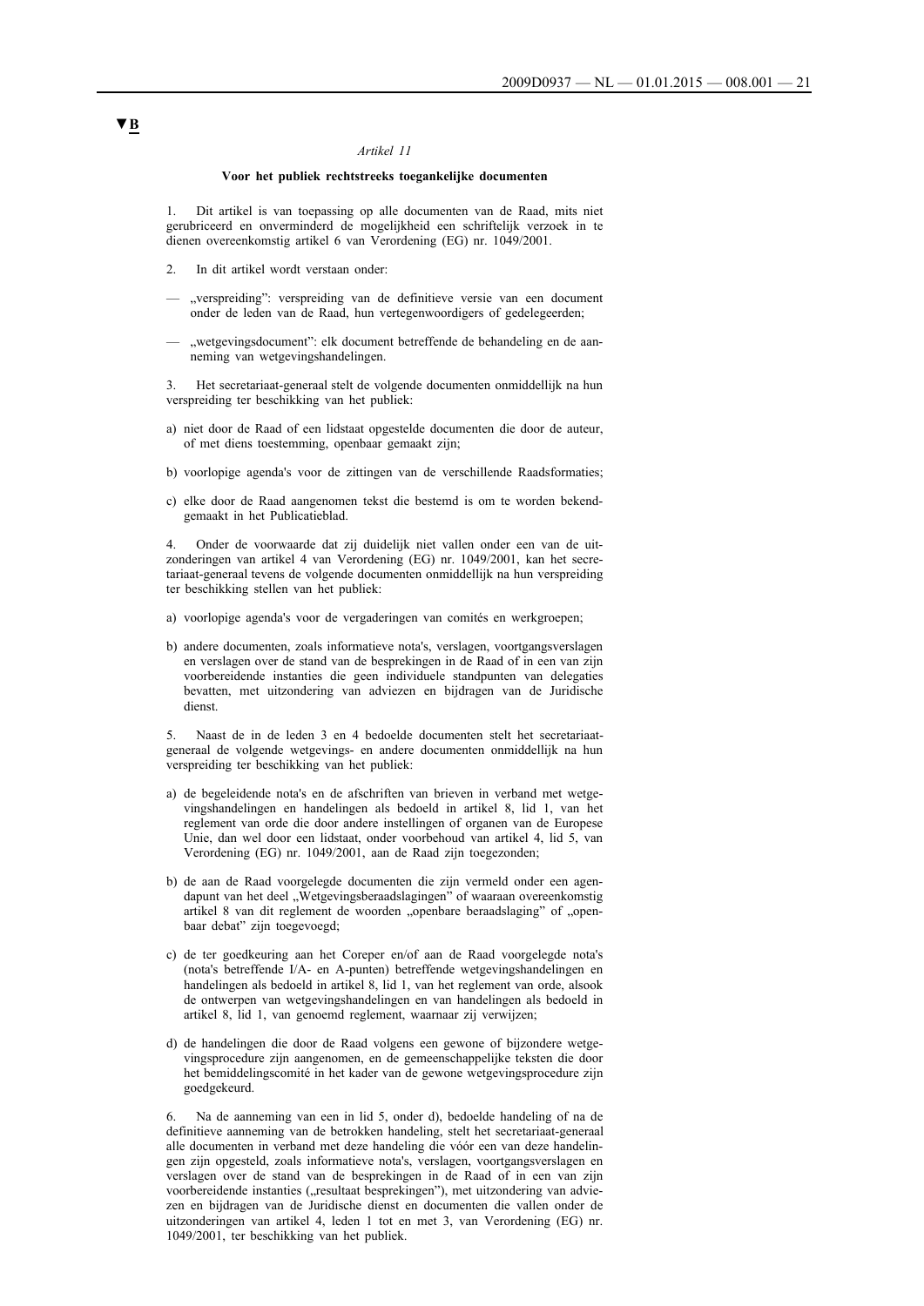▼B

*Artikel 11*

**Voor het publiek rechtstreeks toegankelijke documenten**

1. Dit artikel is van toepassing op alle documenten van de Raad, mits niet gerubriceerd en onverminderd de mogelijkheid een schriftelijk verzoek in te dienen overeenkomstig artikel 6 van Verordening (EG) nr. 1049/2001.

2. In dit artikel wordt verstaan onder:

— „verspreiding": verspreiding van de definitieve versie van een document onder de leden van de Raad, hun vertegenwoordigers of gedelegeerden;

— „wetgevingsdocument": elk document betreffende de behandeling en de aanneming van wetgevingshandelingen.

3. Het secretariaat-generaal stelt de volgende documenten onmiddellijk na hun verspreiding ter beschikking van het publiek:

a) niet door de Raad of een lidstaat opgestelde documenten die door de auteur, of met diens toestemming, openbaar gemaakt zijn;

b) voorlopige agenda's voor de zittingen van de verschillende Raadsformaties;

c) elke door de Raad aangenomen tekst die bestemd is om te worden bekendgemaakt in het Publicatieblad.

4. Onder de voorwaarde dat zij duidelijk niet vallen onder een van de uitzonderingen van artikel 4 van Verordening (EG) nr. 1049/2001, kan het secretariaat-generaal tevens de volgende documenten onmiddellijk na hun verspreiding ter beschikking stellen van het publiek:

a) voorlopige agenda's voor de vergaderingen van comités en werkgroepen;

b) andere documenten, zoals informatieve nota's, verslagen, voortgangsverslagen en verslagen over de stand van de besprekingen in de Raad of in een van zijn voorbereidende instanties die geen individuele standpunten van delegaties bevatten, met uitzondering van adviezen en bijdragen van de Juridische dienst.

5. Naast de in de leden 3 en 4 bedoelde documenten stelt het secretariaat-generaal de volgende wetgevings- en andere documenten onmiddellijk na hun verspreiding ter beschikking van het publiek:

a) de begeleidende nota's en de afschriften van brieven in verband met wetgevingshandelingen en handelingen als bedoeld in artikel 8, lid 1, van het reglement van orde die door andere instellingen of organen van de Europese Unie, dan wel door een lidstaat, onder voorbehoud van artikel 4, lid 5, van Verordening (EG) nr. 1049/2001, aan de Raad zijn toegezonden;

b) de aan de Raad voorgelegde documenten die zijn vermeld onder een agendapunt van het deel „Wetgevingsberaadslagingen" of waaraan overeenkomstig artikel 8 van dit reglement de woorden „openbare beraadslaging" of „openbaar debat" zijn toegevoegd;

c) de ter goedkeuring aan het Coreper en/of aan de Raad voorgelegde nota's (nota's betreffende I/A- en A-punten) betreffende wetgevingshandelingen en handelingen als bedoeld in artikel 8, lid 1, van het reglement van orde, alsook de ontwerpen van wetgevingshandelingen en van handelingen als bedoeld in artikel 8, lid 1, van genoemd reglement, waarnaar zij verwijzen;

d) de handelingen die door de Raad volgens een gewone of bijzondere wetgevingsprocedure zijn aangenomen, en de gemeenschappelijke teksten die door het bemiddelingscomité in het kader van de gewone wetgevingsprocedure zijn goedgekeurd.

6. Na de aanneming van een in lid 5, onder d), bedoelde handeling of na de definitieve aanneming van de betrokken handeling, stelt het secretariaat-generaal alle documenten in verband met deze handeling die vóór een van deze handelingen zijn opgesteld, zoals informatieve nota's, verslagen, voortgangsverslagen en verslagen over de stand van de besprekingen in de Raad of in een van zijn voorbereidende instanties („resultaat besprekingen"), met uitzondering van adviezen en bijdragen van de Juridische dienst en documenten die vallen onder de uitzonderingen van artikel 4, leden 1 tot en met 3, van Verordening (EG) nr. 1049/2001, ter beschikking van het publiek.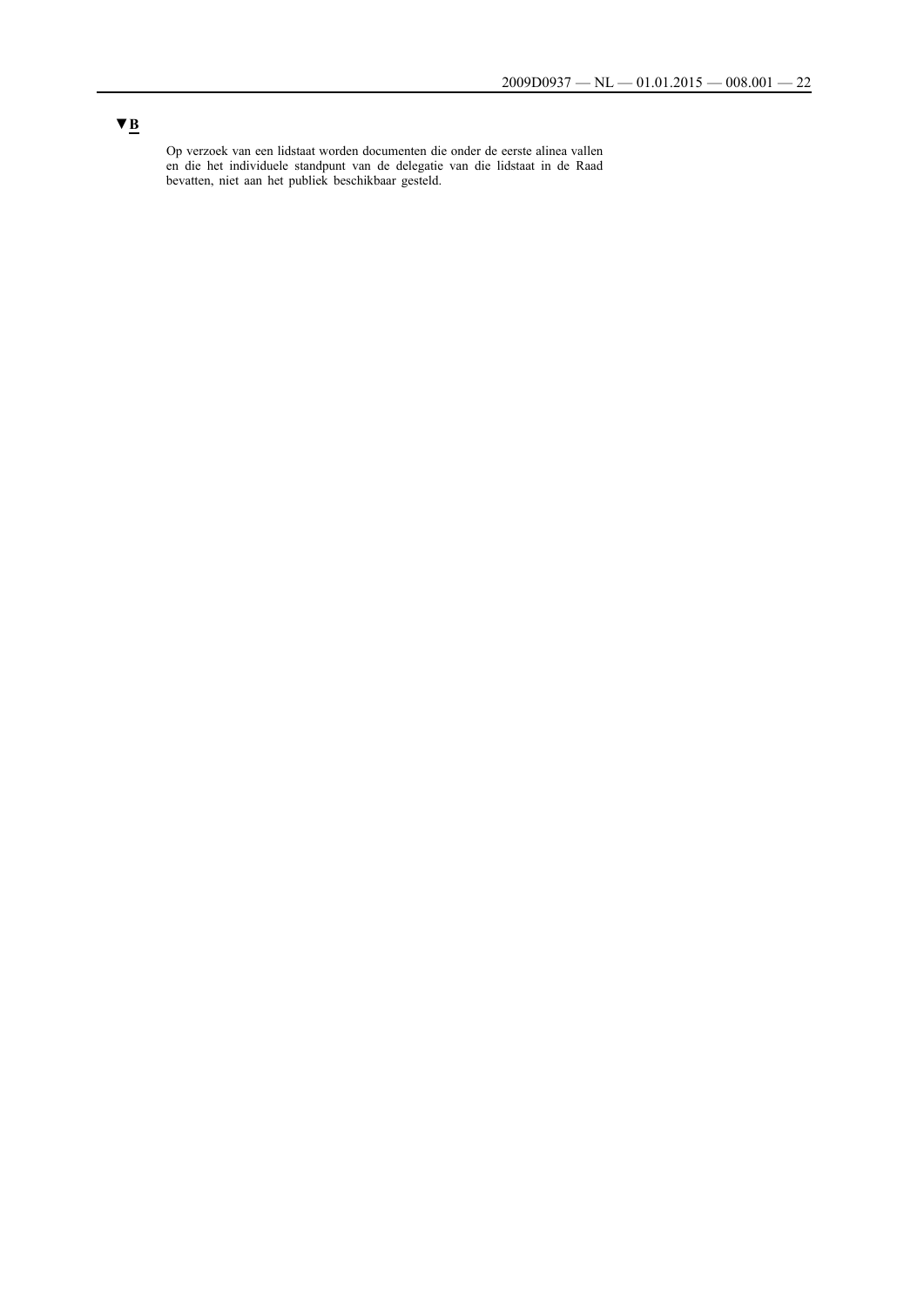▼B

Op verzoek van een lidstaat worden documenten die onder de eerste alinea vallen en die het individuele standpunt van de delegatie van die lidstaat in de Raad bevatten, niet aan het publiek beschikbaar gesteld.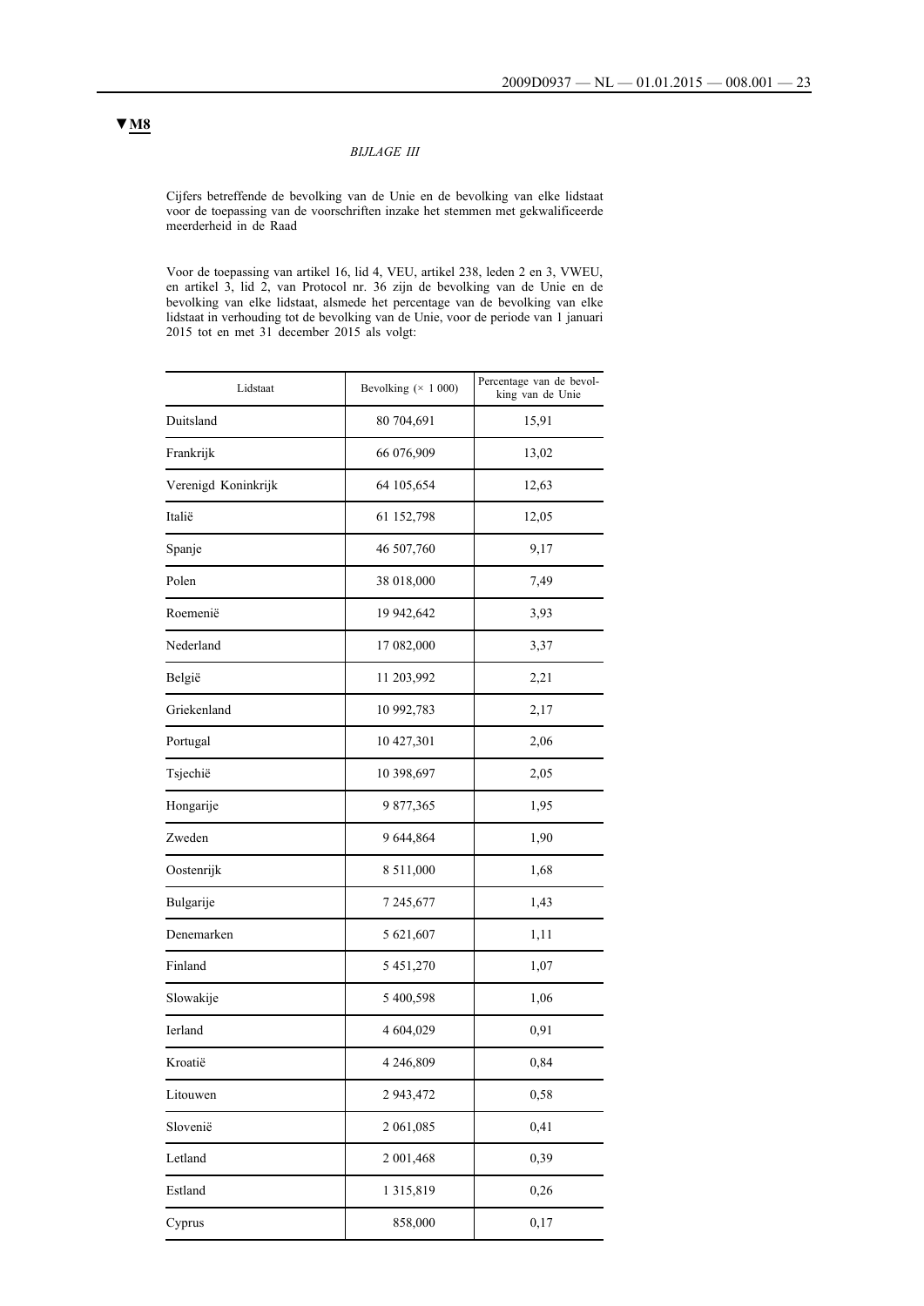▼M8

*BIJLAGE III*

Cijfers betreffende de bevolking van de Unie en de bevolking van elke lidstaat voor de toepassing van de voorschriften inzake het stemmen met gekwalificeerde meerderheid in de Raad

Voor de toepassing van artikel 16, lid 4, VEU, artikel 238, leden 2 en 3, VWEU, en artikel 3, lid 2, van Protocol nr. 36 zijn de bevolking van de Unie en de bevolking van elke lidstaat, alsmede het percentage van de bevolking van elke lidstaat in verhouding tot de bevolking van de Unie, voor de periode van 1 januari 2015 tot en met 31 december 2015 als volgt:

| Lidstaat | Bevolking (× 1 000) | Percentage van de bevolking van de Unie |
|---|---|---|
| Duitsland | 80 704,691 | 15,91 |
| Frankrijk | 66 076,909 | 13,02 |
| Verenigd Koninkrijk | 64 105,654 | 12,63 |
| Italië | 61 152,798 | 12,05 |
| Spanje | 46 507,760 | 9,17 |
| Polen | 38 018,000 | 7,49 |
| Roemenië | 19 942,642 | 3,93 |
| Nederland | 17 082,000 | 3,37 |
| België | 11 203,992 | 2,21 |
| Griekenland | 10 992,783 | 2,17 |
| Portugal | 10 427,301 | 2,06 |
| Tsjechië | 10 398,697 | 2,05 |
| Hongarije | 9 877,365 | 1,95 |
| Zweden | 9 644,864 | 1,90 |
| Oostenrijk | 8 511,000 | 1,68 |
| Bulgarije | 7 245,677 | 1,43 |
| Denemarken | 5 621,607 | 1,11 |
| Finland | 5 451,270 | 1,07 |
| Slowakije | 5 400,598 | 1,06 |
| Ierland | 4 604,029 | 0,91 |
| Kroatië | 4 246,809 | 0,84 |
| Litouwen | 2 943,472 | 0,58 |
| Slovenië | 2 061,085 | 0,41 |
| Letland | 2 001,468 | 0,39 |
| Estland | 1 315,819 | 0,26 |
| Cyprus | 858,000 | 0,17 |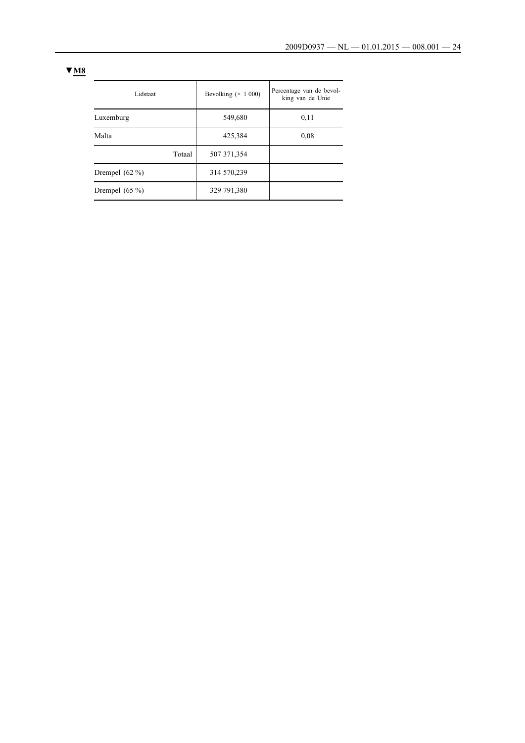▼M8

| Lidstaat | Bevolking (× 1 000) | Percentage van de bevolking van de Unie |
|---|---|---|
| Luxemburg | 549,680 | 0,11 |
| Malta | 425,384 | 0,08 |
| Totaal | 507 371,354 | |
| Drempel (62 %) | 314 570,239 | |
| Drempel (65 %) | 329 791,380 | |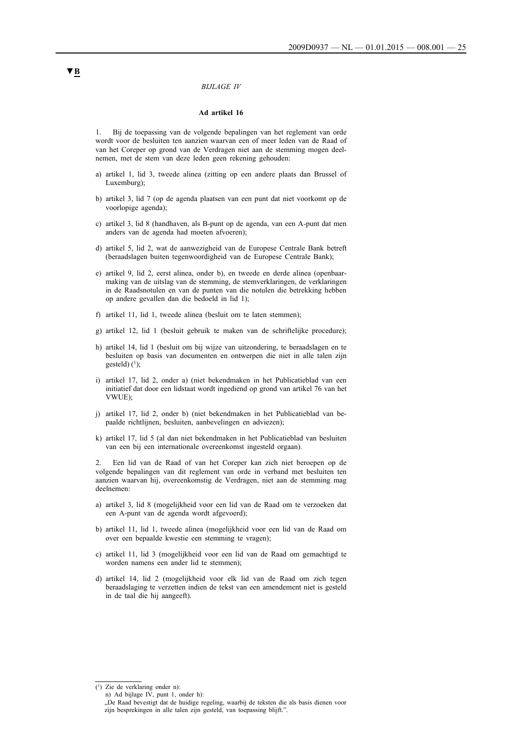▼B

*BIJLAGE IV*

**Ad artikel 16**

1. Bij de toepassing van de volgende bepalingen van het reglement van orde wordt voor de besluiten ten aanzien waarvan een of meer leden van de Raad of van het Coreper op grond van de Verdragen niet aan de stemming mogen deelnemen, met de stem van deze leden geen rekening gehouden:

a) artikel 1, lid 3, tweede alinea (zitting op een andere plaats dan Brussel of Luxemburg);

b) artikel 3, lid 7 (op de agenda plaatsen van een punt dat niet voorkomt op de voorlopige agenda);

c) artikel 3, lid 8 (handhaven, als B-punt op de agenda, van een A-punt dat men anders van de agenda had moeten afvoeren);

d) artikel 5, lid 2, wat de aanwezigheid van de Europese Centrale Bank betreft (beraadslagen buiten tegenwoordigheid van de Europese Centrale Bank);

e) artikel 9, lid 2, eerst alinea, onder b), en tweede en derde alinea (openbaarmaking van de uitslag van de stemming, de stemverklaringen, de verklaringen in de Raadsnotulen en van de punten van die notulen die betrekking hebben op andere gevallen dan die bedoeld in lid 1);

f) artikel 11, lid 1, tweede alinea (besluit om te laten stemmen);

g) artikel 12, lid 1 (besluit gebruik te maken van de schriftelijke procedure);

h) artikel 14, lid 1 (besluit om bij wijze van uitzondering, te beraadslagen en te besluiten op basis van documenten en ontwerpen die niet in alle talen zijn gesteld) [1];

i) artikel 17, lid 2, onder a) (niet bekendmaken in het Publicatieblad van een initiatief dat door een lidstaat wordt ingediend op grond van artikel 76 van het VWUE);

j) artikel 17, lid 2, onder b) (niet bekendmaken in het Publicatieblad van bepaalde richtlijnen, besluiten, aanbevelingen en adviezen);

k) artikel 17, lid 5 (al dan niet bekendmaken in het Publicatieblad van besluiten van een bij een internationale overeenkomst ingesteld orgaan).

2. Een lid van de Raad of van het Coreper kan zich niet beroepen op de volgende bepalingen van dit reglement van orde in verband met besluiten ten aanzien waarvan hij, overeenkomstig de Verdragen, niet aan de stemming mag deelnemen:

a) artikel 3, lid 8 (mogelijkheid voor een lid van de Raad om te verzoeken dat een A-punt van de agenda wordt afgevoerd);

b) artikel 11, lid 1, tweede alinea (mogelijkheid voor een lid van de Raad om over een bepaalde kwestie een stemming te vragen);

c) artikel 11, lid 3 (mogelijkheid voor een lid van de Raad om gemachtigd te worden namens een ander lid te stemmen);

d) artikel 14, lid 2 (mogelijkheid voor elk lid van de Raad om zich tegen beraadslaging te verzetten indien de tekst van een amendement niet is gesteld in de taal die hij aangeeft).

---

[1] Zie de verklaring onder n):
n) Ad bijlage IV, punt 1, onder h):
„De Raad bevestigt dat de huidige regeling, waarbij de teksten die als basis dienen voor zijn besprekingen in alle talen zijn gesteld, van toepassing blijft.".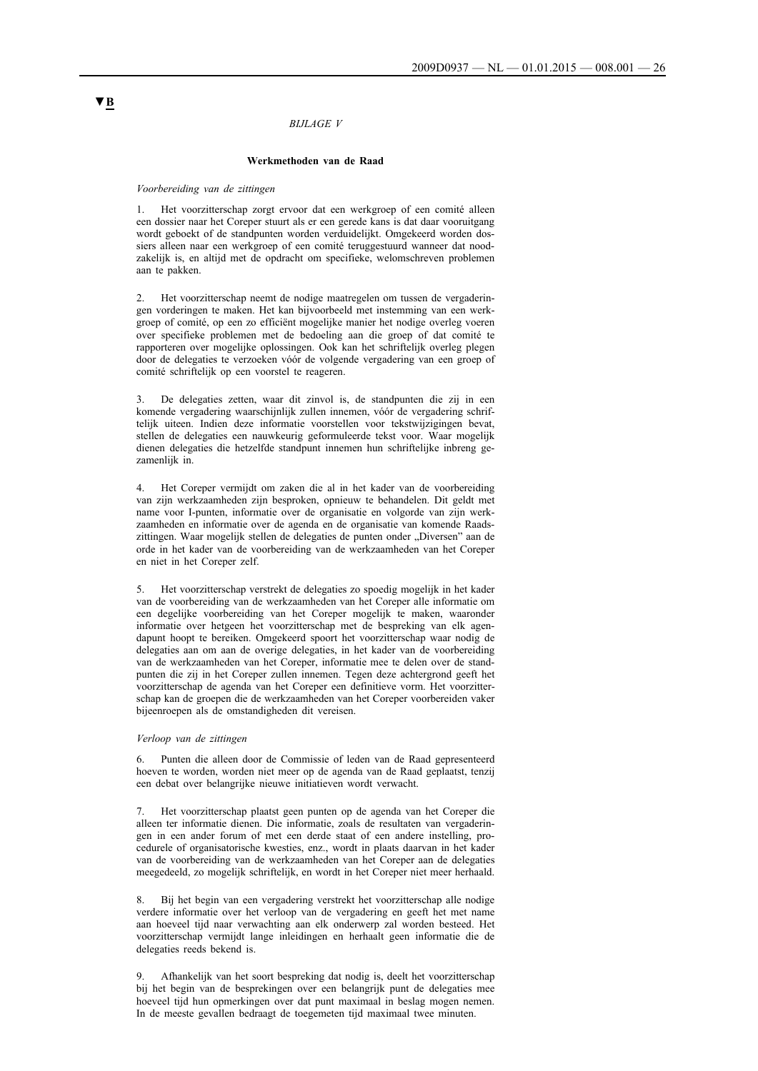▼B

*BIJLAGE V*

**Werkmethoden van de Raad**

*Voorbereiding van de zittingen*

1. Het voorzitterschap zorgt ervoor dat een werkgroep of een comité alleen een dossier naar het Coreper stuurt als er een gerede kans is dat daar vooruitgang wordt geboekt of de standpunten worden verduidelijkt. Omgekeerd worden dossiers alleen naar een werkgroep of een comité teruggestuurd wanneer dat noodzakelijk is, en altijd met de opdracht om specifieke, welomschreven problemen aan te pakken.

2. Het voorzitterschap neemt de nodige maatregelen om tussen de vergaderingen vorderingen te maken. Het kan bijvoorbeeld met instemming van een werkgroep of comité, op een zo efficiënt mogelijke manier het nodige overleg voeren over specifieke problemen met de bedoeling aan die groep of dat comité te rapporteren over mogelijke oplossingen. Ook kan het schriftelijk overleg plegen door de delegaties te verzoeken vóór de volgende vergadering van een groep of comité schriftelijk op een voorstel te reageren.

3. De delegaties zetten, waar dit zinvol is, de standpunten die zij in een komende vergadering waarschijnlijk zullen innemen, vóór de vergadering schriftelijk uiteen. Indien deze informatie voorstellen voor tekstwijzigingen bevat, stellen de delegaties een nauwkeurig geformuleerde tekst voor. Waar mogelijk dienen delegaties die hetzelfde standpunt innemen hun schriftelijke inbreng gezamenlijk in.

4. Het Coreper vermijdt om zaken die al in het kader van de voorbereiding van zijn werkzaamheden zijn besproken, opnieuw te behandelen. Dit geldt met name voor I-punten, informatie over de organisatie en volgorde van zijn werkzaamheden en informatie over de agenda en de organisatie van komende Raadszittingen. Waar mogelijk stellen de delegaties de punten onder „Diversen" aan de orde in het kader van de voorbereiding van de werkzaamheden van het Coreper en niet in het Coreper zelf.

5. Het voorzitterschap verstrekt de delegaties zo spoedig mogelijk in het kader van de voorbereiding van de werkzaamheden van het Coreper alle informatie om een degelijke voorbereiding van het Coreper mogelijk te maken, waaronder informatie over hetgeen het voorzitterschap met de bespreking van elk agendapunt hoopt te bereiken. Omgekeerd spoort het voorzitterschap waar nodig de delegaties aan om aan de overige delegaties, in het kader van de voorbereiding van de werkzaamheden van het Coreper, informatie mee te delen over de standpunten die zij in het Coreper zullen innemen. Tegen deze achtergrond geeft het voorzitterschap de agenda van het Coreper een definitieve vorm. Het voorzitterschap kan de groepen die de werkzaamheden van het Coreper voorbereiden vaker bijeenroepen als de omstandigheden dit vereisen.

*Verloop van de zittingen*

6. Punten die alleen door de Commissie of leden van de Raad gepresenteerd hoeven te worden, worden niet meer op de agenda van de Raad geplaatst, tenzij een debat over belangrijke nieuwe initiatieven wordt verwacht.

7. Het voorzitterschap plaatst geen punten op de agenda van het Coreper die alleen ter informatie dienen. Die informatie, zoals de resultaten van vergaderingen in een ander forum of met een derde staat of een andere instelling, procedurele of organisatorische kwesties, enz., wordt in plaats daarvan in het kader van de voorbereiding van de werkzaamheden van het Coreper aan de delegaties meegedeeld, zo mogelijk schriftelijk, en wordt in het Coreper niet meer herhaald.

8. Bij het begin van een vergadering verstrekt het voorzitterschap alle nodige verdere informatie over het verloop van de vergadering en geeft het met name aan hoeveel tijd naar verwachting aan elk onderwerp zal worden besteed. Het voorzitterschap vermijdt lange inleidingen en herhaalt geen informatie die de delegaties reeds bekend is.

9. Afhankelijk van het soort bespreking dat nodig is, deelt het voorzitterschap bij het begin van de besprekingen over een belangrijk punt de delegaties mee hoeveel tijd hun opmerkingen over dat punt maximaal in beslag mogen nemen. In de meeste gevallen bedraagt de toegemeten tijd maximaal twee minuten.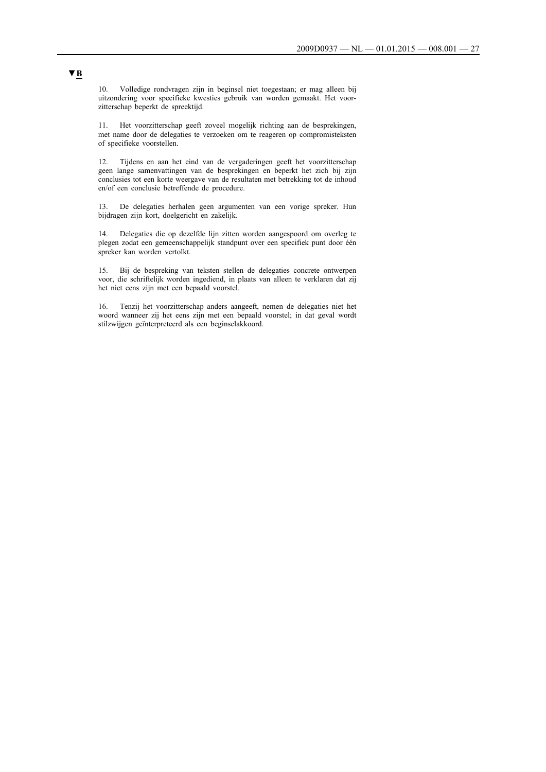▼B

10. Volledige rondvragen zijn in beginsel niet toegestaan; er mag alleen bij uitzondering voor specifieke kwesties gebruik van worden gemaakt. Het voorzitterschap beperkt de spreektijd.

11. Het voorzitterschap geeft zoveel mogelijk richting aan de besprekingen, met name door de delegaties te verzoeken om te reageren op compromisteksten of specifieke voorstellen.

12. Tijdens en aan het eind van de vergaderingen geeft het voorzitterschap geen lange samenvattingen van de besprekingen en beperkt het zich bij zijn conclusies tot een korte weergave van de resultaten met betrekking tot de inhoud en/of een conclusie betreffende de procedure.

13. De delegaties herhalen geen argumenten van een vorige spreker. Hun bijdragen zijn kort, doelgericht en zakelijk.

14. Delegaties die op dezelfde lijn zitten worden aangespoord om overleg te plegen zodat een gemeenschappelijk standpunt over een specifiek punt door één spreker kan worden vertolkt.

15. Bij de bespreking van teksten stellen de delegaties concrete ontwerpen voor, die schriftelijk worden ingediend, in plaats van alleen te verklaren dat zij het niet eens zijn met een bepaald voorstel.

16. Tenzij het voorzitterschap anders aangeeft, nemen de delegaties niet het woord wanneer zij het eens zijn met een bepaald voorstel; in dat geval wordt stilzwijgen geïnterpreteerd als een beginselakkoord.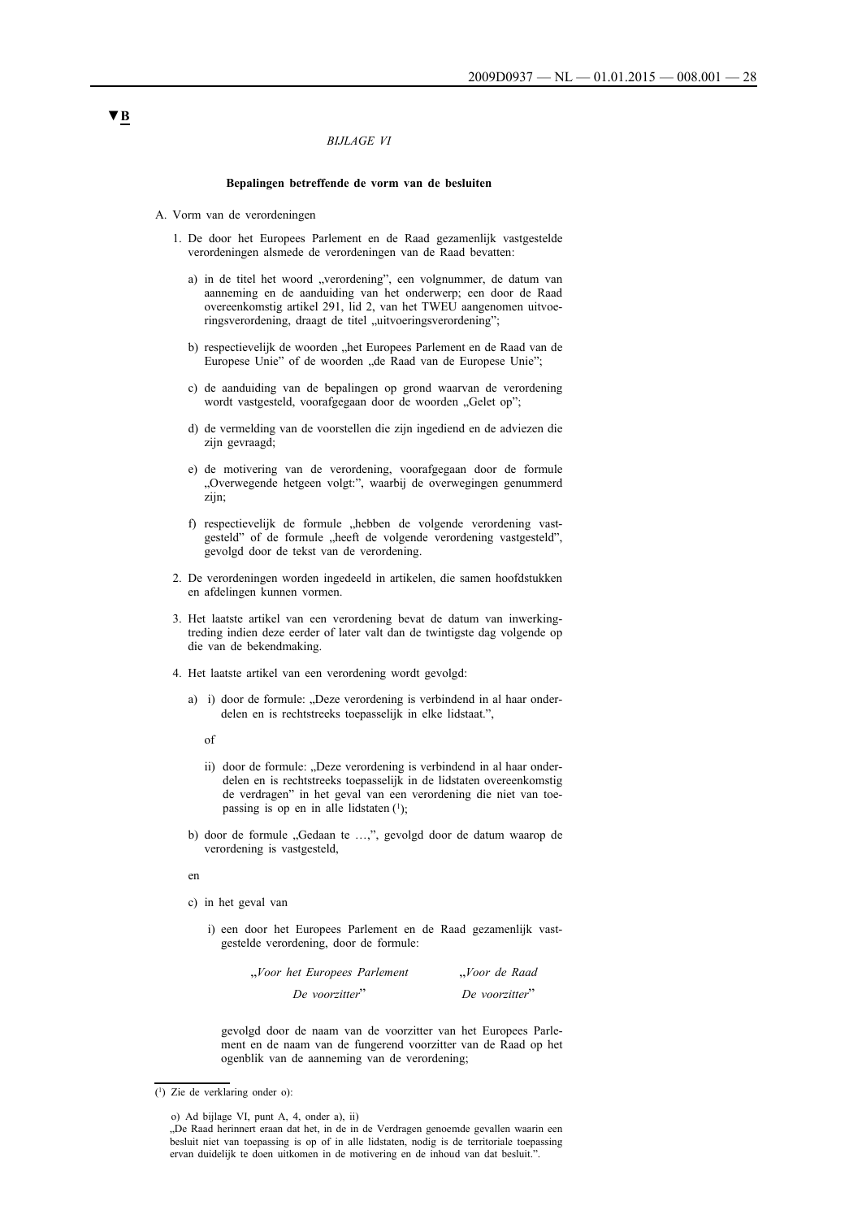▼B

*BIJLAGE VI*

**Bepalingen betreffende de vorm van de besluiten**

A. Vorm van de verordeningen

1. De door het Europees Parlement en de Raad gezamenlijk vastgestelde verordeningen alsmede de verordeningen van de Raad bevatten:

   a) in de titel het woord „verordening", een volgnummer, de datum van aanneming en de aanduiding van het onderwerp; een door de Raad overeenkomstig artikel 291, lid 2, van het TWEU aangenomen uitvoeringsverordening, draagt de titel „uitvoeringsverordening";

   b) respectievelijk de woorden „het Europees Parlement en de Raad van de Europese Unie" of de woorden „de Raad van de Europese Unie";

   c) de aanduiding van de bepalingen op grond waarvan de verordening wordt vastgesteld, voorafgegaan door de woorden „Gelet op";

   d) de vermelding van de voorstellen die zijn ingediend en de adviezen die zijn gevraagd;

   e) de motivering van de verordening, voorafgegaan door de formule „Overwegende hetgeen volgt:", waarbij de overwegingen genummerd zijn;

   f) respectievelijk de formule „hebben de volgende verordening vastgesteld" of de formule „heeft de volgende verordening vastgesteld", gevolgd door de tekst van de verordening.

2. De verordeningen worden ingedeeld in artikelen, die samen hoofdstukken en afdelingen kunnen vormen.

3. Het laatste artikel van een verordening bevat de datum van inwerkingtreding indien deze eerder of later valt dan de twintigste dag volgende op die van de bekendmaking.

4. Het laatste artikel van een verordening wordt gevolgd:

   a) i) door de formule: „Deze verordening is verbindend in al haar onderdelen en is rechtstreeks toepasselijk in elke lidstaat.",

      of

      ii) door de formule: „Deze verordening is verbindend in al haar onderdelen en is rechtstreeks toepasselijk in de lidstaten overeenkomstig de verdragen" in het geval van een verordening die niet van toepassing is op en in alle lidstaten [1];

   b) door de formule „Gedaan te …,", gevolgd door de datum waarop de verordening is vastgesteld,

   en

   c) in het geval van

      i) een door het Europees Parlement en de Raad gezamenlijk vastgestelde verordening, door de formule:

| „*Voor het Europees Parlement* | „*Voor de Raad* |
|---|---|
| *De voorzitter*" | *De voorzitter*" |

      gevolgd door de naam van de voorzitter van het Europees Parlement en de naam van de fungerend voorzitter van de Raad op het ogenblik van de aanneming van de verordening;

---

[1] Zie de verklaring onder o):

o) Ad bijlage VI, punt A, 4, onder a), ii)
„De Raad herinnert eraan dat het, in de in de Verdragen genoemde gevallen waarin een besluit niet van toepassing is op of in alle lidstaten, nodig is de territoriale toepassing ervan duidelijk te doen uitkomen in de motivering en de inhoud van dat besluit.".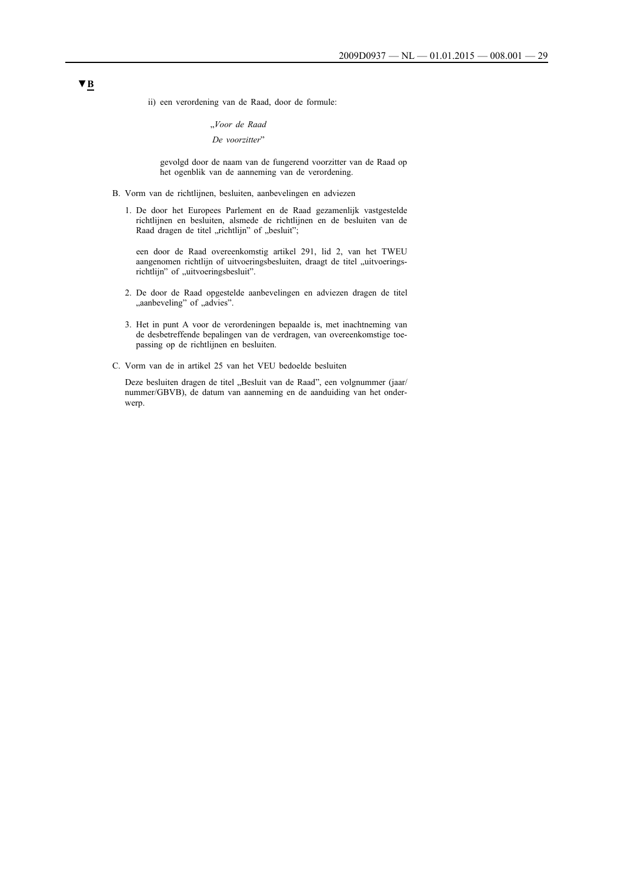▼B

ii) een verordening van de Raad, door de formule:

„*Voor de Raad*

*De voorzitter*"

gevolgd door de naam van de fungerend voorzitter van de Raad op het ogenblik van de aanneming van de verordening.

B. Vorm van de richtlijnen, besluiten, aanbevelingen en adviezen

1. De door het Europees Parlement en de Raad gezamenlijk vastgestelde richtlijnen en besluiten, alsmede de richtlijnen en de besluiten van de Raad dragen de titel „richtlijn" of „besluit";

   een door de Raad overeenkomstig artikel 291, lid 2, van het TWEU aangenomen richtlijn of uitvoeringsbesluiten, draagt de titel „uitvoeringsrichtlijn" of „uitvoeringsbesluit".

2. De door de Raad opgestelde aanbevelingen en adviezen dragen de titel „aanbeveling" of „advies".

3. Het in punt A voor de verordeningen bepaalde is, met inachtneming van de desbetreffende bepalingen van de verdragen, van overeenkomstige toepassing op de richtlijnen en besluiten.

C. Vorm van de in artikel 25 van het VEU bedoelde besluiten

Deze besluiten dragen de titel „Besluit van de Raad", een volgnummer (jaar/nummer/GBVB), de datum van aanneming en de aanduiding van het onderwerp.